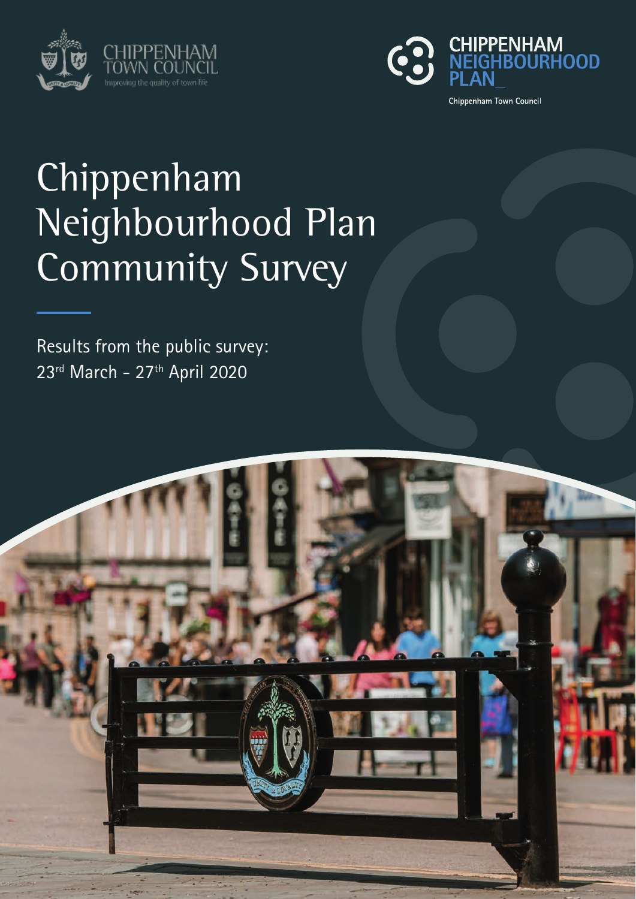CHIPPENHAM TOWN COUNCIL
Improving the quality of town life

CHIPPENHAM NEIGHBOURHOOD PLAN_
Chippenham Town Council

# Chippenham Neighbourhood Plan Community Survey

Results from the public survey:
23rd March - 27th April 2020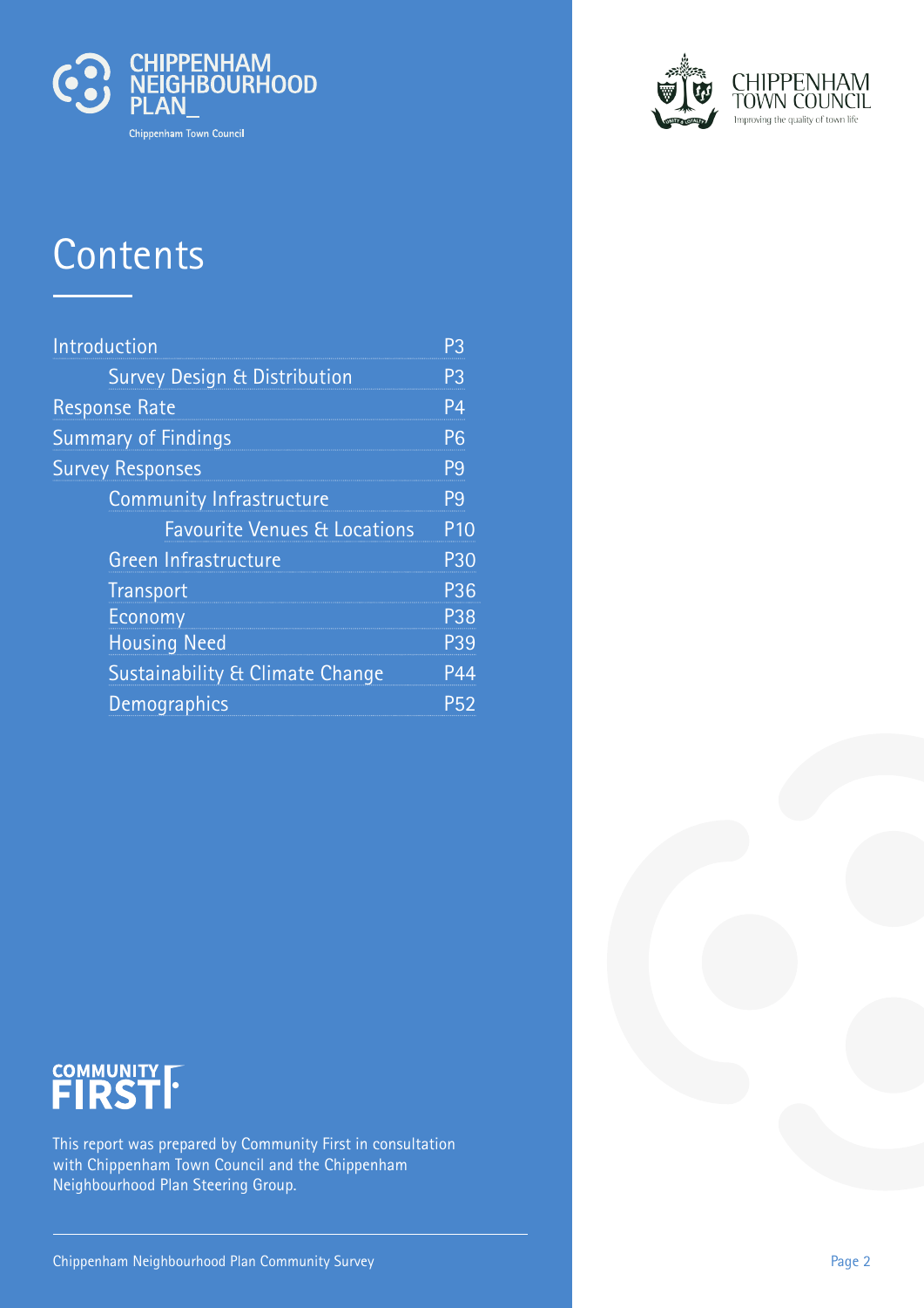CHIPPENHAM NEIGHBOURHOOD PLAN_

Chippenham Town Council

CHIPPENHAM TOWN COUNCIL

Improving the quality of town life

# Contents

| | |
|---|---|
| Introduction | P3 |
| Survey Design & Distribution | P3 |
| Response Rate | P4 |
| Summary of Findings | P6 |
| Survey Responses | P9 |
| Community Infrastructure | P9 |
| Favourite Venues & Locations | P10 |
| Green Infrastructure | P30 |
| Transport | P36 |
| Economy | P38 |
| Housing Need | P39 |
| Sustainability & Climate Change | P44 |
| Demographics | P52 |

COMMUNITY FIRST

This report was prepared by Community First in consultation with Chippenham Town Council and the Chippenham Neighbourhood Plan Steering Group.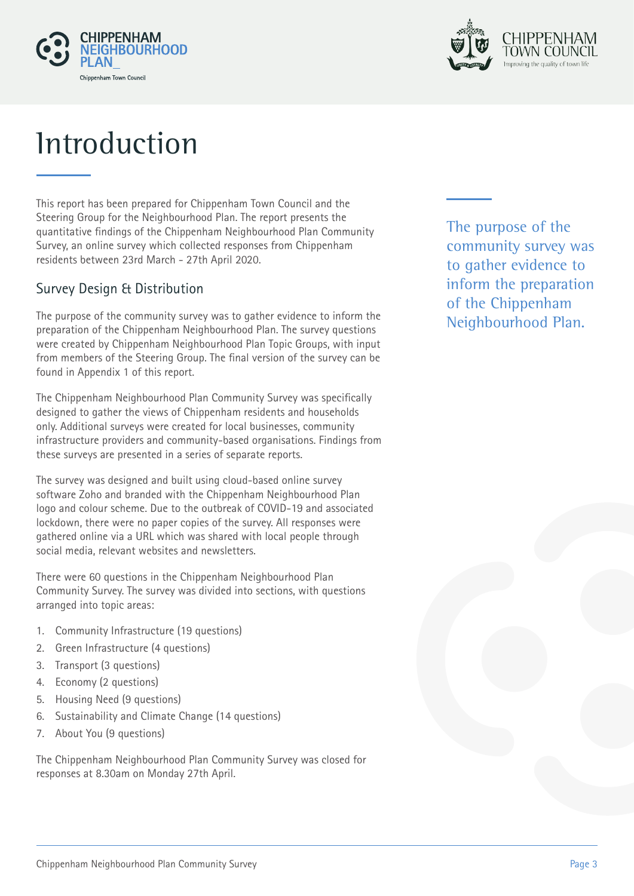# Introduction

This report has been prepared for Chippenham Town Council and the Steering Group for the Neighbourhood Plan. The report presents the quantitative findings of the Chippenham Neighbourhood Plan Community Survey, an online survey which collected responses from Chippenham residents between 23rd March - 27th April 2020.

## Survey Design & Distribution

The purpose of the community survey was to gather evidence to inform the preparation of the Chippenham Neighbourhood Plan. The survey questions were created by Chippenham Neighbourhood Plan Topic Groups, with input from members of the Steering Group. The final version of the survey can be found in Appendix 1 of this report.

The Chippenham Neighbourhood Plan Community Survey was specifically designed to gather the views of Chippenham residents and households only. Additional surveys were created for local businesses, community infrastructure providers and community-based organisations. Findings from these surveys are presented in a series of separate reports.

The survey was designed and built using cloud-based online survey software Zoho and branded with the Chippenham Neighbourhood Plan logo and colour scheme. Due to the outbreak of COVID-19 and associated lockdown, there were no paper copies of the survey. All responses were gathered online via a URL which was shared with local people through social media, relevant websites and newsletters.

There were 60 questions in the Chippenham Neighbourhood Plan Community Survey. The survey was divided into sections, with questions arranged into topic areas:

1. Community Infrastructure (19 questions)
2. Green Infrastructure (4 questions)
3. Transport (3 questions)
4. Economy (2 questions)
5. Housing Need (9 questions)
6. Sustainability and Climate Change (14 questions)
7. About You (9 questions)

The Chippenham Neighbourhood Plan Community Survey was closed for responses at 8.30am on Monday 27th April.

The purpose of the community survey was to gather evidence to inform the preparation of the Chippenham Neighbourhood Plan.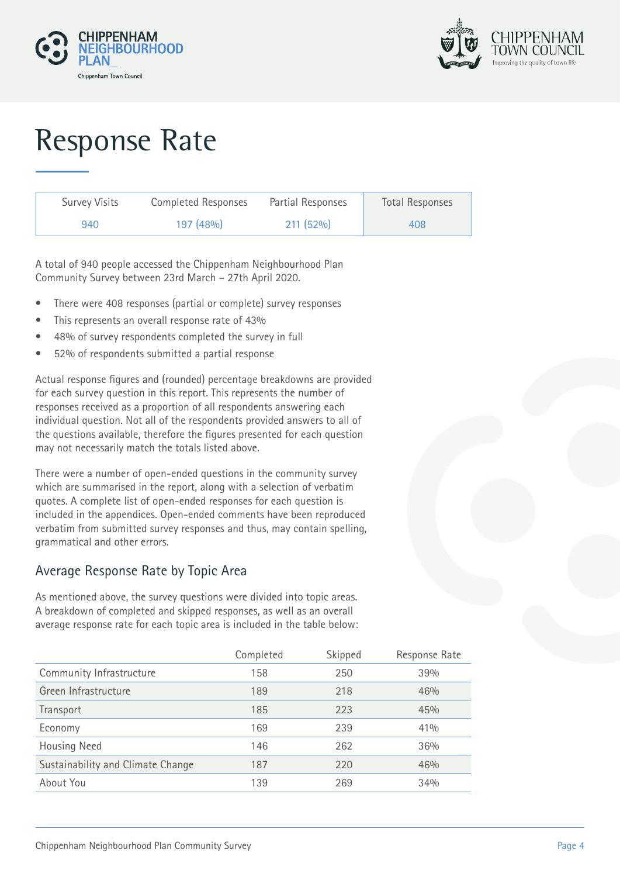# Response Rate

| Survey Visits | Completed Responses | Partial Responses | Total Responses |
|---|---|---|---|
| 940 | 197 (48%) | 211 (52%) | 408 |

A total of 940 people accessed the Chippenham Neighbourhood Plan Community Survey between 23rd March – 27th April 2020.

- There were 408 responses (partial or complete) survey responses
- This represents an overall response rate of 43%
- 48% of survey respondents completed the survey in full
- 52% of respondents submitted a partial response

Actual response figures and (rounded) percentage breakdowns are provided for each survey question in this report. This represents the number of responses received as a proportion of all respondents answering each individual question. Not all of the respondents provided answers to all of the questions available, therefore the figures presented for each question may not necessarily match the totals listed above.

There were a number of open-ended questions in the community survey which are summarised in the report, along with a selection of verbatim quotes. A complete list of open-ended responses for each question is included in the appendices. Open-ended comments have been reproduced verbatim from submitted survey responses and thus, may contain spelling, grammatical and other errors.

## Average Response Rate by Topic Area

As mentioned above, the survey questions were divided into topic areas. A breakdown of completed and skipped responses, as well as an overall average response rate for each topic area is included in the table below:

| | Completed | Skipped | Response Rate |
|---|---|---|---|
| Community Infrastructure | 158 | 250 | 39% |
| Green Infrastructure | 189 | 218 | 46% |
| Transport | 185 | 223 | 45% |
| Economy | 169 | 239 | 41% |
| Housing Need | 146 | 262 | 36% |
| Sustainability and Climate Change | 187 | 220 | 46% |
| About You | 139 | 269 | 34% |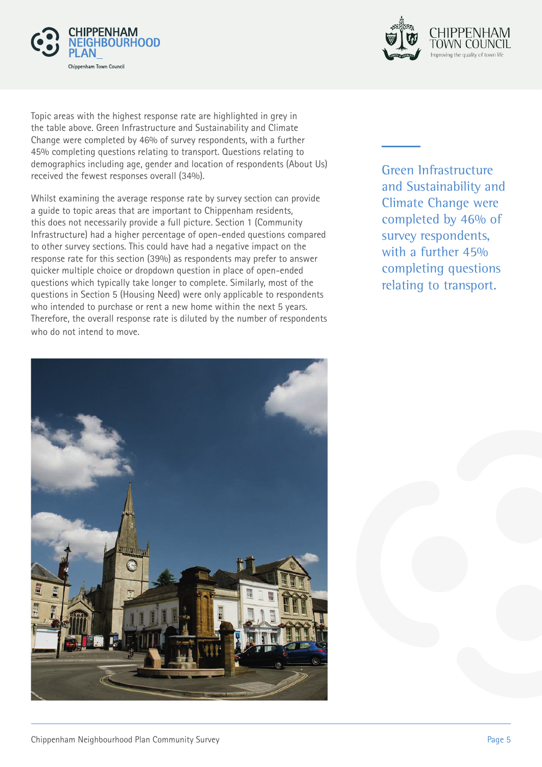Topic areas with the highest response rate are highlighted in grey in the table above. Green Infrastructure and Sustainability and Climate Change were completed by 46% of survey respondents, with a further 45% completing questions relating to transport. Questions relating to demographics including age, gender and location of respondents (About Us) received the fewest responses overall (34%).

Whilst examining the average response rate by survey section can provide a guide to topic areas that are important to Chippenham residents, this does not necessarily provide a full picture. Section 1 (Community Infrastructure) had a higher percentage of open-ended questions compared to other survey sections. This could have had a negative impact on the response rate for this section (39%) as respondents may prefer to answer quicker multiple choice or dropdown question in place of open-ended questions which typically take longer to complete. Similarly, most of the questions in Section 5 (Housing Need) were only applicable to respondents who intended to purchase or rent a new home within the next 5 years. Therefore, the overall response rate is diluted by the number of respondents who do not intend to move.

> Green Infrastructure and Sustainability and Climate Change were completed by 46% of survey respondents, with a further 45% completing questions relating to transport.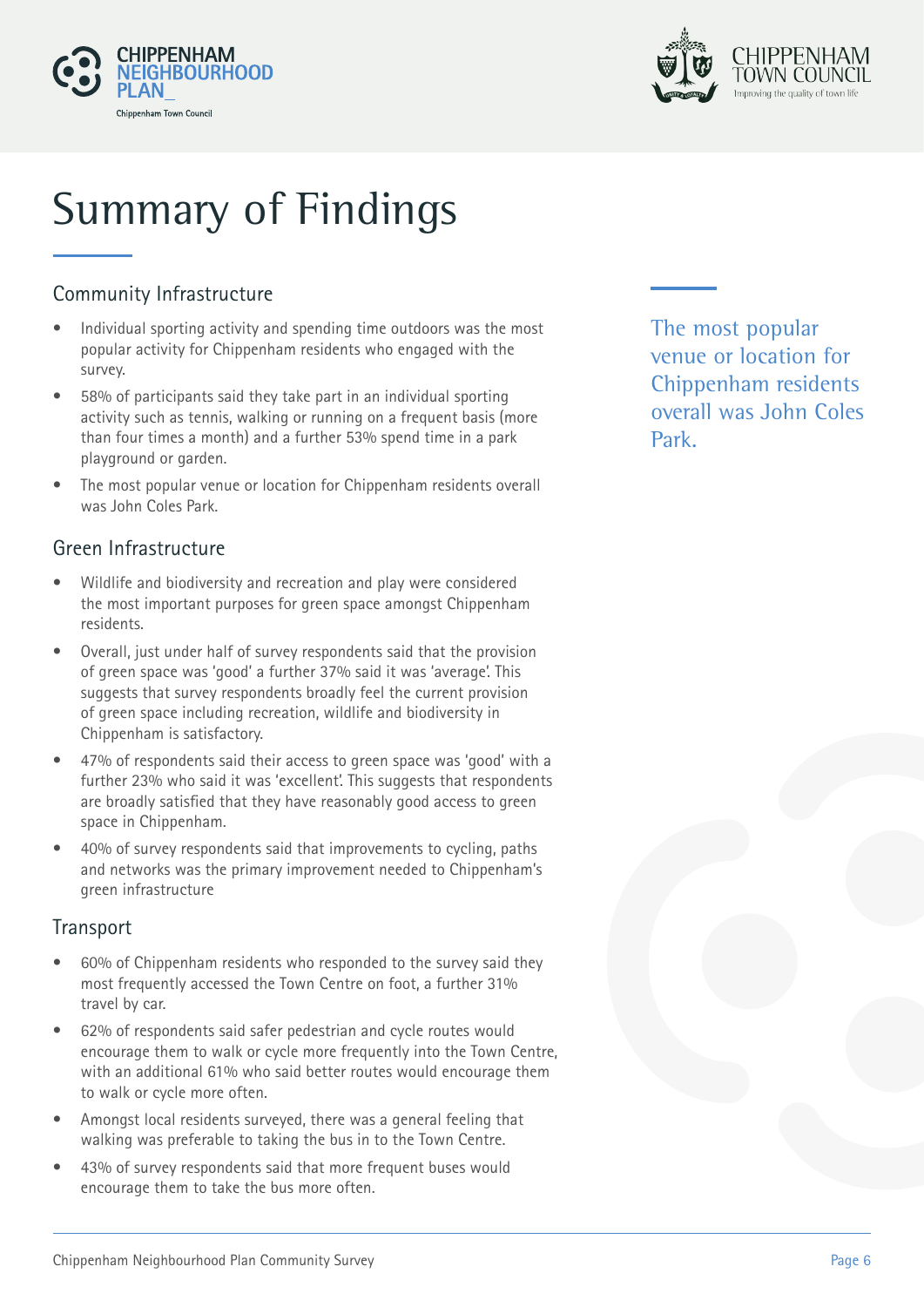# Summary of Findings

## Community Infrastructure

- Individual sporting activity and spending time outdoors was the most popular activity for Chippenham residents who engaged with the survey.
- 58% of participants said they take part in an individual sporting activity such as tennis, walking or running on a frequent basis (more than four times a month) and a further 53% spend time in a park playground or garden.
- The most popular venue or location for Chippenham residents overall was John Coles Park.

The most popular venue or location for Chippenham residents overall was John Coles Park.

## Green Infrastructure

- Wildlife and biodiversity and recreation and play were considered the most important purposes for green space amongst Chippenham residents.
- Overall, just under half of survey respondents said that the provision of green space was 'good' a further 37% said it was 'average'. This suggests that survey respondents broadly feel the current provision of green space including recreation, wildlife and biodiversity in Chippenham is satisfactory.
- 47% of respondents said their access to green space was 'good' with a further 23% who said it was 'excellent'. This suggests that respondents are broadly satisfied that they have reasonably good access to green space in Chippenham.
- 40% of survey respondents said that improvements to cycling, paths and networks was the primary improvement needed to Chippenham's green infrastructure

## Transport

- 60% of Chippenham residents who responded to the survey said they most frequently accessed the Town Centre on foot, a further 31% travel by car.
- 62% of respondents said safer pedestrian and cycle routes would encourage them to walk or cycle more frequently into the Town Centre, with an additional 61% who said better routes would encourage them to walk or cycle more often.
- Amongst local residents surveyed, there was a general feeling that walking was preferable to taking the bus in to the Town Centre.
- 43% of survey respondents said that more frequent buses would encourage them to take the bus more often.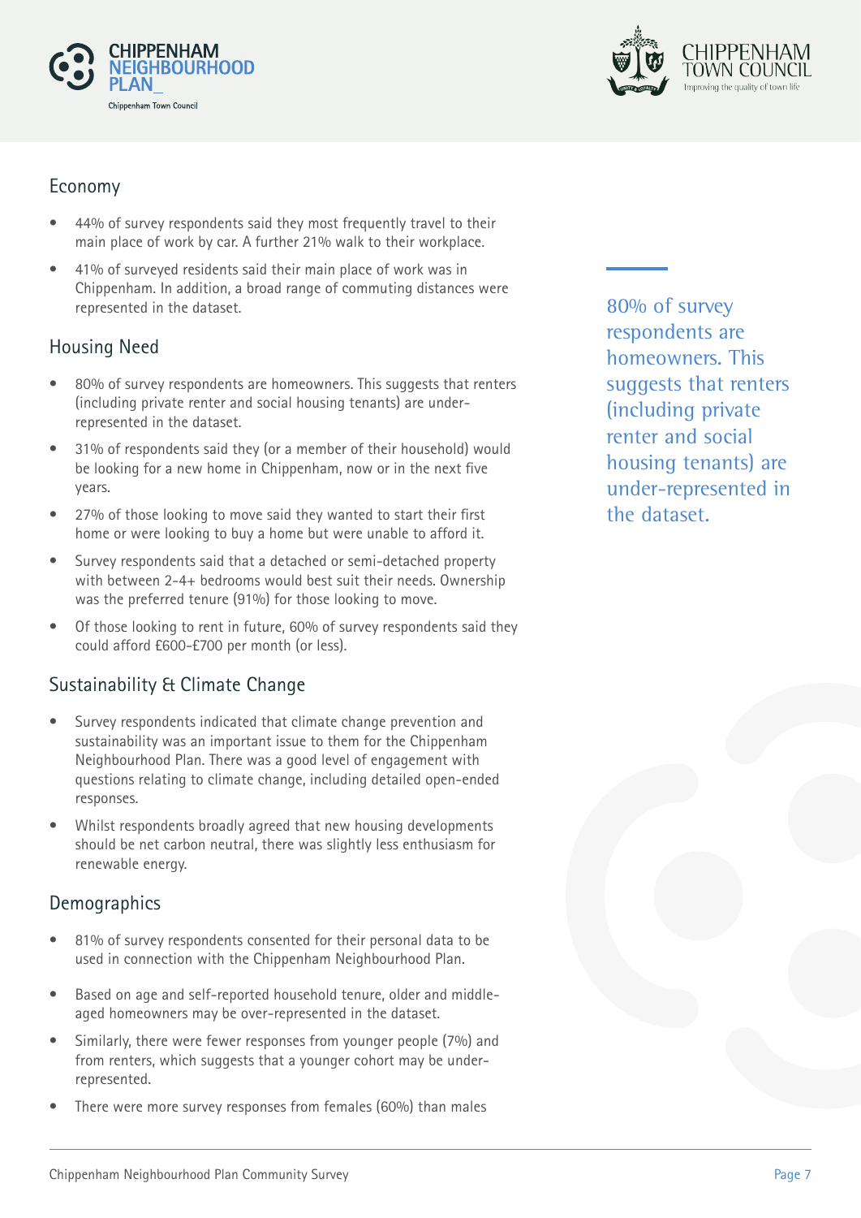## Economy

- 44% of survey respondents said they most frequently travel to their main place of work by car. A further 21% walk to their workplace.
- 41% of surveyed residents said their main place of work was in Chippenham. In addition, a broad range of commuting distances were represented in the dataset.

## Housing Need

- 80% of survey respondents are homeowners. This suggests that renters (including private renter and social housing tenants) are under-represented in the dataset.
- 31% of respondents said they (or a member of their household) would be looking for a new home in Chippenham, now or in the next five years.
- 27% of those looking to move said they wanted to start their first home or were looking to buy a home but were unable to afford it.
- Survey respondents said that a detached or semi-detached property with between 2-4+ bedrooms would best suit their needs. Ownership was the preferred tenure (91%) for those looking to move.
- Of those looking to rent in future, 60% of survey respondents said they could afford £600-£700 per month (or less).

80% of survey respondents are homeowners. This suggests that renters (including private renter and social housing tenants) are under-represented in the dataset.

## Sustainability & Climate Change

- Survey respondents indicated that climate change prevention and sustainability was an important issue to them for the Chippenham Neighbourhood Plan. There was a good level of engagement with questions relating to climate change, including detailed open-ended responses.
- Whilst respondents broadly agreed that new housing developments should be net carbon neutral, there was slightly less enthusiasm for renewable energy.

## Demographics

- 81% of survey respondents consented for their personal data to be used in connection with the Chippenham Neighbourhood Plan.
- Based on age and self-reported household tenure, older and middle-aged homeowners may be over-represented in the dataset.
- Similarly, there were fewer responses from younger people (7%) and from renters, which suggests that a younger cohort may be under-represented.
- There were more survey responses from females (60%) than males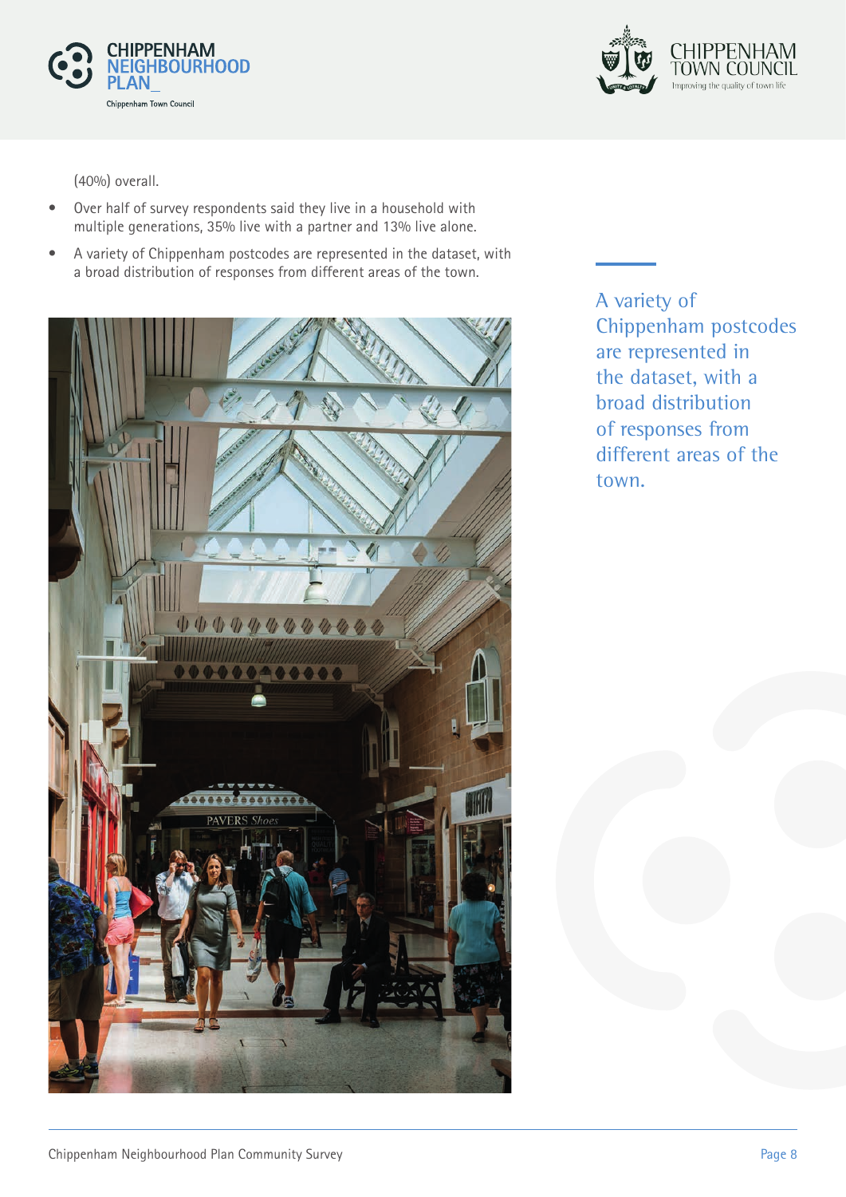(40%) overall.

- Over half of survey respondents said they live in a household with multiple generations, 35% live with a partner and 13% live alone.
- A variety of Chippenham postcodes are represented in the dataset, with a broad distribution of responses from different areas of the town.

A variety of Chippenham postcodes are represented in the dataset, with a broad distribution of responses from different areas of the town.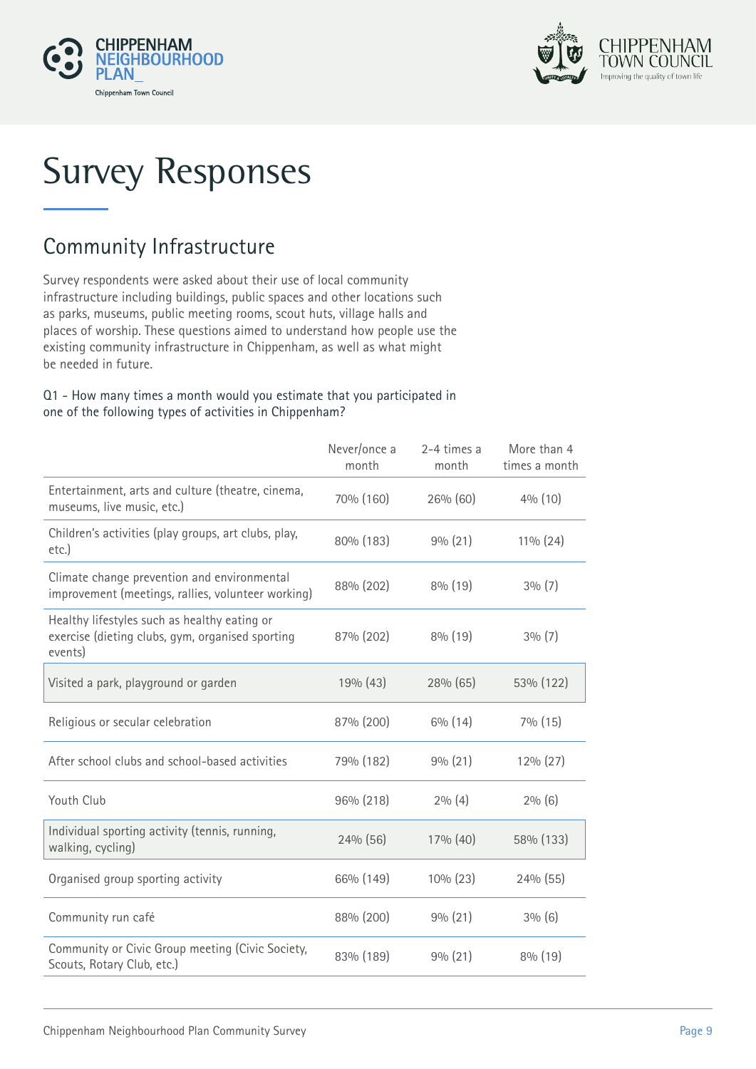# Survey Responses

## Community Infrastructure

Survey respondents were asked about their use of local community infrastructure including buildings, public spaces and other locations such as parks, museums, public meeting rooms, scout huts, village halls and places of worship. These questions aimed to understand how people use the existing community infrastructure in Chippenham, as well as what might be needed in future.

Q1 - How many times a month would you estimate that you participated in one of the following types of activities in Chippenham?

| | Never/once a month | 2-4 times a month | More than 4 times a month |
|---|---|---|---|
| Entertainment, arts and culture (theatre, cinema, museums, live music, etc.) | 70% (160) | 26% (60) | 4% (10) |
| Children's activities (play groups, art clubs, play, etc.) | 80% (183) | 9% (21) | 11% (24) |
| Climate change prevention and environmental improvement (meetings, rallies, volunteer working) | 88% (202) | 8% (19) | 3% (7) |
| Healthy lifestyles such as healthy eating or exercise (dieting clubs, gym, organised sporting events) | 87% (202) | 8% (19) | 3% (7) |
| Visited a park, playground or garden | 19% (43) | 28% (65) | 53% (122) |
| Religious or secular celebration | 87% (200) | 6% (14) | 7% (15) |
| After school clubs and school-based activities | 79% (182) | 9% (21) | 12% (27) |
| Youth Club | 96% (218) | 2% (4) | 2% (6) |
| Individual sporting activity (tennis, running, walking, cycling) | 24% (56) | 17% (40) | 58% (133) |
| Organised group sporting activity | 66% (149) | 10% (23) | 24% (55) |
| Community run café | 88% (200) | 9% (21) | 3% (6) |
| Community or Civic Group meeting (Civic Society, Scouts, Rotary Club, etc.) | 83% (189) | 9% (21) | 8% (19) |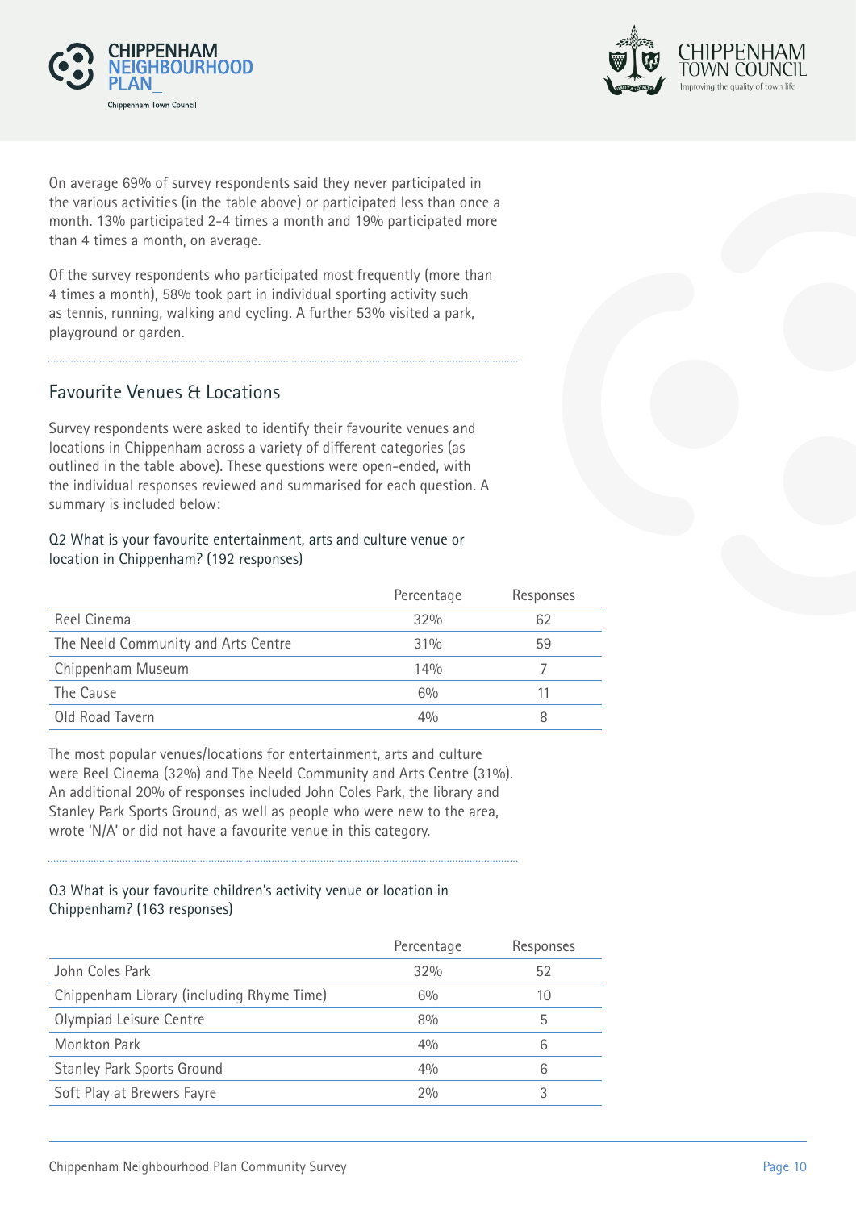On average 69% of survey respondents said they never participated in the various activities (in the table above) or participated less than once a month. 13% participated 2-4 times a month and 19% participated more than 4 times a month, on average.

Of the survey respondents who participated most frequently (more than 4 times a month), 58% took part in individual sporting activity such as tennis, running, walking and cycling. A further 53% visited a park, playground or garden.

## Favourite Venues & Locations

Survey respondents were asked to identify their favourite venues and locations in Chippenham across a variety of different categories (as outlined in the table above). These questions were open-ended, with the individual responses reviewed and summarised for each question. A summary is included below:

Q2 What is your favourite entertainment, arts and culture venue or location in Chippenham? (192 responses)

| | Percentage | Responses |
|---|---|---|
| Reel Cinema | 32% | 62 |
| The Neeld Community and Arts Centre | 31% | 59 |
| Chippenham Museum | 14% | 7 |
| The Cause | 6% | 11 |
| Old Road Tavern | 4% | 8 |

The most popular venues/locations for entertainment, arts and culture were Reel Cinema (32%) and The Neeld Community and Arts Centre (31%). An additional 20% of responses included John Coles Park, the library and Stanley Park Sports Ground, as well as people who were new to the area, wrote 'N/A' or did not have a favourite venue in this category.

Q3 What is your favourite children's activity venue or location in Chippenham? (163 responses)

| | Percentage | Responses |
|---|---|---|
| John Coles Park | 32% | 52 |
| Chippenham Library (including Rhyme Time) | 6% | 10 |
| Olympiad Leisure Centre | 8% | 5 |
| Monkton Park | 4% | 6 |
| Stanley Park Sports Ground | 4% | 6 |
| Soft Play at Brewers Fayre | 2% | 3 |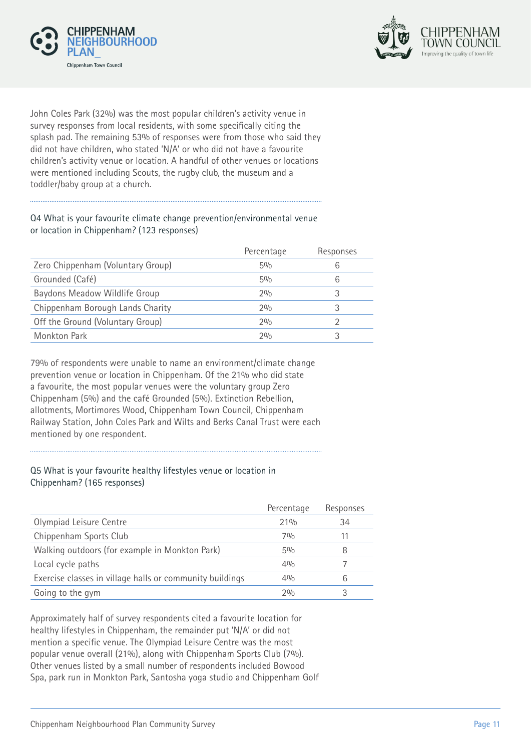John Coles Park (32%) was the most popular children's activity venue in survey responses from local residents, with some specifically citing the splash pad. The remaining 53% of responses were from those who said they did not have children, who stated 'N/A' or who did not have a favourite children's activity venue or location. A handful of other venues or locations were mentioned including Scouts, the rugby club, the museum and a toddler/baby group at a church.

Q4 What is your favourite climate change prevention/environmental venue or location in Chippenham? (123 responses)

| | Percentage | Responses |
|---|---|---|
| Zero Chippenham (Voluntary Group) | 5% | 6 |
| Grounded (Café) | 5% | 6 |
| Baydons Meadow Wildlife Group | 2% | 3 |
| Chippenham Borough Lands Charity | 2% | 3 |
| Off the Ground (Voluntary Group) | 2% | 2 |
| Monkton Park | 2% | 3 |

79% of respondents were unable to name an environment/climate change prevention venue or location in Chippenham. Of the 21% who did state a favourite, the most popular venues were the voluntary group Zero Chippenham (5%) and the café Grounded (5%). Extinction Rebellion, allotments, Mortimores Wood, Chippenham Town Council, Chippenham Railway Station, John Coles Park and Wilts and Berks Canal Trust were each mentioned by one respondent.

Q5 What is your favourite healthy lifestyles venue or location in Chippenham? (165 responses)

| | Percentage | Responses |
|---|---|---|
| Olympiad Leisure Centre | 21% | 34 |
| Chippenham Sports Club | 7% | 11 |
| Walking outdoors (for example in Monkton Park) | 5% | 8 |
| Local cycle paths | 4% | 7 |
| Exercise classes in village halls or community buildings | 4% | 6 |
| Going to the gym | 2% | 3 |

Approximately half of survey respondents cited a favourite location for healthy lifestyles in Chippenham, the remainder put 'N/A' or did not mention a specific venue. The Olympiad Leisure Centre was the most popular venue overall (21%), along with Chippenham Sports Club (7%). Other venues listed by a small number of respondents included Bowood Spa, park run in Monkton Park, Santosha yoga studio and Chippenham Golf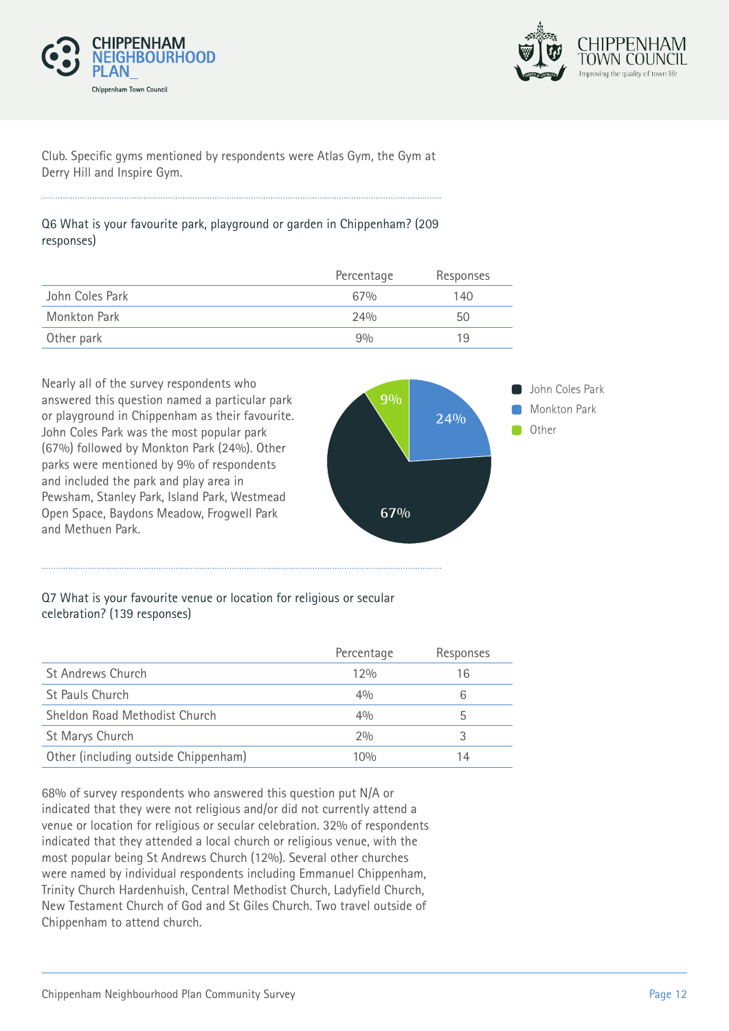Club. Specific gyms mentioned by respondents were Atlas Gym, the Gym at Derry Hill and Inspire Gym.

Q6 What is your favourite park, playground or garden in Chippenham? (209 responses)

| | Percentage | Responses |
|---|---|---|
| John Coles Park | 67% | 140 |
| Monkton Park | 24% | 50 |
| Other park | 9% | 19 |

Nearly all of the survey respondents who answered this question named a particular park or playground in Chippenham as their favourite. John Coles Park was the most popular park (67%) followed by Monkton Park (24%). Other parks were mentioned by 9% of respondents and included the park and play area in Pewsham, Stanley Park, Island Park, Westmead Open Space, Baydons Meadow, Frogwell Park and Methuen Park.

Q7 What is your favourite venue or location for religious or secular celebration? (139 responses)

| | Percentage | Responses |
|---|---|---|
| St Andrews Church | 12% | 16 |
| St Pauls Church | 4% | 6 |
| Sheldon Road Methodist Church | 4% | 5 |
| St Marys Church | 2% | 3 |
| Other (including outside Chippenham) | 10% | 14 |

68% of survey respondents who answered this question put N/A or indicated that they were not religious and/or did not currently attend a venue or location for religious or secular celebration. 32% of respondents indicated that they attended a local church or religious venue, with the most popular being St Andrews Church (12%). Several other churches were named by individual respondents including Emmanuel Chippenham, Trinity Church Hardenhuish, Central Methodist Church, Ladyfield Church, New Testament Church of God and St Giles Church. Two travel outside of Chippenham to attend church.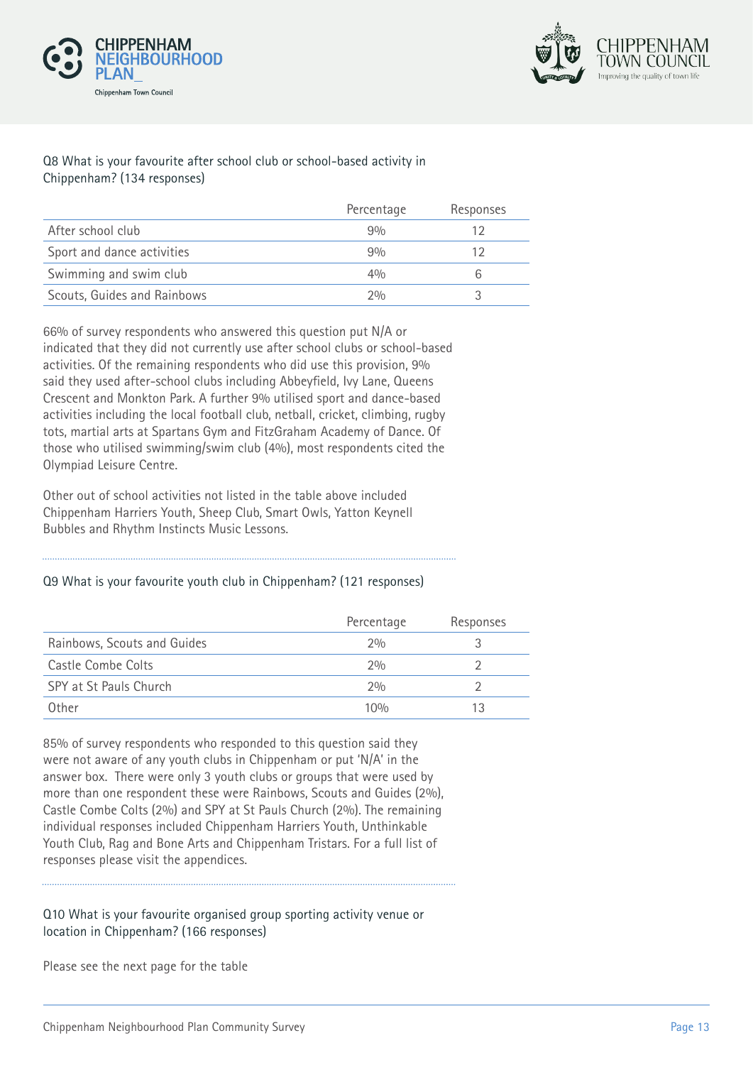Q8 What is your favourite after school club or school-based activity in Chippenham? (134 responses)

| | Percentage | Responses |
|---|---|---|
| After school club | 9% | 12 |
| Sport and dance activities | 9% | 12 |
| Swimming and swim club | 4% | 6 |
| Scouts, Guides and Rainbows | 2% | 3 |

66% of survey respondents who answered this question put N/A or indicated that they did not currently use after school clubs or school-based activities. Of the remaining respondents who did use this provision, 9% said they used after-school clubs including Abbeyfield, Ivy Lane, Queens Crescent and Monkton Park. A further 9% utilised sport and dance-based activities including the local football club, netball, cricket, climbing, rugby tots, martial arts at Spartans Gym and FitzGraham Academy of Dance. Of those who utilised swimming/swim club (4%), most respondents cited the Olympiad Leisure Centre.

Other out of school activities not listed in the table above included Chippenham Harriers Youth, Sheep Club, Smart Owls, Yatton Keynell Bubbles and Rhythm Instincts Music Lessons.

Q9 What is your favourite youth club in Chippenham? (121 responses)

| | Percentage | Responses |
|---|---|---|
| Rainbows, Scouts and Guides | 2% | 3 |
| Castle Combe Colts | 2% | 2 |
| SPY at St Pauls Church | 2% | 2 |
| Other | 10% | 13 |

85% of survey respondents who responded to this question said they were not aware of any youth clubs in Chippenham or put 'N/A' in the answer box. There were only 3 youth clubs or groups that were used by more than one respondent these were Rainbows, Scouts and Guides (2%), Castle Combe Colts (2%) and SPY at St Pauls Church (2%). The remaining individual responses included Chippenham Harriers Youth, Unthinkable Youth Club, Rag and Bone Arts and Chippenham Tristars. For a full list of responses please visit the appendices.

Q10 What is your favourite organised group sporting activity venue or location in Chippenham? (166 responses)

Please see the next page for the table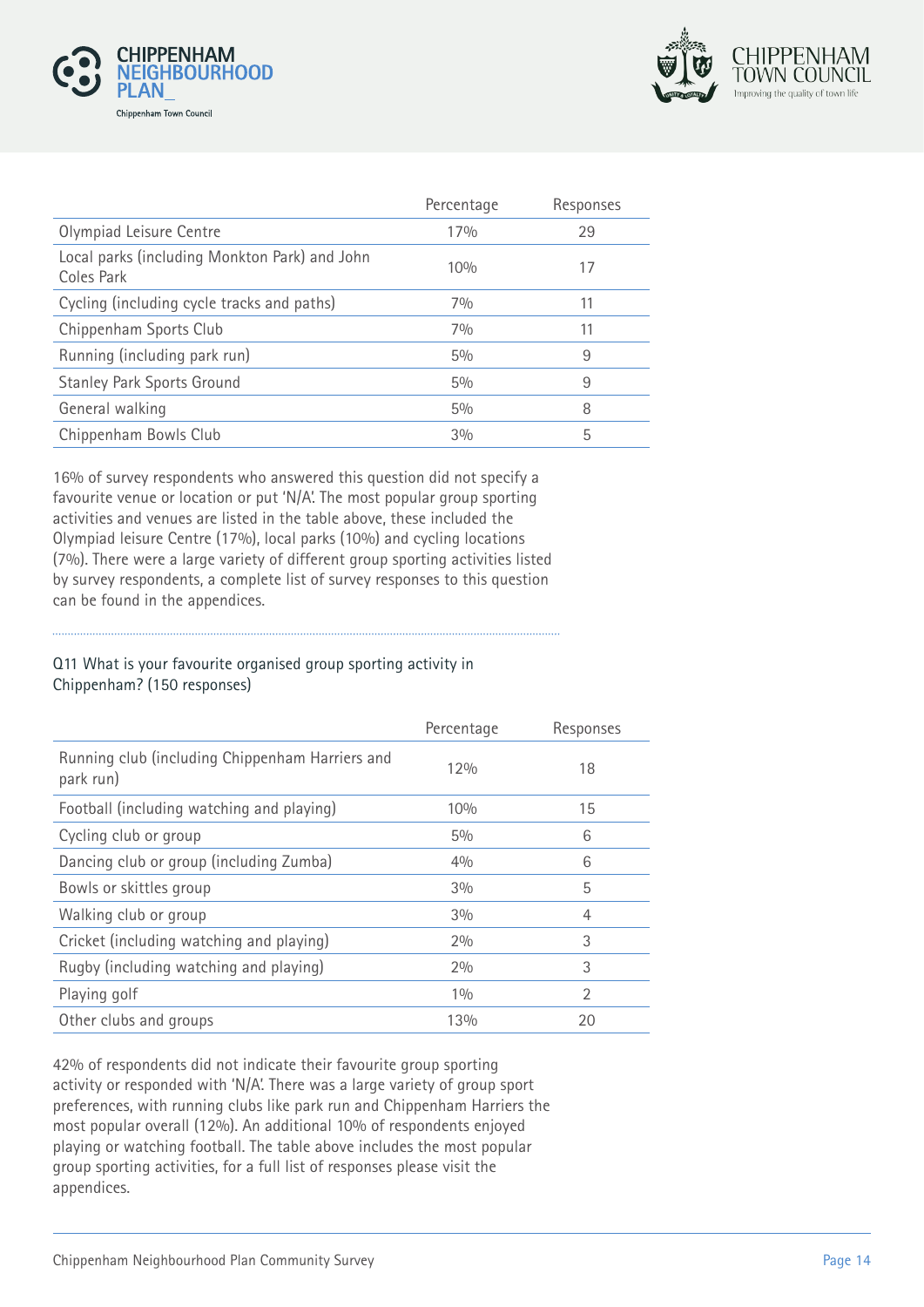| | Percentage | Responses |
|---|---|---|
| Olympiad Leisure Centre | 17% | 29 |
| Local parks (including Monkton Park) and John Coles Park | 10% | 17 |
| Cycling (including cycle tracks and paths) | 7% | 11 |
| Chippenham Sports Club | 7% | 11 |
| Running (including park run) | 5% | 9 |
| Stanley Park Sports Ground | 5% | 9 |
| General walking | 5% | 8 |
| Chippenham Bowls Club | 3% | 5 |

16% of survey respondents who answered this question did not specify a favourite venue or location or put 'N/A'. The most popular group sporting activities and venues are listed in the table above, these included the Olympiad leisure Centre (17%), local parks (10%) and cycling locations (7%). There were a large variety of different group sporting activities listed by survey respondents, a complete list of survey responses to this question can be found in the appendices.

Q11 What is your favourite organised group sporting activity in Chippenham? (150 responses)

| | Percentage | Responses |
|---|---|---|
| Running club (including Chippenham Harriers and park run) | 12% | 18 |
| Football (including watching and playing) | 10% | 15 |
| Cycling club or group | 5% | 6 |
| Dancing club or group (including Zumba) | 4% | 6 |
| Bowls or skittles group | 3% | 5 |
| Walking club or group | 3% | 4 |
| Cricket (including watching and playing) | 2% | 3 |
| Rugby (including watching and playing) | 2% | 3 |
| Playing golf | 1% | 2 |
| Other clubs and groups | 13% | 20 |

42% of respondents did not indicate their favourite group sporting activity or responded with 'N/A'. There was a large variety of group sport preferences, with running clubs like park run and Chippenham Harriers the most popular overall (12%). An additional 10% of respondents enjoyed playing or watching football. The table above includes the most popular group sporting activities, for a full list of responses please visit the appendices.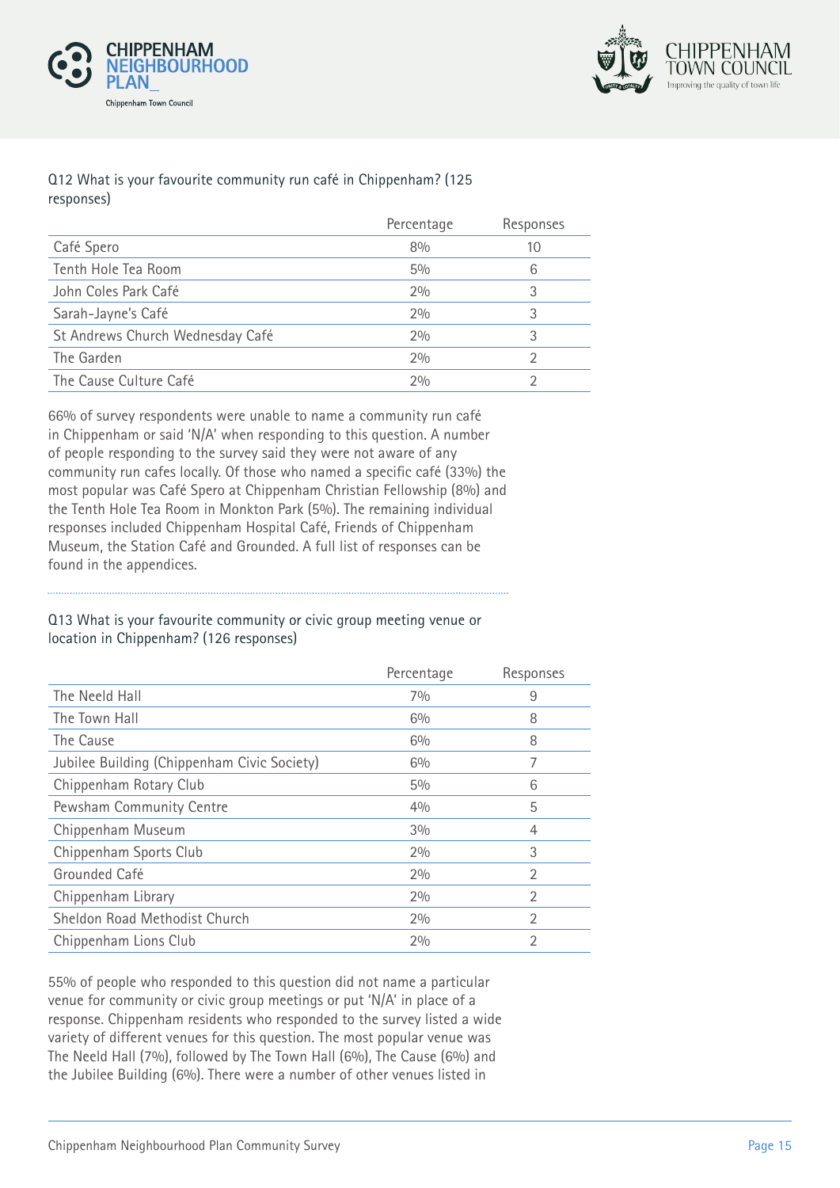Q12 What is your favourite community run café in Chippenham? (125 responses)

| | Percentage | Responses |
|---|---|---|
| Café Spero | 8% | 10 |
| Tenth Hole Tea Room | 5% | 6 |
| John Coles Park Café | 2% | 3 |
| Sarah-Jayne's Café | 2% | 3 |
| St Andrews Church Wednesday Café | 2% | 3 |
| The Garden | 2% | 2 |
| The Cause Culture Café | 2% | 2 |

66% of survey respondents were unable to name a community run café in Chippenham or said 'N/A' when responding to this question. A number of people responding to the survey said they were not aware of any community run cafes locally. Of those who named a specific café (33%) the most popular was Café Spero at Chippenham Christian Fellowship (8%) and the Tenth Hole Tea Room in Monkton Park (5%). The remaining individual responses included Chippenham Hospital Café, Friends of Chippenham Museum, the Station Café and Grounded. A full list of responses can be found in the appendices.

Q13 What is your favourite community or civic group meeting venue or location in Chippenham? (126 responses)

| | Percentage | Responses |
|---|---|---|
| The Neeld Hall | 7% | 9 |
| The Town Hall | 6% | 8 |
| The Cause | 6% | 8 |
| Jubilee Building (Chippenham Civic Society) | 6% | 7 |
| Chippenham Rotary Club | 5% | 6 |
| Pewsham Community Centre | 4% | 5 |
| Chippenham Museum | 3% | 4 |
| Chippenham Sports Club | 2% | 3 |
| Grounded Café | 2% | 2 |
| Chippenham Library | 2% | 2 |
| Sheldon Road Methodist Church | 2% | 2 |
| Chippenham Lions Club | 2% | 2 |

55% of people who responded to this question did not name a particular venue for community or civic group meetings or put 'N/A' in place of a response. Chippenham residents who responded to the survey listed a wide variety of different venues for this question. The most popular venue was The Neeld Hall (7%), followed by The Town Hall (6%), The Cause (6%) and the Jubilee Building (6%). There were a number of other venues listed in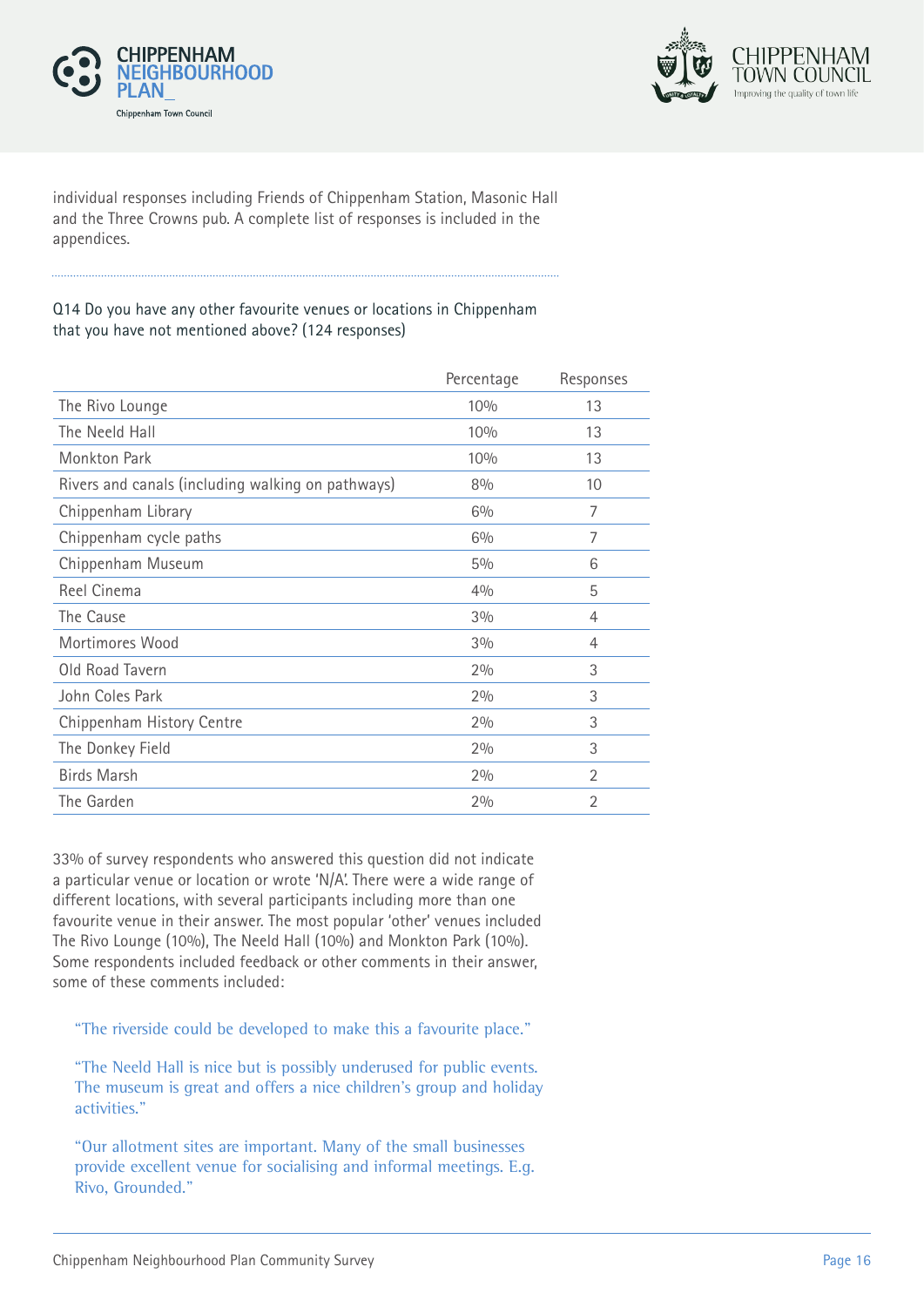individual responses including Friends of Chippenham Station, Masonic Hall and the Three Crowns pub. A complete list of responses is included in the appendices.

Q14 Do you have any other favourite venues or locations in Chippenham that you have not mentioned above? (124 responses)

| | Percentage | Responses |
|---|---|---|
| The Rivo Lounge | 10% | 13 |
| The Neeld Hall | 10% | 13 |
| Monkton Park | 10% | 13 |
| Rivers and canals (including walking on pathways) | 8% | 10 |
| Chippenham Library | 6% | 7 |
| Chippenham cycle paths | 6% | 7 |
| Chippenham Museum | 5% | 6 |
| Reel Cinema | 4% | 5 |
| The Cause | 3% | 4 |
| Mortimores Wood | 3% | 4 |
| Old Road Tavern | 2% | 3 |
| John Coles Park | 2% | 3 |
| Chippenham History Centre | 2% | 3 |
| The Donkey Field | 2% | 3 |
| Birds Marsh | 2% | 2 |
| The Garden | 2% | 2 |

33% of survey respondents who answered this question did not indicate a particular venue or location or wrote 'N/A'. There were a wide range of different locations, with several participants including more than one favourite venue in their answer. The most popular 'other' venues included The Rivo Lounge (10%), The Neeld Hall (10%) and Monkton Park (10%). Some respondents included feedback or other comments in their answer, some of these comments included:

> "The riverside could be developed to make this a favourite place."

> "The Neeld Hall is nice but is possibly underused for public events. The museum is great and offers a nice children's group and holiday activities."

> "Our allotment sites are important. Many of the small businesses provide excellent venue for socialising and informal meetings. E.g. Rivo, Grounded."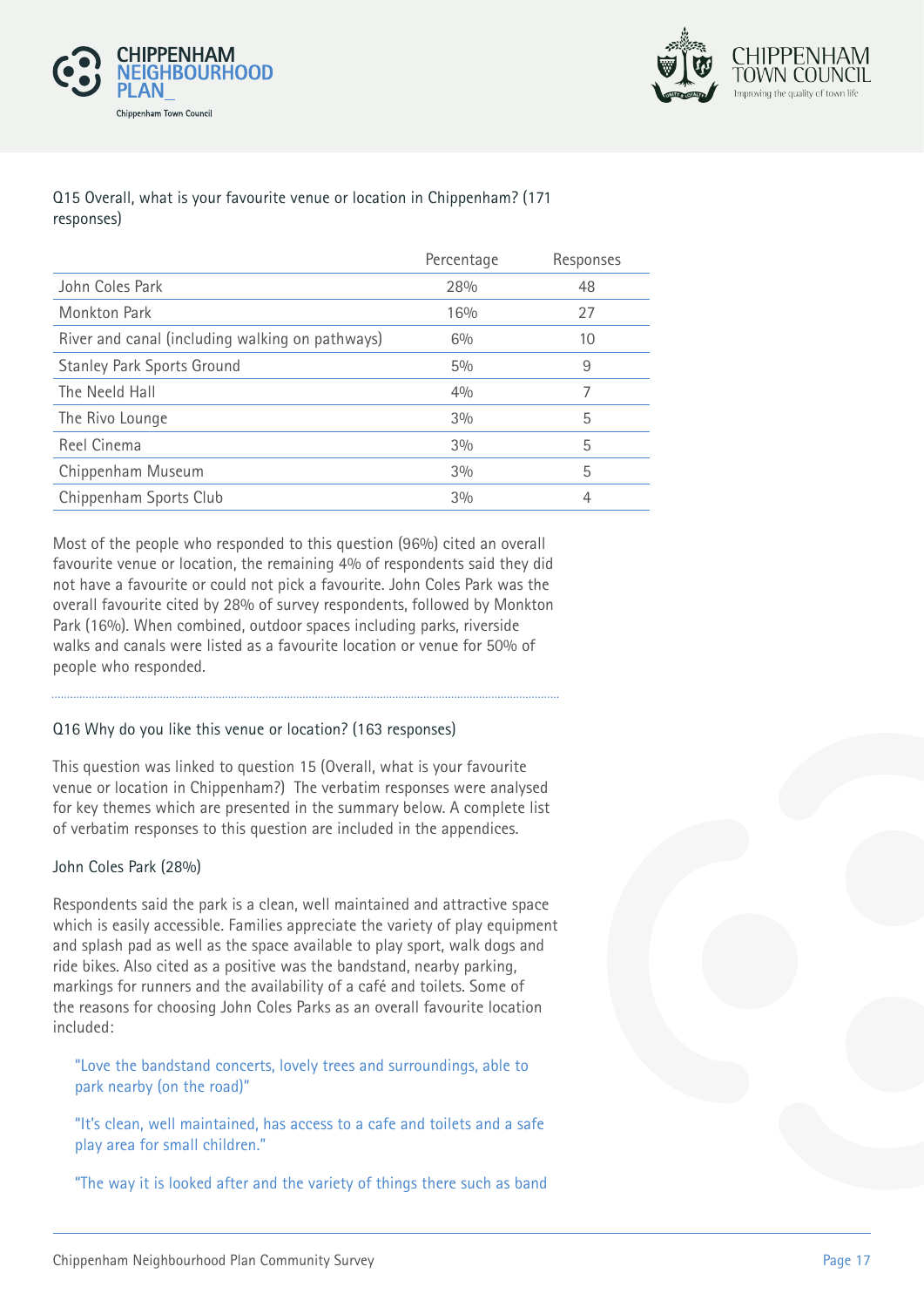Q15 Overall, what is your favourite venue or location in Chippenham? (171 responses)

| | Percentage | Responses |
|---|---|---|
| John Coles Park | 28% | 48 |
| Monkton Park | 16% | 27 |
| River and canal (including walking on pathways) | 6% | 10 |
| Stanley Park Sports Ground | 5% | 9 |
| The Neeld Hall | 4% | 7 |
| The Rivo Lounge | 3% | 5 |
| Reel Cinema | 3% | 5 |
| Chippenham Museum | 3% | 5 |
| Chippenham Sports Club | 3% | 4 |

Most of the people who responded to this question (96%) cited an overall favourite venue or location, the remaining 4% of respondents said they did not have a favourite or could not pick a favourite. John Coles Park was the overall favourite cited by 28% of survey respondents, followed by Monkton Park (16%). When combined, outdoor spaces including parks, riverside walks and canals were listed as a favourite location or venue for 50% of people who responded.

Q16 Why do you like this venue or location? (163 responses)

This question was linked to question 15 (Overall, what is your favourite venue or location in Chippenham?) The verbatim responses were analysed for key themes which are presented in the summary below. A complete list of verbatim responses to this question are included in the appendices.

John Coles Park (28%)

Respondents said the park is a clean, well maintained and attractive space which is easily accessible. Families appreciate the variety of play equipment and splash pad as well as the space available to play sport, walk dogs and ride bikes. Also cited as a positive was the bandstand, nearby parking, markings for runners and the availability of a café and toilets. Some of the reasons for choosing John Coles Parks as an overall favourite location included:

> "Love the bandstand concerts, lovely trees and surroundings, able to park nearby (on the road)"

> "It's clean, well maintained, has access to a cafe and toilets and a safe play area for small children."

> "The way it is looked after and the variety of things there such as band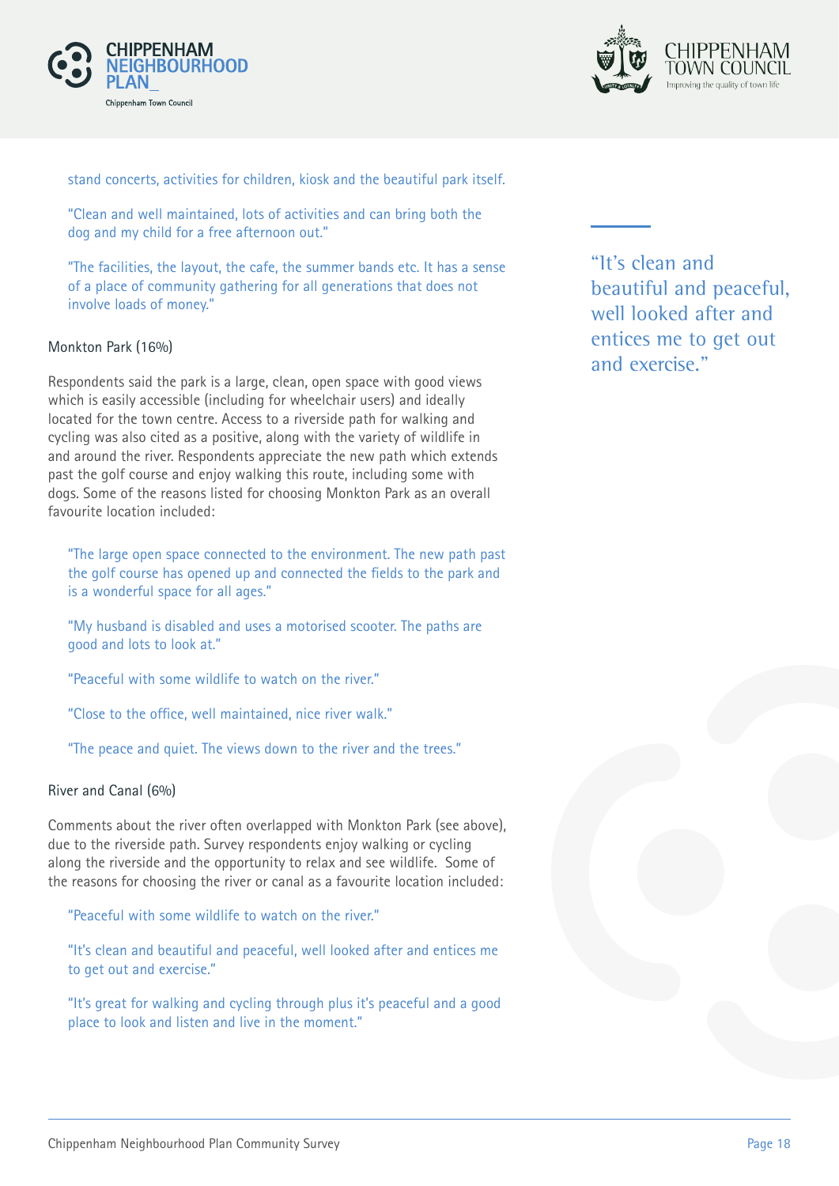stand concerts, activities for children, kiosk and the beautiful park itself.

"Clean and well maintained, lots of activities and can bring both the dog and my child for a free afternoon out."

"The facilities, the layout, the cafe, the summer bands etc. It has a sense of a place of community gathering for all generations that does not involve loads of money."

> "It's clean and beautiful and peaceful, well looked after and entices me to get out and exercise."

Monkton Park (16%)

Respondents said the park is a large, clean, open space with good views which is easily accessible (including for wheelchair users) and ideally located for the town centre. Access to a riverside path for walking and cycling was also cited as a positive, along with the variety of wildlife in and around the river. Respondents appreciate the new path which extends past the golf course and enjoy walking this route, including some with dogs. Some of the reasons listed for choosing Monkton Park as an overall favourite location included:

"The large open space connected to the environment. The new path past the golf course has opened up and connected the fields to the park and is a wonderful space for all ages."

"My husband is disabled and uses a motorised scooter. The paths are good and lots to look at."

"Peaceful with some wildlife to watch on the river."

"Close to the office, well maintained, nice river walk."

"The peace and quiet. The views down to the river and the trees."

River and Canal (6%)

Comments about the river often overlapped with Monkton Park (see above), due to the riverside path. Survey respondents enjoy walking or cycling along the riverside and the opportunity to relax and see wildlife. Some of the reasons for choosing the river or canal as a favourite location included:

"Peaceful with some wildlife to watch on the river."

"It's clean and beautiful and peaceful, well looked after and entices me to get out and exercise."

"It's great for walking and cycling through plus it's peaceful and a good place to look and listen and live in the moment."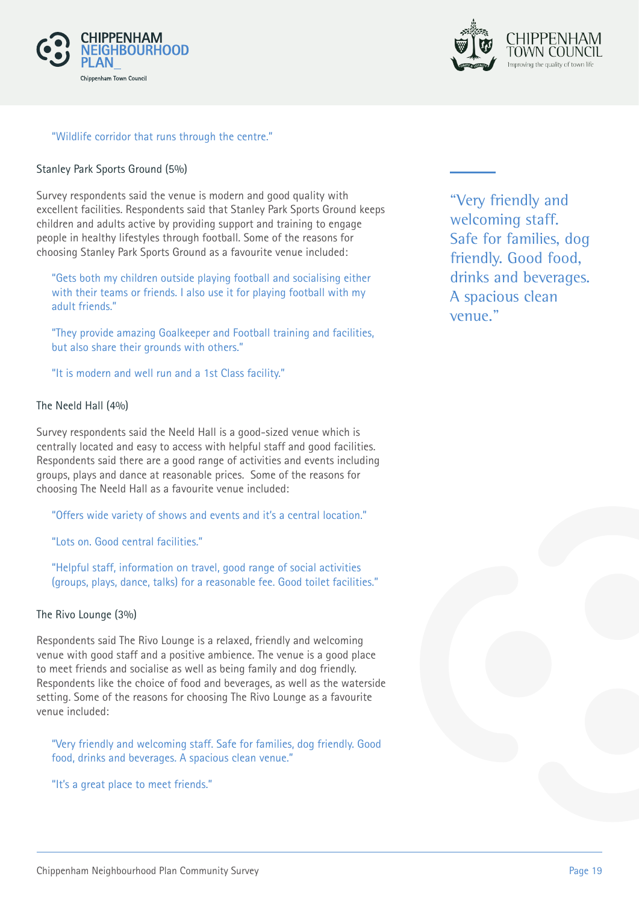"Wildlife corridor that runs through the centre."

### Stanley Park Sports Ground (5%)

Survey respondents said the venue is modern and good quality with excellent facilities. Respondents said that Stanley Park Sports Ground keeps children and adults active by providing support and training to engage people in healthy lifestyles through football. Some of the reasons for choosing Stanley Park Sports Ground as a favourite venue included:

> "Gets both my children outside playing football and socialising either with their teams or friends. I also use it for playing football with my adult friends."

> "They provide amazing Goalkeeper and Football training and facilities, but also share their grounds with others."

> "It is modern and well run and a 1st Class facility."

### The Neeld Hall (4%)

Survey respondents said the Neeld Hall is a good-sized venue which is centrally located and easy to access with helpful staff and good facilities. Respondents said there are a good range of activities and events including groups, plays and dance at reasonable prices. Some of the reasons for choosing The Neeld Hall as a favourite venue included:

> "Offers wide variety of shows and events and it's a central location."

> "Lots on. Good central facilities."

> "Helpful staff, information on travel, good range of social activities (groups, plays, dance, talks) for a reasonable fee. Good toilet facilities."

### The Rivo Lounge (3%)

Respondents said The Rivo Lounge is a relaxed, friendly and welcoming venue with good staff and a positive ambience. The venue is a good place to meet friends and socialise as well as being family and dog friendly. Respondents like the choice of food and beverages, as well as the waterside setting. Some of the reasons for choosing The Rivo Lounge as a favourite venue included:

> "Very friendly and welcoming staff. Safe for families, dog friendly. Good food, drinks and beverages. A spacious clean venue."

> "It's a great place to meet friends."

"Very friendly and welcoming staff. Safe for families, dog friendly. Good food, drinks and beverages. A spacious clean venue."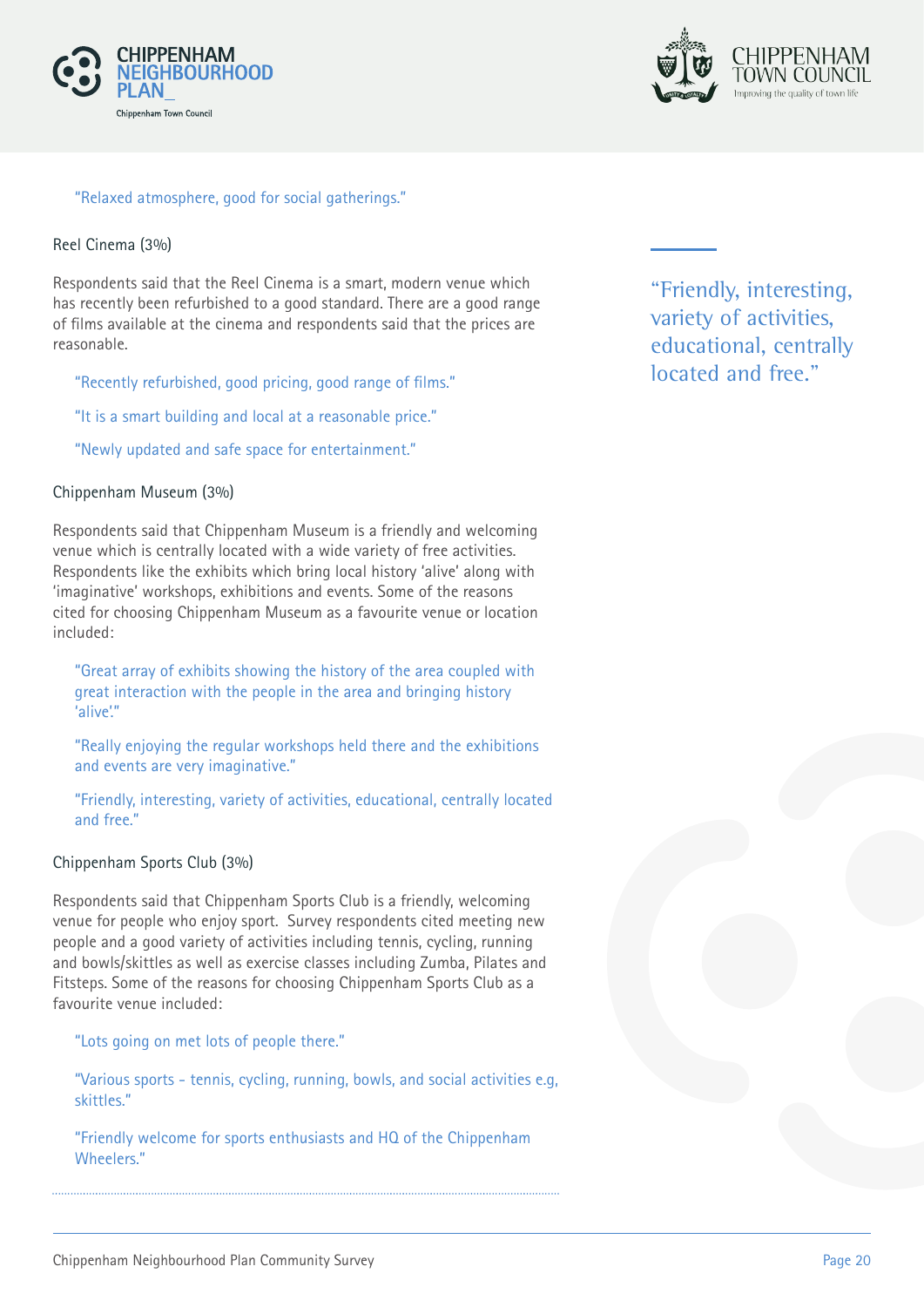"Relaxed atmosphere, good for social gatherings."

### Reel Cinema (3%)

Respondents said that the Reel Cinema is a smart, modern venue which has recently been refurbished to a good standard. There are a good range of films available at the cinema and respondents said that the prices are reasonable.

"Recently refurbished, good pricing, good range of films."

"It is a smart building and local at a reasonable price."

"Newly updated and safe space for entertainment."

### Chippenham Museum (3%)

Respondents said that Chippenham Museum is a friendly and welcoming venue which is centrally located with a wide variety of free activities. Respondents like the exhibits which bring local history 'alive' along with 'imaginative' workshops, exhibitions and events. Some of the reasons cited for choosing Chippenham Museum as a favourite venue or location included:

"Great array of exhibits showing the history of the area coupled with great interaction with the people in the area and bringing history 'alive'."

"Really enjoying the regular workshops held there and the exhibitions and events are very imaginative."

"Friendly, interesting, variety of activities, educational, centrally located and free."

### Chippenham Sports Club (3%)

Respondents said that Chippenham Sports Club is a friendly, welcoming venue for people who enjoy sport. Survey respondents cited meeting new people and a good variety of activities including tennis, cycling, running and bowls/skittles as well as exercise classes including Zumba, Pilates and Fitsteps. Some of the reasons for choosing Chippenham Sports Club as a favourite venue included:

"Lots going on met lots of people there."

"Various sports - tennis, cycling, running, bowls, and social activities e.g, skittles."

"Friendly welcome for sports enthusiasts and HQ of the Chippenham Wheelers."

> "Friendly, interesting, variety of activities, educational, centrally located and free."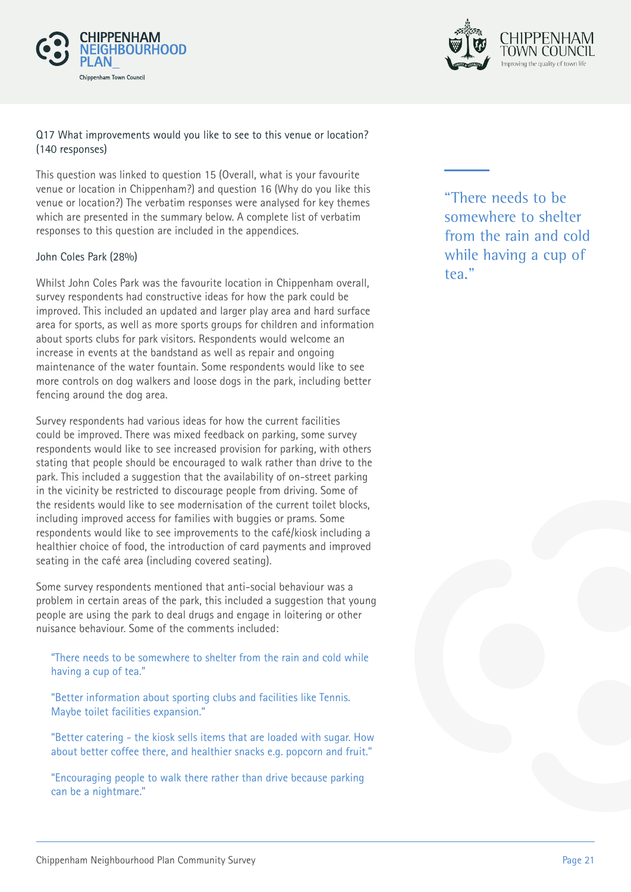Q17 What improvements would you like to see to this venue or location? (140 responses)

This question was linked to question 15 (Overall, what is your favourite venue or location in Chippenham?) and question 16 (Why do you like this venue or location?) The verbatim responses were analysed for key themes which are presented in the summary below. A complete list of verbatim responses to this question are included in the appendices.

John Coles Park (28%)

Whilst John Coles Park was the favourite location in Chippenham overall, survey respondents had constructive ideas for how the park could be improved. This included an updated and larger play area and hard surface area for sports, as well as more sports groups for children and information about sports clubs for park visitors. Respondents would welcome an increase in events at the bandstand as well as repair and ongoing maintenance of the water fountain. Some respondents would like to see more controls on dog walkers and loose dogs in the park, including better fencing around the dog area.

Survey respondents had various ideas for how the current facilities could be improved. There was mixed feedback on parking, some survey respondents would like to see increased provision for parking, with others stating that people should be encouraged to walk rather than drive to the park. This included a suggestion that the availability of on-street parking in the vicinity be restricted to discourage people from driving. Some of the residents would like to see modernisation of the current toilet blocks, including improved access for families with buggies or prams. Some respondents would like to see improvements to the café/kiosk including a healthier choice of food, the introduction of card payments and improved seating in the café area (including covered seating).

Some survey respondents mentioned that anti-social behaviour was a problem in certain areas of the park, this included a suggestion that young people are using the park to deal drugs and engage in loitering or other nuisance behaviour. Some of the comments included:

> "There needs to be somewhere to shelter from the rain and cold while having a cup of tea."

> "Better information about sporting clubs and facilities like Tennis. Maybe toilet facilities expansion."

> "Better catering - the kiosk sells items that are loaded with sugar. How about better coffee there, and healthier snacks e.g. popcorn and fruit."

> "Encouraging people to walk there rather than drive because parking can be a nightmare."

> "There needs to be somewhere to shelter from the rain and cold while having a cup of tea."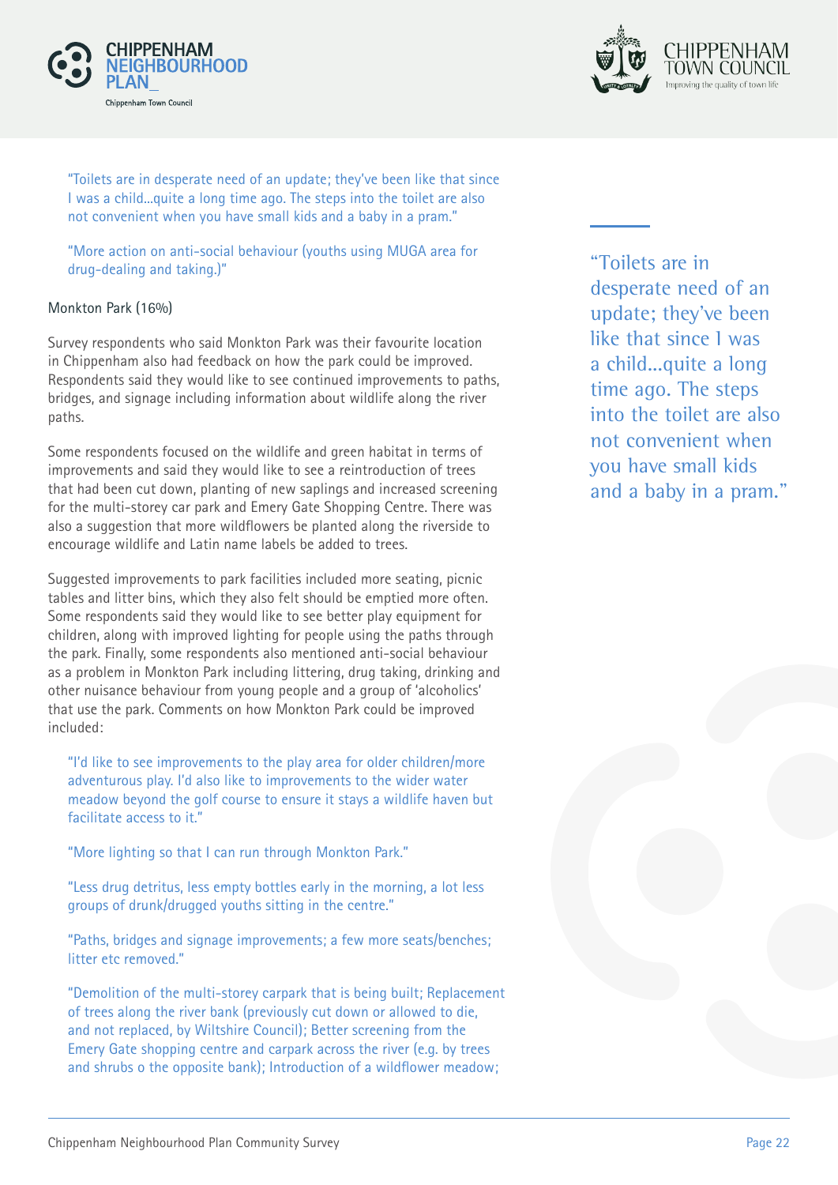"Toilets are in desperate need of an update; they've been like that since I was a child...quite a long time ago. The steps into the toilet are also not convenient when you have small kids and a baby in a pram."

"More action on anti-social behaviour (youths using MUGA area for drug-dealing and taking.)"

Monkton Park (16%)

Survey respondents who said Monkton Park was their favourite location in Chippenham also had feedback on how the park could be improved. Respondents said they would like to see continued improvements to paths, bridges, and signage including information about wildlife along the river paths.

Some respondents focused on the wildlife and green habitat in terms of improvements and said they would like to see a reintroduction of trees that had been cut down, planting of new saplings and increased screening for the multi-storey car park and Emery Gate Shopping Centre. There was also a suggestion that more wildflowers be planted along the riverside to encourage wildlife and Latin name labels be added to trees.

Suggested improvements to park facilities included more seating, picnic tables and litter bins, which they also felt should be emptied more often. Some respondents said they would like to see better play equipment for children, along with improved lighting for people using the paths through the park. Finally, some respondents also mentioned anti-social behaviour as a problem in Monkton Park including littering, drug taking, drinking and other nuisance behaviour from young people and a group of 'alcoholics' that use the park. Comments on how Monkton Park could be improved included:

"I'd like to see improvements to the play area for older children/more adventurous play. I'd also like to improvements to the wider water meadow beyond the golf course to ensure it stays a wildlife haven but facilitate access to it."

"More lighting so that I can run through Monkton Park."

"Less drug detritus, less empty bottles early in the morning, a lot less groups of drunk/drugged youths sitting in the centre."

"Paths, bridges and signage improvements; a few more seats/benches; litter etc removed."

"Demolition of the multi-storey carpark that is being built; Replacement of trees along the river bank (previously cut down or allowed to die, and not replaced, by Wiltshire Council); Better screening from the Emery Gate shopping centre and carpark across the river (e.g. by trees and shrubs o the opposite bank); Introduction of a wildflower meadow;

"Toilets are in desperate need of an update; they've been like that since I was a child...quite a long time ago. The steps into the toilet are also not convenient when you have small kids and a baby in a pram."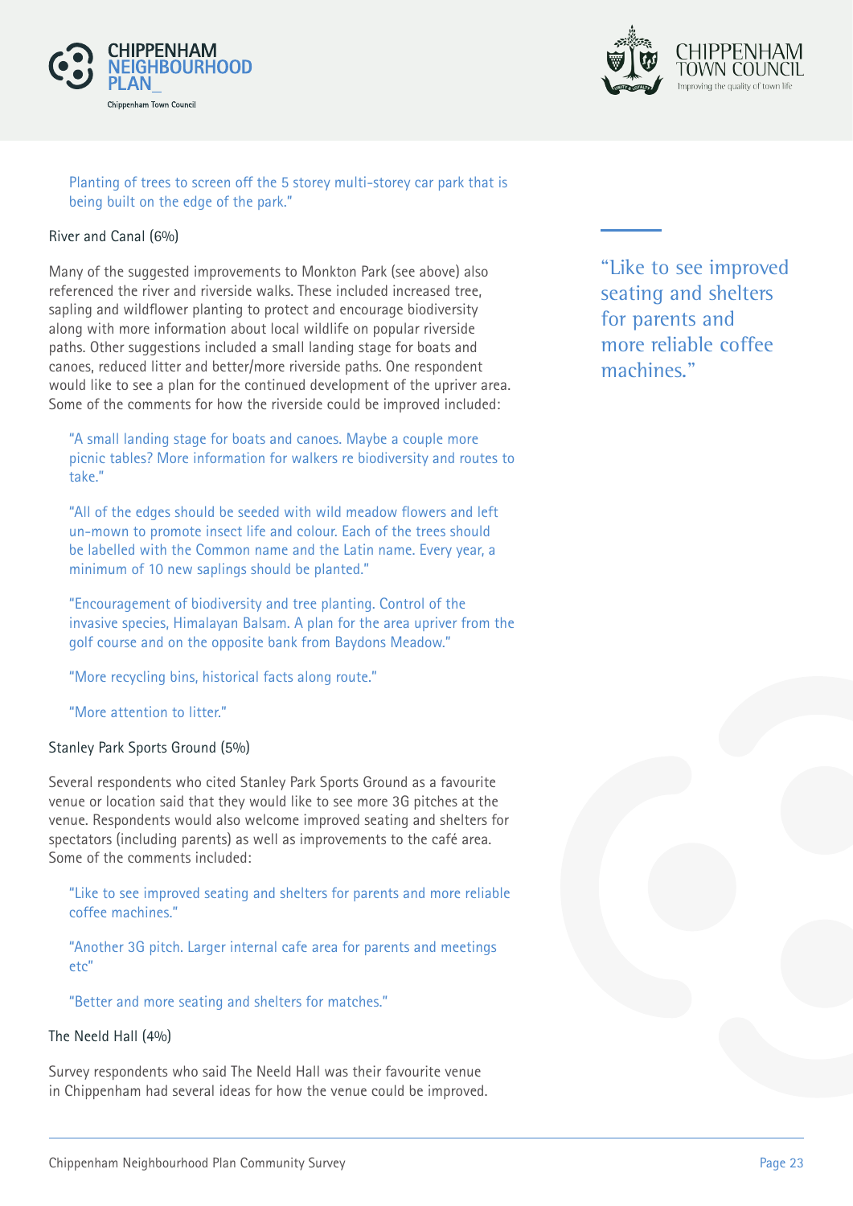Planting of trees to screen off the 5 storey multi-storey car park that is being built on the edge of the park."

### River and Canal (6%)

Many of the suggested improvements to Monkton Park (see above) also referenced the river and riverside walks. These included increased tree, sapling and wildflower planting to protect and encourage biodiversity along with more information about local wildlife on popular riverside paths. Other suggestions included a small landing stage for boats and canoes, reduced litter and better/more riverside paths. One respondent would like to see a plan for the continued development of the upriver area. Some of the comments for how the riverside could be improved included:

"A small landing stage for boats and canoes. Maybe a couple more picnic tables? More information for walkers re biodiversity and routes to take."

"All of the edges should be seeded with wild meadow flowers and left un-mown to promote insect life and colour. Each of the trees should be labelled with the Common name and the Latin name. Every year, a minimum of 10 new saplings should be planted."

"Encouragement of biodiversity and tree planting. Control of the invasive species, Himalayan Balsam. A plan for the area upriver from the golf course and on the opposite bank from Baydons Meadow."

"More recycling bins, historical facts along route."

"More attention to litter."

### Stanley Park Sports Ground (5%)

Several respondents who cited Stanley Park Sports Ground as a favourite venue or location said that they would like to see more 3G pitches at the venue. Respondents would also welcome improved seating and shelters for spectators (including parents) as well as improvements to the café area. Some of the comments included:

"Like to see improved seating and shelters for parents and more reliable coffee machines."

"Another 3G pitch. Larger internal cafe area for parents and meetings etc"

"Better and more seating and shelters for matches."

### The Neeld Hall (4%)

Survey respondents who said The Neeld Hall was their favourite venue in Chippenham had several ideas for how the venue could be improved.

> "Like to see improved seating and shelters for parents and more reliable coffee machines."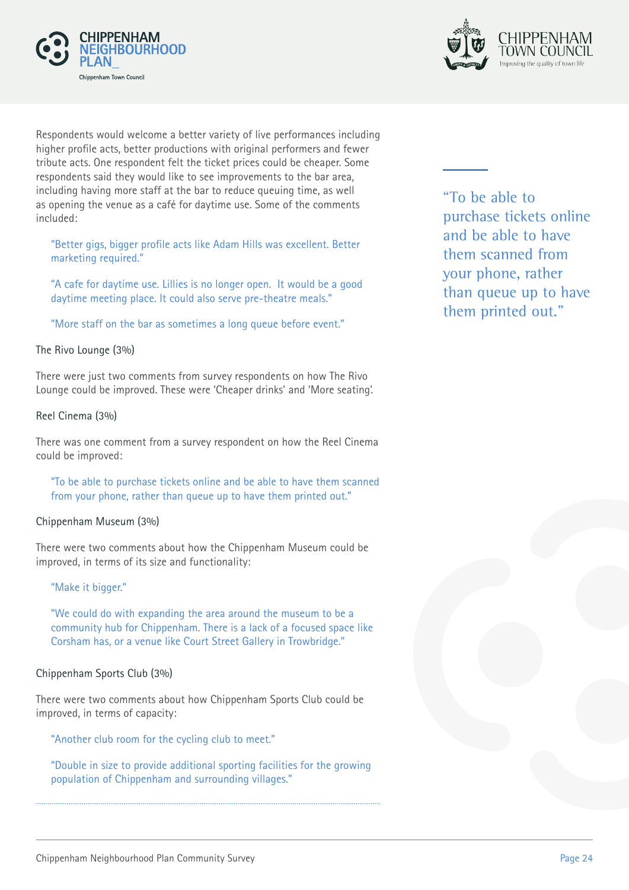Respondents would welcome a better variety of live performances including higher profile acts, better productions with original performers and fewer tribute acts. One respondent felt the ticket prices could be cheaper. Some respondents said they would like to see improvements to the bar area, including having more staff at the bar to reduce queuing time, as well as opening the venue as a café for daytime use. Some of the comments included:

> "Better gigs, bigger profile acts like Adam Hills was excellent. Better marketing required."

> "A cafe for daytime use. Lillies is no longer open. It would be a good daytime meeting place. It could also serve pre-theatre meals."

> "More staff on the bar as sometimes a long queue before event."

The Rivo Lounge (3%)

There were just two comments from survey respondents on how The Rivo Lounge could be improved. These were 'Cheaper drinks' and 'More seating'.

Reel Cinema (3%)

There was one comment from a survey respondent on how the Reel Cinema could be improved:

> "To be able to purchase tickets online and be able to have them scanned from your phone, rather than queue up to have them printed out."

Chippenham Museum (3%)

There were two comments about how the Chippenham Museum could be improved, in terms of its size and functionality:

> "Make it bigger."

> "We could do with expanding the area around the museum to be a community hub for Chippenham. There is a lack of a focused space like Corsham has, or a venue like Court Street Gallery in Trowbridge."

Chippenham Sports Club (3%)

There were two comments about how Chippenham Sports Club could be improved, in terms of capacity:

> "Another club room for the cycling club to meet."

> "Double in size to provide additional sporting facilities for the growing population of Chippenham and surrounding villages."

"To be able to purchase tickets online and be able to have them scanned from your phone, rather than queue up to have them printed out."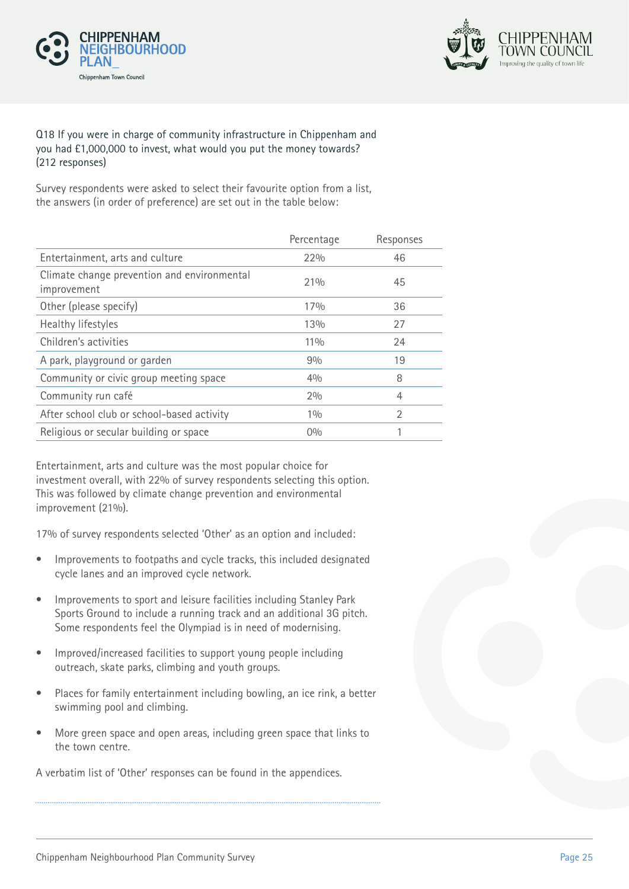Q18 If you were in charge of community infrastructure in Chippenham and you had £1,000,000 to invest, what would you put the money towards? (212 responses)

Survey respondents were asked to select their favourite option from a list, the answers (in order of preference) are set out in the table below:

| | Percentage | Responses |
|---|---|---|
| Entertainment, arts and culture | 22% | 46 |
| Climate change prevention and environmental improvement | 21% | 45 |
| Other (please specify) | 17% | 36 |
| Healthy lifestyles | 13% | 27 |
| Children's activities | 11% | 24 |
| A park, playground or garden | 9% | 19 |
| Community or civic group meeting space | 4% | 8 |
| Community run café | 2% | 4 |
| After school club or school-based activity | 1% | 2 |
| Religious or secular building or space | 0% | 1 |

Entertainment, arts and culture was the most popular choice for investment overall, with 22% of survey respondents selecting this option. This was followed by climate change prevention and environmental improvement (21%).

17% of survey respondents selected 'Other' as an option and included:

- Improvements to footpaths and cycle tracks, this included designated cycle lanes and an improved cycle network.
- Improvements to sport and leisure facilities including Stanley Park Sports Ground to include a running track and an additional 3G pitch. Some respondents feel the Olympiad is in need of modernising.
- Improved/increased facilities to support young people including outreach, skate parks, climbing and youth groups.
- Places for family entertainment including bowling, an ice rink, a better swimming pool and climbing.
- More green space and open areas, including green space that links to the town centre.

A verbatim list of 'Other' responses can be found in the appendices.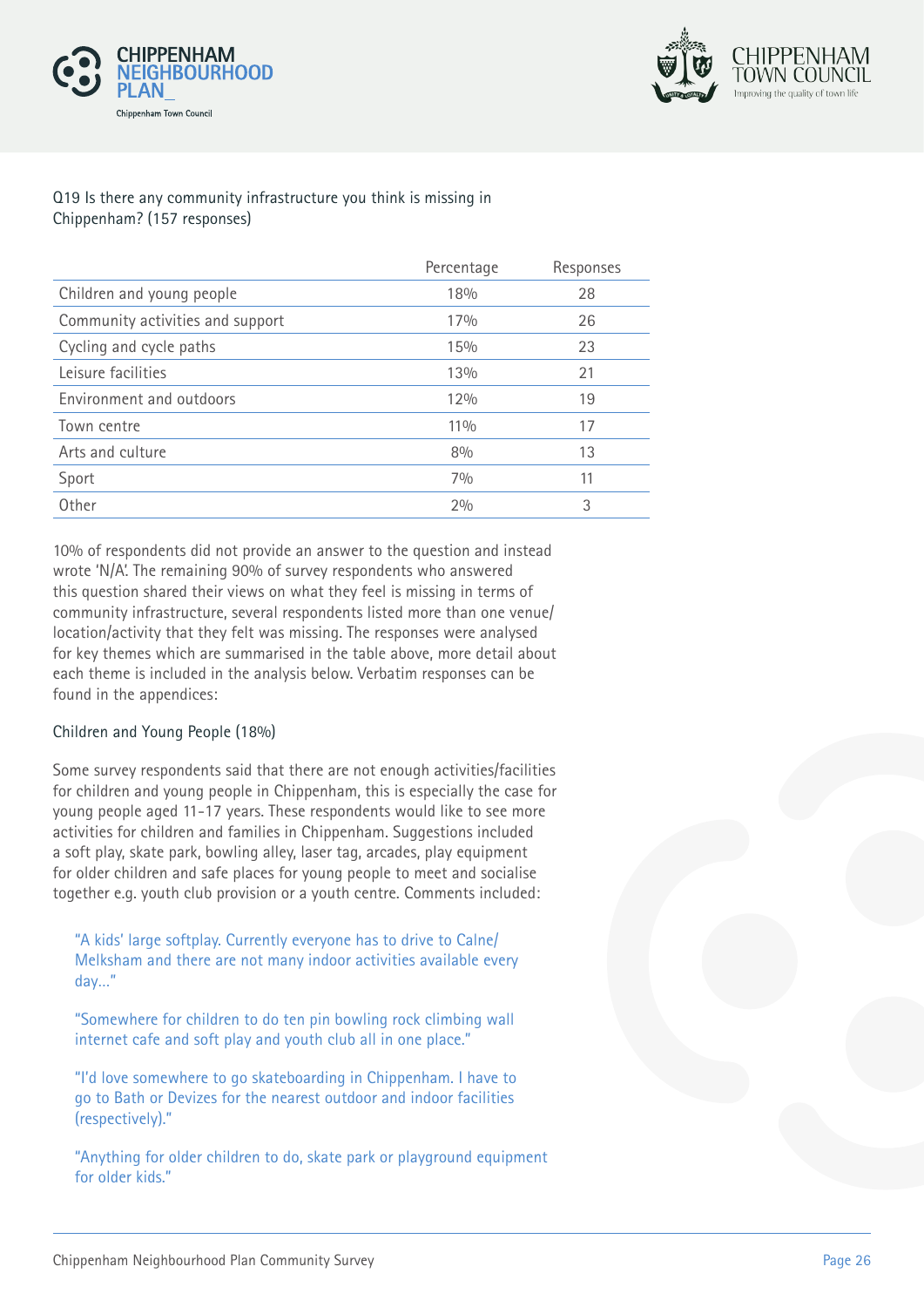Q19 Is there any community infrastructure you think is missing in Chippenham? (157 responses)

| | Percentage | Responses |
|---|---|---|
| Children and young people | 18% | 28 |
| Community activities and support | 17% | 26 |
| Cycling and cycle paths | 15% | 23 |
| Leisure facilities | 13% | 21 |
| Environment and outdoors | 12% | 19 |
| Town centre | 11% | 17 |
| Arts and culture | 8% | 13 |
| Sport | 7% | 11 |
| Other | 2% | 3 |

10% of respondents did not provide an answer to the question and instead wrote 'N/A'. The remaining 90% of survey respondents who answered this question shared their views on what they feel is missing in terms of community infrastructure, several respondents listed more than one venue/location/activity that they felt was missing. The responses were analysed for key themes which are summarised in the table above, more detail about each theme is included in the analysis below. Verbatim responses can be found in the appendices:

### Children and Young People (18%)

Some survey respondents said that there are not enough activities/facilities for children and young people in Chippenham, this is especially the case for young people aged 11-17 years. These respondents would like to see more activities for children and families in Chippenham. Suggestions included a soft play, skate park, bowling alley, laser tag, arcades, play equipment for older children and safe places for young people to meet and socialise together e.g. youth club provision or a youth centre. Comments included:

> "A kids' large softplay. Currently everyone has to drive to Calne/Melksham and there are not many indoor activities available every day..."

> "Somewhere for children to do ten pin bowling rock climbing wall internet cafe and soft play and youth club all in one place."

> "I'd love somewhere to go skateboarding in Chippenham. I have to go to Bath or Devizes for the nearest outdoor and indoor facilities (respectively)."

> "Anything for older children to do, skate park or playground equipment for older kids."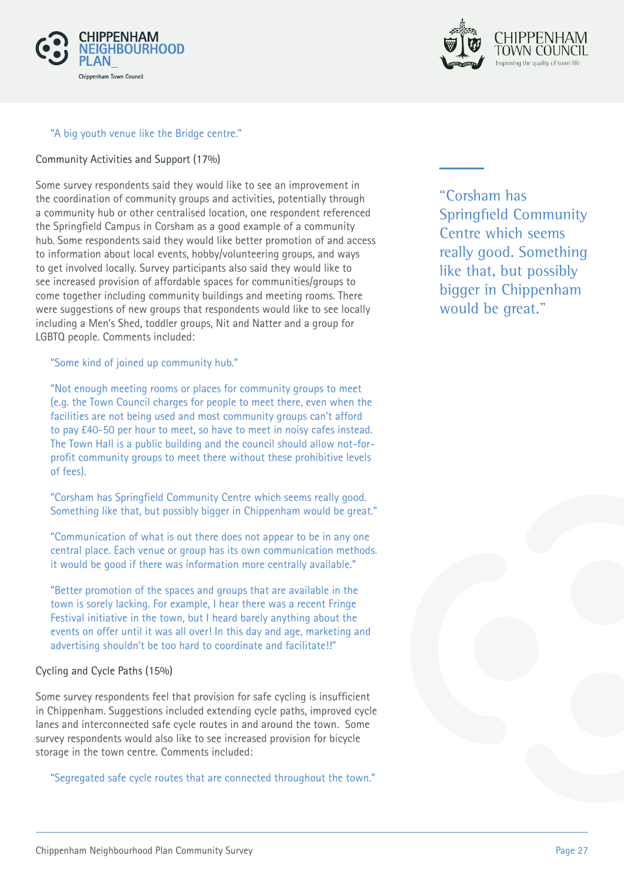"A big youth venue like the Bridge centre."

### Community Activities and Support (17%)

Some survey respondents said they would like to see an improvement in the coordination of community groups and activities, potentially through a community hub or other centralised location, one respondent referenced the Springfield Campus in Corsham as a good example of a community hub. Some respondents said they would like better promotion of and access to information about local events, hobby/volunteering groups, and ways to get involved locally. Survey participants also said they would like to see increased provision of affordable spaces for communities/groups to come together including community buildings and meeting rooms. There were suggestions of new groups that respondents would like to see locally including a Men's Shed, toddler groups, Nit and Natter and a group for LGBTQ people. Comments included:

"Some kind of joined up community hub."

"Not enough meeting rooms or places for community groups to meet (e.g. the Town Council charges for people to meet there, even when the facilities are not being used and most community groups can't afford to pay £40-50 per hour to meet, so have to meet in noisy cafes instead. The Town Hall is a public building and the council should allow not-for-profit community groups to meet there without these prohibitive levels of fees).

"Corsham has Springfield Community Centre which seems really good. Something like that, but possibly bigger in Chippenham would be great."

"Communication of what is out there does not appear to be in any one central place. Each venue or group has its own communication methods. it would be good if there was information more centrally available."

"Better promotion of the spaces and groups that are available in the town is sorely lacking. For example, I hear there was a recent Fringe Festival initiative in the town, but I heard barely anything about the events on offer until it was all over! In this day and age, marketing and advertising shouldn't be too hard to coordinate and facilitate!!"

### Cycling and Cycle Paths (15%)

Some survey respondents feel that provision for safe cycling is insufficient in Chippenham. Suggestions included extending cycle paths, improved cycle lanes and interconnected safe cycle routes in and around the town. Some survey respondents would also like to see increased provision for bicycle storage in the town centre. Comments included:

"Segregated safe cycle routes that are connected throughout the town."

> "Corsham has Springfield Community Centre which seems really good. Something like that, but possibly bigger in Chippenham would be great."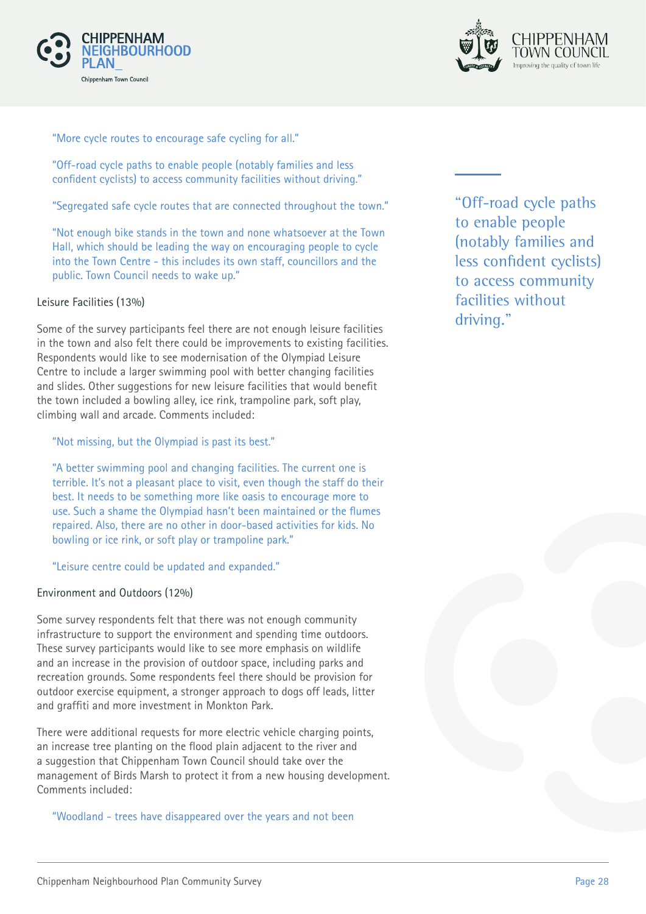"More cycle routes to encourage safe cycling for all."

"Off-road cycle paths to enable people (notably families and less confident cyclists) to access community facilities without driving."

"Segregated safe cycle routes that are connected throughout the town."

"Not enough bike stands in the town and none whatsoever at the Town Hall, which should be leading the way on encouraging people to cycle into the Town Centre - this includes its own staff, councillors and the public. Town Council needs to wake up."

"Off-road cycle paths to enable people (notably families and less confident cyclists) to access community facilities without driving."

Leisure Facilities (13%)

Some of the survey participants feel there are not enough leisure facilities in the town and also felt there could be improvements to existing facilities. Respondents would like to see modernisation of the Olympiad Leisure Centre to include a larger swimming pool with better changing facilities and slides. Other suggestions for new leisure facilities that would benefit the town included a bowling alley, ice rink, trampoline park, soft play, climbing wall and arcade. Comments included:

"Not missing, but the Olympiad is past its best."

"A better swimming pool and changing facilities. The current one is terrible. It's not a pleasant place to visit, even though the staff do their best. It needs to be something more like oasis to encourage more to use. Such a shame the Olympiad hasn't been maintained or the flumes repaired. Also, there are no other in door-based activities for kids. No bowling or ice rink, or soft play or trampoline park."

"Leisure centre could be updated and expanded."

Environment and Outdoors (12%)

Some survey respondents felt that there was not enough community infrastructure to support the environment and spending time outdoors. These survey participants would like to see more emphasis on wildlife and an increase in the provision of outdoor space, including parks and recreation grounds. Some respondents feel there should be provision for outdoor exercise equipment, a stronger approach to dogs off leads, litter and graffiti and more investment in Monkton Park.

There were additional requests for more electric vehicle charging points, an increase tree planting on the flood plain adjacent to the river and a suggestion that Chippenham Town Council should take over the management of Birds Marsh to protect it from a new housing development. Comments included:

"Woodland - trees have disappeared over the years and not been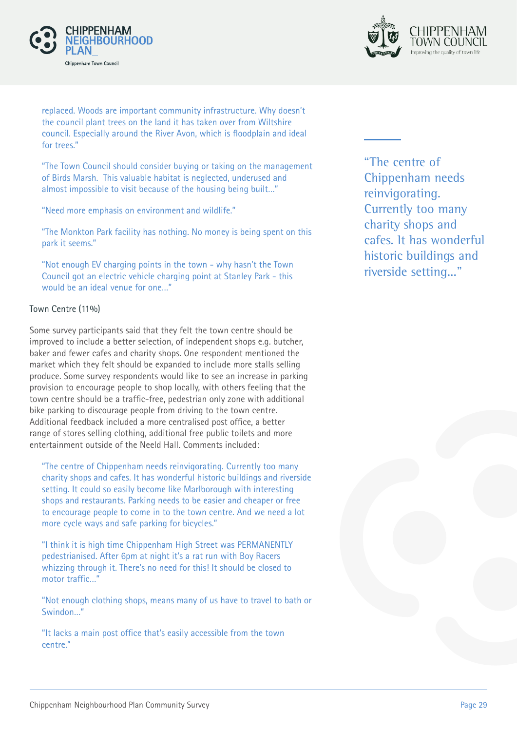replaced. Woods are important community infrastructure. Why doesn't the council plant trees on the land it has taken over from Wiltshire council. Especially around the River Avon, which is floodplain and ideal for trees."

"The Town Council should consider buying or taking on the management of Birds Marsh.  This valuable habitat is neglected, underused and almost impossible to visit because of the housing being built..."

"Need more emphasis on environment and wildlife."

"The Monkton Park facility has nothing. No money is being spent on this park it seems."

"Not enough EV charging points in the town - why hasn't the Town Council got an electric vehicle charging point at Stanley Park - this would be an ideal venue for one..."

Town Centre (11%)

Some survey participants said that they felt the town centre should be improved to include a better selection, of independent shops e.g. butcher, baker and fewer cafes and charity shops. One respondent mentioned the market which they felt should be expanded to include more stalls selling produce. Some survey respondents would like to see an increase in parking provision to encourage people to shop locally, with others feeling that the town centre should be a traffic-free, pedestrian only zone with additional bike parking to discourage people from driving to the town centre. Additional feedback included a more centralised post office, a better range of stores selling clothing, additional free public toilets and more entertainment outside of the Neeld Hall. Comments included:

"The centre of Chippenham needs reinvigorating. Currently too many charity shops and cafes. It has wonderful historic buildings and riverside setting. It could so easily become like Marlborough with interesting shops and restaurants. Parking needs to be easier and cheaper or free to encourage people to come in to the town centre. And we need a lot more cycle ways and safe parking for bicycles."

"I think it is high time Chippenham High Street was PERMANENTLY pedestrianised. After 6pm at night it's a rat run with Boy Racers whizzing through it. There's no need for this! It should be closed to motor traffic..."

"Not enough clothing shops, means many of us have to travel to bath or Swindon..."

"It lacks a main post office that's easily accessible from the town centre."

> "The centre of Chippenham needs reinvigorating. Currently too many charity shops and cafes. It has wonderful historic buildings and riverside setting..."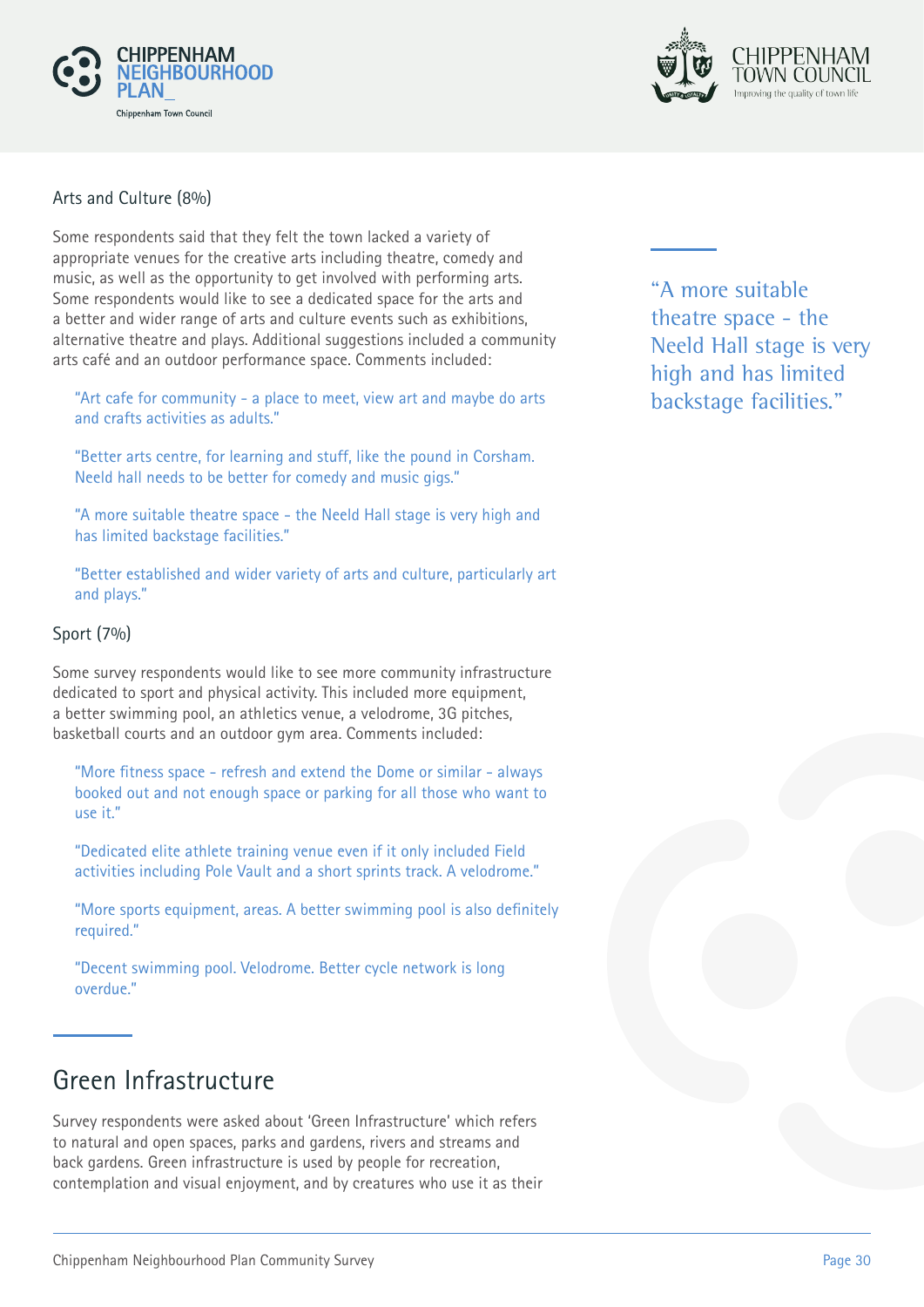### Arts and Culture (8%)

Some respondents said that they felt the town lacked a variety of appropriate venues for the creative arts including theatre, comedy and music, as well as the opportunity to get involved with performing arts. Some respondents would like to see a dedicated space for the arts and a better and wider range of arts and culture events such as exhibitions, alternative theatre and plays. Additional suggestions included a community arts café and an outdoor performance space. Comments included:

> "Art cafe for community - a place to meet, view art and maybe do arts and crafts activities as adults."

> "Better arts centre, for learning and stuff, like the pound in Corsham. Neeld hall needs to be better for comedy and music gigs."

> "A more suitable theatre space - the Neeld Hall stage is very high and has limited backstage facilities."

> "Better established and wider variety of arts and culture, particularly art and plays."

> "A more suitable theatre space - the Neeld Hall stage is very high and has limited backstage facilities."

### Sport (7%)

Some survey respondents would like to see more community infrastructure dedicated to sport and physical activity. This included more equipment, a better swimming pool, an athletics venue, a velodrome, 3G pitches, basketball courts and an outdoor gym area. Comments included:

> "More fitness space - refresh and extend the Dome or similar - always booked out and not enough space or parking for all those who want to use it."

> "Dedicated elite athlete training venue even if it only included Field activities including Pole Vault and a short sprints track. A velodrome."

> "More sports equipment, areas. A better swimming pool is also definitely required."

> "Decent swimming pool. Velodrome. Better cycle network is long overdue."

## Green Infrastructure

Survey respondents were asked about 'Green Infrastructure' which refers to natural and open spaces, parks and gardens, rivers and streams and back gardens. Green infrastructure is used by people for recreation, contemplation and visual enjoyment, and by creatures who use it as their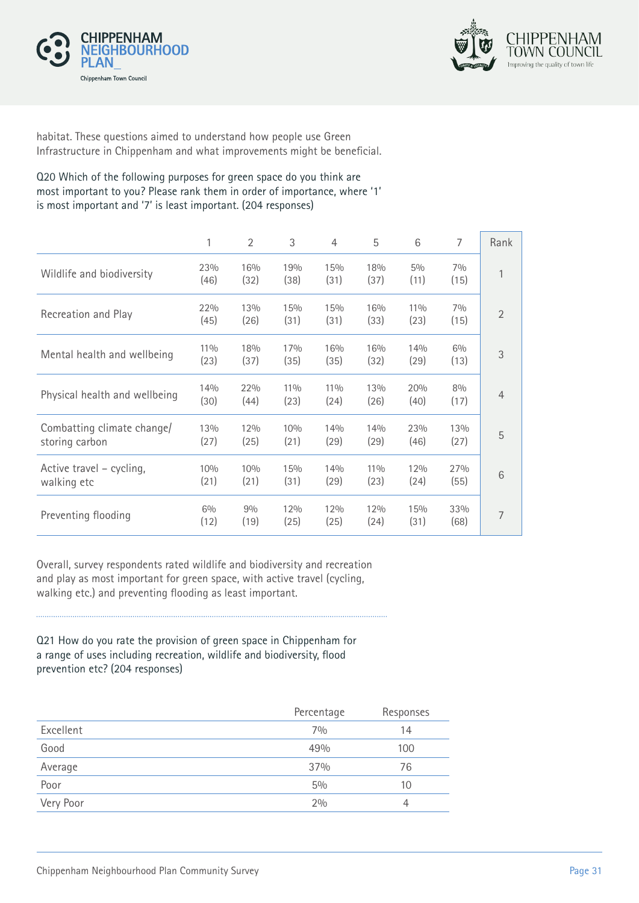habitat. These questions aimed to understand how people use Green Infrastructure in Chippenham and what improvements might be beneficial.

Q20 Which of the following purposes for green space do you think are most important to you? Please rank them in order of importance, where '1' is most important and '7' is least important. (204 responses)

| | 1 | 2 | 3 | 4 | 5 | 6 | 7 | Rank |
|---|---|---|---|---|---|---|---|---|
| Wildlife and biodiversity | 23% (46) | 16% (32) | 19% (38) | 15% (31) | 18% (37) | 5% (11) | 7% (15) | 1 |
| Recreation and Play | 22% (45) | 13% (26) | 15% (31) | 15% (31) | 16% (33) | 11% (23) | 7% (15) | 2 |
| Mental health and wellbeing | 11% (23) | 18% (37) | 17% (35) | 16% (35) | 16% (32) | 14% (29) | 6% (13) | 3 |
| Physical health and wellbeing | 14% (30) | 22% (44) | 11% (23) | 11% (24) | 13% (26) | 20% (40) | 8% (17) | 4 |
| Combatting climate change/ storing carbon | 13% (27) | 12% (25) | 10% (21) | 14% (29) | 14% (29) | 23% (46) | 13% (27) | 5 |
| Active travel – cycling, walking etc | 10% (21) | 10% (21) | 15% (31) | 14% (29) | 11% (23) | 12% (24) | 27% (55) | 6 |
| Preventing flooding | 6% (12) | 9% (19) | 12% (25) | 12% (25) | 12% (24) | 15% (31) | 33% (68) | 7 |

Overall, survey respondents rated wildlife and biodiversity and recreation and play as most important for green space, with active travel (cycling, walking etc.) and preventing flooding as least important.

Q21 How do you rate the provision of green space in Chippenham for a range of uses including recreation, wildlife and biodiversity, flood prevention etc? (204 responses)

| | Percentage | Responses |
|---|---|---|
| Excellent | 7% | 14 |
| Good | 49% | 100 |
| Average | 37% | 76 |
| Poor | 5% | 10 |
| Very Poor | 2% | 4 |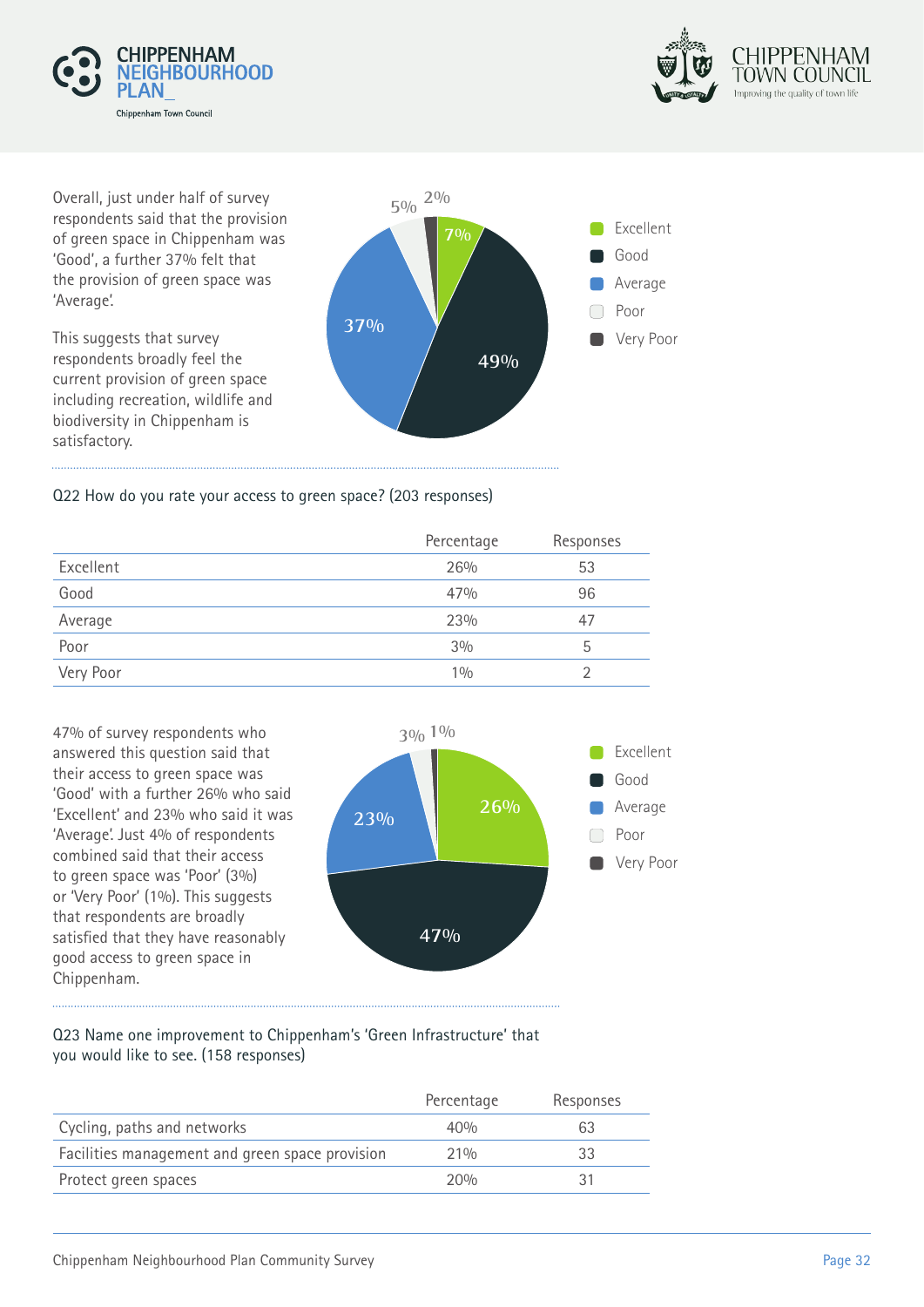Overall, just under half of survey respondents said that the provision of green space in Chippenham was 'Good', a further 37% felt that the provision of green space was 'Average'.

This suggests that survey respondents broadly feel the current provision of green space including recreation, wildlife and biodiversity in Chippenham is satisfactory.

Q22 How do you rate your access to green space? (203 responses)

| | Percentage | Responses |
|---|---|---|
| Excellent | 26% | 53 |
| Good | 47% | 96 |
| Average | 23% | 47 |
| Poor | 3% | 5 |
| Very Poor | 1% | 2 |

47% of survey respondents who answered this question said that their access to green space was 'Good' with a further 26% who said 'Excellent' and 23% who said it was 'Average'. Just 4% of respondents combined said that their access to green space was 'Poor' (3%) or 'Very Poor' (1%). This suggests that respondents are broadly satisfied that they have reasonably good access to green space in Chippenham.

Q23 Name one improvement to Chippenham's 'Green Infrastructure' that you would like to see. (158 responses)

| | Percentage | Responses |
|---|---|---|
| Cycling, paths and networks | 40% | 63 |
| Facilities management and green space provision | 21% | 33 |
| Protect green spaces | 20% | 31 |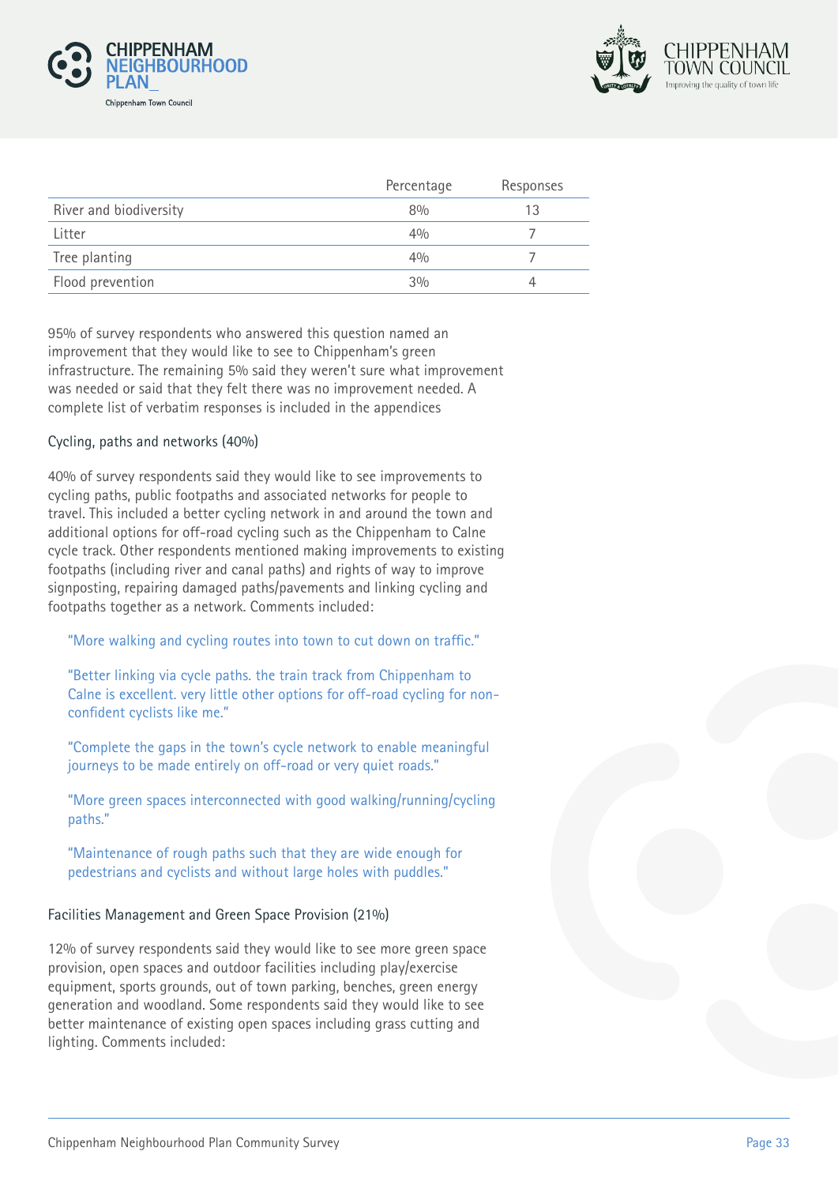| | Percentage | Responses |
|---|---|---|
| River and biodiversity | 8% | 13 |
| Litter | 4% | 7 |
| Tree planting | 4% | 7 |
| Flood prevention | 3% | 4 |

95% of survey respondents who answered this question named an improvement that they would like to see to Chippenham's green infrastructure. The remaining 5% said they weren't sure what improvement was needed or said that they felt there was no improvement needed. A complete list of verbatim responses is included in the appendices

### Cycling, paths and networks (40%)

40% of survey respondents said they would like to see improvements to cycling paths, public footpaths and associated networks for people to travel. This included a better cycling network in and around the town and additional options for off-road cycling such as the Chippenham to Calne cycle track. Other respondents mentioned making improvements to existing footpaths (including river and canal paths) and rights of way to improve signposting, repairing damaged paths/pavements and linking cycling and footpaths together as a network. Comments included:

> "More walking and cycling routes into town to cut down on traffic."

> "Better linking via cycle paths. the train track from Chippenham to Calne is excellent. very little other options for off-road cycling for non-confident cyclists like me."

> "Complete the gaps in the town's cycle network to enable meaningful journeys to be made entirely on off-road or very quiet roads."

> "More green spaces interconnected with good walking/running/cycling paths."

> "Maintenance of rough paths such that they are wide enough for pedestrians and cyclists and without large holes with puddles."

### Facilities Management and Green Space Provision (21%)

12% of survey respondents said they would like to see more green space provision, open spaces and outdoor facilities including play/exercise equipment, sports grounds, out of town parking, benches, green energy generation and woodland. Some respondents said they would like to see better maintenance of existing open spaces including grass cutting and lighting. Comments included: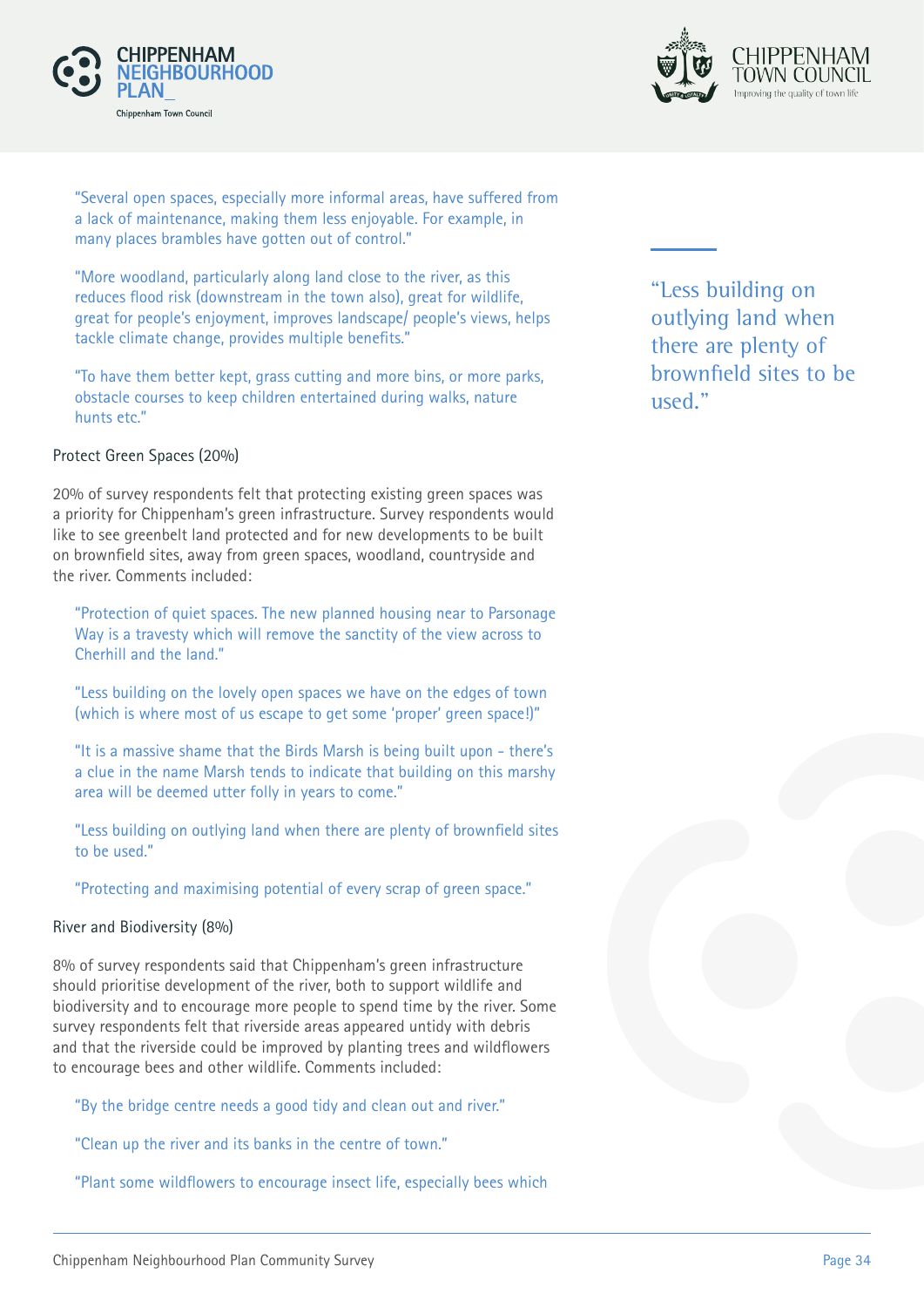"Several open spaces, especially more informal areas, have suffered from a lack of maintenance, making them less enjoyable. For example, in many places brambles have gotten out of control."

"More woodland, particularly along land close to the river, as this reduces flood risk (downstream in the town also), great for wildlife, great for people's enjoyment, improves landscape/ people's views, helps tackle climate change, provides multiple benefits."

"To have them better kept, grass cutting and more bins, or more parks, obstacle courses to keep children entertained during walks, nature hunts etc."

> "Less building on outlying land when there are plenty of brownfield sites to be used."

Protect Green Spaces (20%)

20% of survey respondents felt that protecting existing green spaces was a priority for Chippenham's green infrastructure. Survey respondents would like to see greenbelt land protected and for new developments to be built on brownfield sites, away from green spaces, woodland, countryside and the river. Comments included:

"Protection of quiet spaces. The new planned housing near to Parsonage Way is a travesty which will remove the sanctity of the view across to Cherhill and the land."

"Less building on the lovely open spaces we have on the edges of town (which is where most of us escape to get some 'proper' green space!)"

"It is a massive shame that the Birds Marsh is being built upon - there's a clue in the name Marsh tends to indicate that building on this marshy area will be deemed utter folly in years to come."

"Less building on outlying land when there are plenty of brownfield sites to be used."

"Protecting and maximising potential of every scrap of green space."

River and Biodiversity (8%)

8% of survey respondents said that Chippenham's green infrastructure should prioritise development of the river, both to support wildlife and biodiversity and to encourage more people to spend time by the river. Some survey respondents felt that riverside areas appeared untidy with debris and that the riverside could be improved by planting trees and wildflowers to encourage bees and other wildlife. Comments included:

"By the bridge centre needs a good tidy and clean out and river."

"Clean up the river and its banks in the centre of town."

"Plant some wildflowers to encourage insect life, especially bees which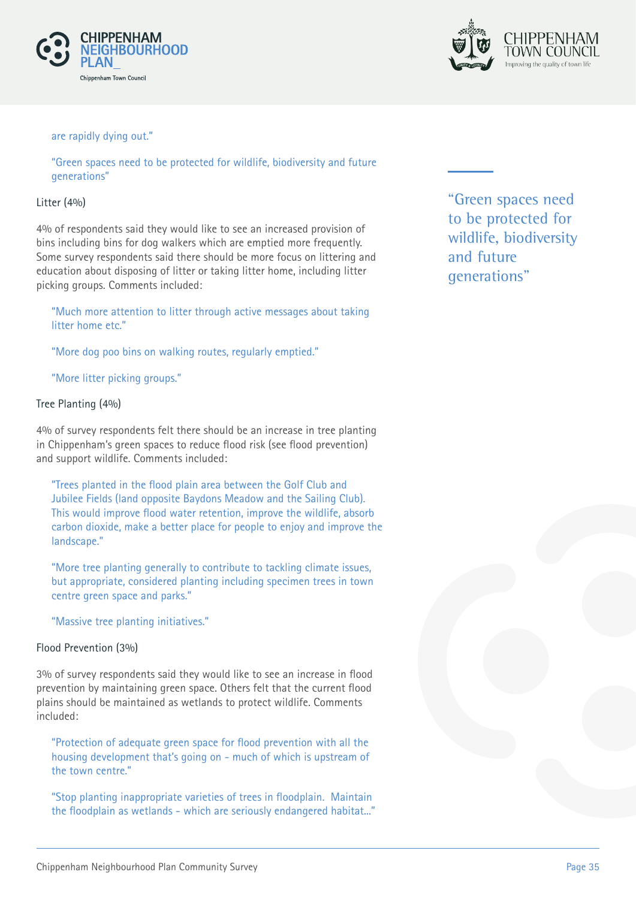are rapidly dying out."

"Green spaces need to be protected for wildlife, biodiversity and future generations"

"Green spaces need to be protected for wildlife, biodiversity and future generations"

### Litter (4%)

4% of respondents said they would like to see an increased provision of bins including bins for dog walkers which are emptied more frequently. Some survey respondents said there should be more focus on littering and education about disposing of litter or taking litter home, including litter picking groups. Comments included:

"Much more attention to litter through active messages about taking litter home etc."

"More dog poo bins on walking routes, regularly emptied."

"More litter picking groups."

### Tree Planting (4%)

4% of survey respondents felt there should be an increase in tree planting in Chippenham's green spaces to reduce flood risk (see flood prevention) and support wildlife. Comments included:

"Trees planted in the flood plain area between the Golf Club and Jubilee Fields (land opposite Baydons Meadow and the Sailing Club). This would improve flood water retention, improve the wildlife, absorb carbon dioxide, make a better place for people to enjoy and improve the landscape."

"More tree planting generally to contribute to tackling climate issues, but appropriate, considered planting including specimen trees in town centre green space and parks."

"Massive tree planting initiatives."

### Flood Prevention (3%)

3% of survey respondents said they would like to see an increase in flood prevention by maintaining green space. Others felt that the current flood plains should be maintained as wetlands to protect wildlife. Comments included:

"Protection of adequate green space for flood prevention with all the housing development that's going on - much of which is upstream of the town centre."

"Stop planting inappropriate varieties of trees in floodplain.  Maintain the floodplain as wetlands - which are seriously endangered habitat..."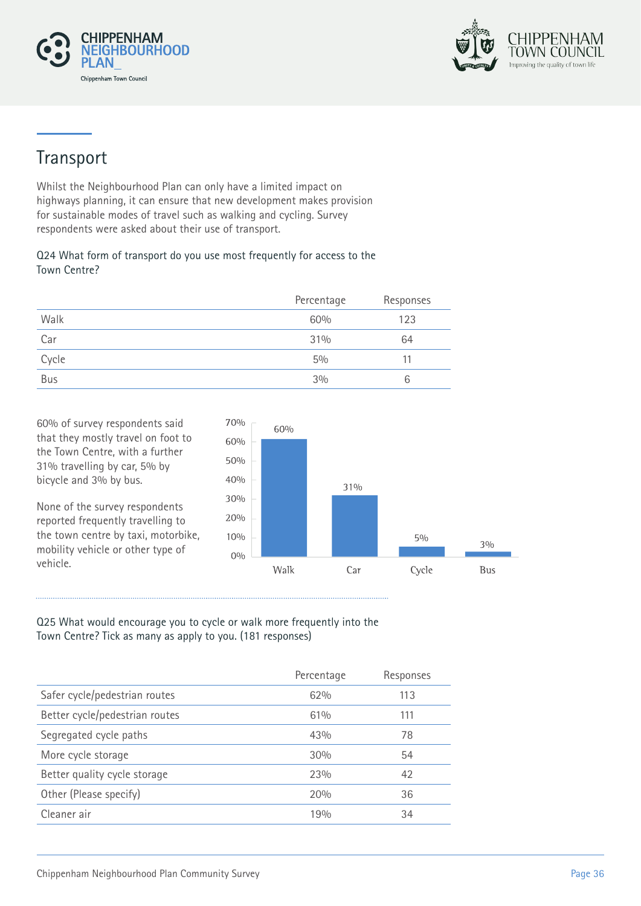## Transport

Whilst the Neighbourhood Plan can only have a limited impact on highways planning, it can ensure that new development makes provision for sustainable modes of travel such as walking and cycling. Survey respondents were asked about their use of transport.

Q24 What form of transport do you use most frequently for access to the Town Centre?

| | Percentage | Responses |
|---|---|---|
| Walk | 60% | 123 |
| Car | 31% | 64 |
| Cycle | 5% | 11 |
| Bus | 3% | 6 |

60% of survey respondents said that they mostly travel on foot to the Town Centre, with a further 31% travelling by car, 5% by bicycle and 3% by bus.

None of the survey respondents reported frequently travelling to the town centre by taxi, motorbike, mobility vehicle or other type of vehicle.

Q25 What would encourage you to cycle or walk more frequently into the Town Centre? Tick as many as apply to you. (181 responses)

| | Percentage | Responses |
|---|---|---|
| Safer cycle/pedestrian routes | 62% | 113 |
| Better cycle/pedestrian routes | 61% | 111 |
| Segregated cycle paths | 43% | 78 |
| More cycle storage | 30% | 54 |
| Better quality cycle storage | 23% | 42 |
| Other (Please specify) | 20% | 36 |
| Cleaner air | 19% | 34 |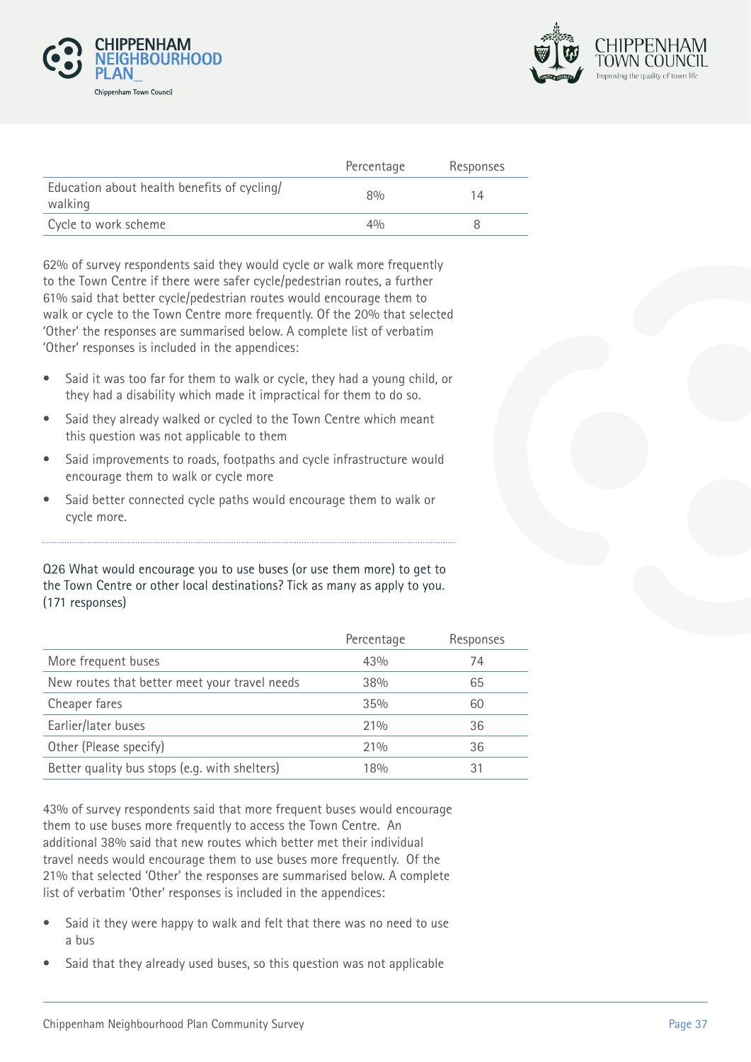| | Percentage | Responses |
|---|---|---|
| Education about health benefits of cycling/ walking | 8% | 14 |
| Cycle to work scheme | 4% | 8 |

62% of survey respondents said they would cycle or walk more frequently to the Town Centre if there were safer cycle/pedestrian routes, a further 61% said that better cycle/pedestrian routes would encourage them to walk or cycle to the Town Centre more frequently. Of the 20% that selected 'Other' the responses are summarised below. A complete list of verbatim 'Other' responses is included in the appendices:

- Said it was too far for them to walk or cycle, they had a young child, or they had a disability which made it impractical for them to do so.
- Said they already walked or cycled to the Town Centre which meant this question was not applicable to them
- Said improvements to roads, footpaths and cycle infrastructure would encourage them to walk or cycle more
- Said better connected cycle paths would encourage them to walk or cycle more.

Q26 What would encourage you to use buses (or use them more) to get to the Town Centre or other local destinations? Tick as many as apply to you. (171 responses)

| | Percentage | Responses |
|---|---|---|
| More frequent buses | 43% | 74 |
| New routes that better meet your travel needs | 38% | 65 |
| Cheaper fares | 35% | 60 |
| Earlier/later buses | 21% | 36 |
| Other (Please specify) | 21% | 36 |
| Better quality bus stops (e.g. with shelters) | 18% | 31 |

43% of survey respondents said that more frequent buses would encourage them to use buses more frequently to access the Town Centre. An additional 38% said that new routes which better met their individual travel needs would encourage them to use buses more frequently. Of the 21% that selected 'Other' the responses are summarised below. A complete list of verbatim 'Other' responses is included in the appendices:

- Said it they were happy to walk and felt that there was no need to use a bus
- Said that they already used buses, so this question was not applicable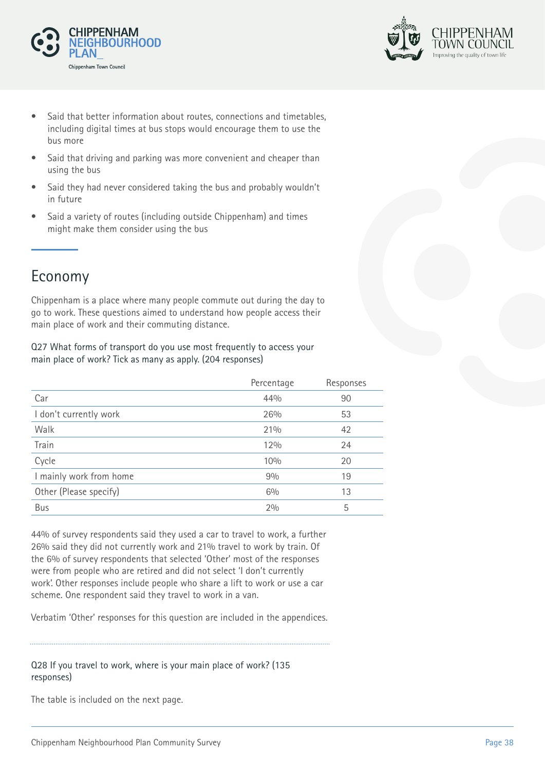- Said that better information about routes, connections and timetables, including digital times at bus stops would encourage them to use the bus more
- Said that driving and parking was more convenient and cheaper than using the bus
- Said they had never considered taking the bus and probably wouldn't in future
- Said a variety of routes (including outside Chippenham) and times might make them consider using the bus

## Economy

Chippenham is a place where many people commute out during the day to go to work. These questions aimed to understand how people access their main place of work and their commuting distance.

Q27 What forms of transport do you use most frequently to access your main place of work? Tick as many as apply. (204 responses)

| | Percentage | Responses |
|---|---|---|
| Car | 44% | 90 |
| I don't currently work | 26% | 53 |
| Walk | 21% | 42 |
| Train | 12% | 24 |
| Cycle | 10% | 20 |
| I mainly work from home | 9% | 19 |
| Other (Please specify) | 6% | 13 |
| Bus | 2% | 5 |

44% of survey respondents said they used a car to travel to work, a further 26% said they did not currently work and 21% travel to work by train. Of the 6% of survey respondents that selected 'Other' most of the responses were from people who are retired and did not select 'I don't currently work'. Other responses include people who share a lift to work or use a car scheme. One respondent said they travel to work in a van.

Verbatim 'Other' responses for this question are included in the appendices.

Q28 If you travel to work, where is your main place of work? (135 responses)

The table is included on the next page.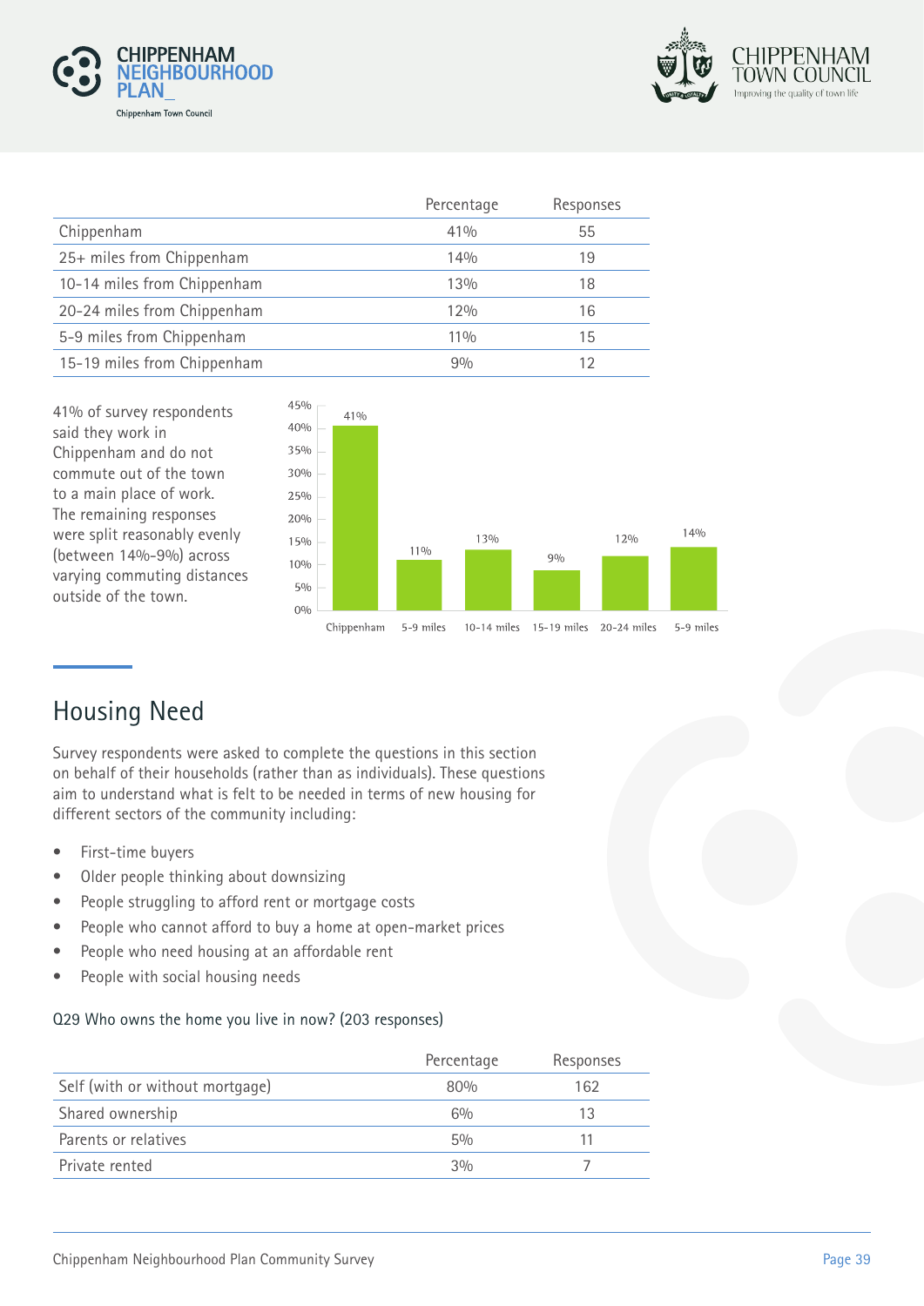| | Percentage | Responses |
|---|---|---|
| Chippenham | 41% | 55 |
| 25+ miles from Chippenham | 14% | 19 |
| 10-14 miles from Chippenham | 13% | 18 |
| 20-24 miles from Chippenham | 12% | 16 |
| 5-9 miles from Chippenham | 11% | 15 |
| 15-19 miles from Chippenham | 9% | 12 |

41% of survey respondents said they work in Chippenham and do not commute out of the town to a main place of work. The remaining responses were split reasonably evenly (between 14%-9%) across varying commuting distances outside of the town.

| | Chippenham | 5-9 miles | 10-14 miles | 15-19 miles | 20-24 miles | 5-9 miles |
|---|---|---|---|---|---|---|
| Percentage | 41% | 11% | 13% | 9% | 12% | 14% |

## Housing Need

Survey respondents were asked to complete the questions in this section on behalf of their households (rather than as individuals). These questions aim to understand what is felt to be needed in terms of new housing for different sectors of the community including:

- First-time buyers
- Older people thinking about downsizing
- People struggling to afford rent or mortgage costs
- People who cannot afford to buy a home at open-market prices
- People who need housing at an affordable rent
- People with social housing needs

Q29 Who owns the home you live in now? (203 responses)

| | Percentage | Responses |
|---|---|---|
| Self (with or without mortgage) | 80% | 162 |
| Shared ownership | 6% | 13 |
| Parents or relatives | 5% | 11 |
| Private rented | 3% | 7 |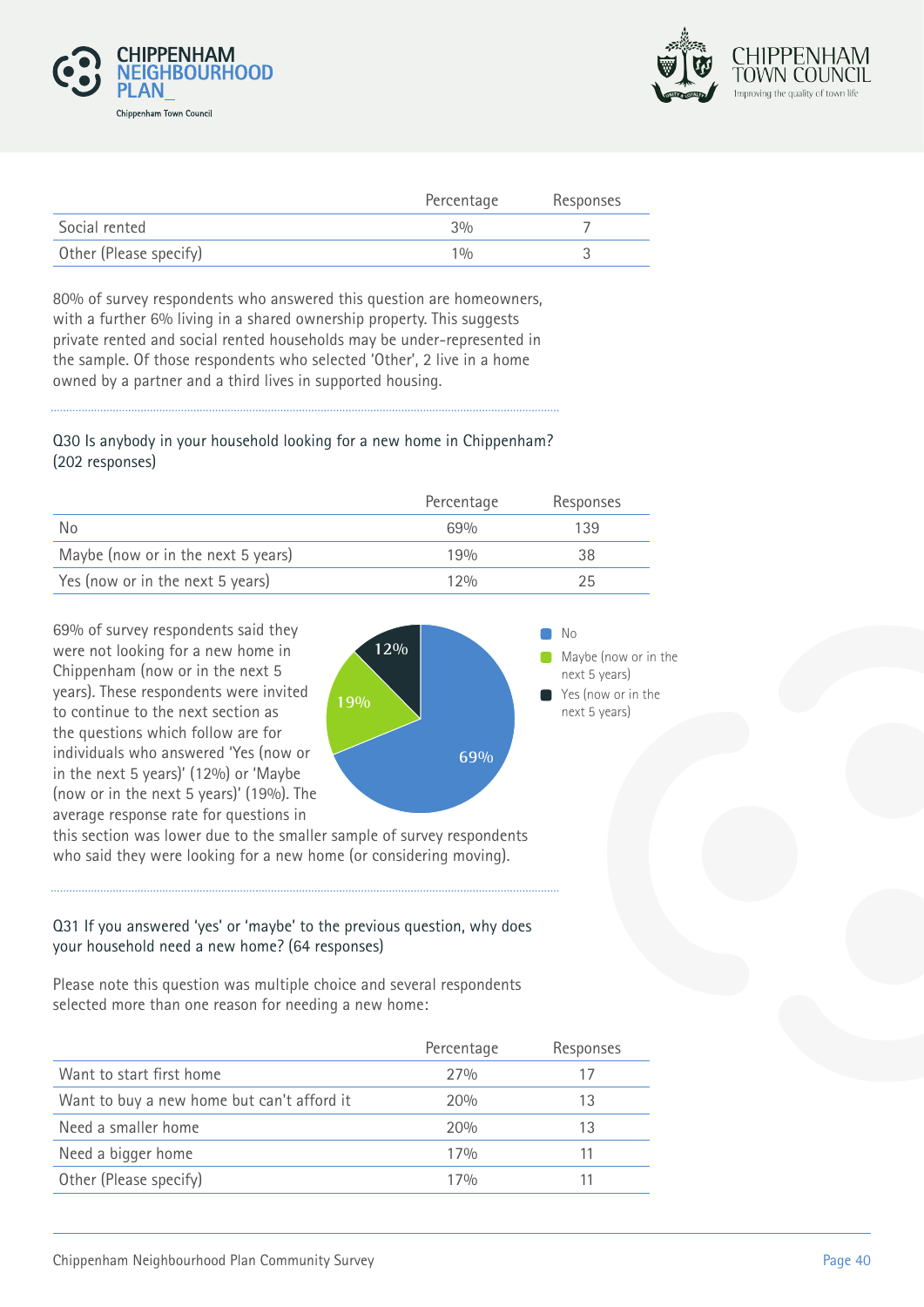| | Percentage | Responses |
|---|---|---|
| Social rented | 3% | 7 |
| Other (Please specify) | 1% | 3 |

80% of survey respondents who answered this question are homeowners, with a further 6% living in a shared ownership property. This suggests private rented and social rented households may be under-represented in the sample. Of those respondents who selected 'Other', 2 live in a home owned by a partner and a third lives in supported housing.

Q30 Is anybody in your household looking for a new home in Chippenham? (202 responses)

| | Percentage | Responses |
|---|---|---|
| No | 69% | 139 |
| Maybe (now or in the next 5 years) | 19% | 38 |
| Yes (now or in the next 5 years) | 12% | 25 |

69% of survey respondents said they were not looking for a new home in Chippenham (now or in the next 5 years). These respondents were invited to continue to the next section as the questions which follow are for individuals who answered 'Yes (now or in the next 5 years)' (12%) or 'Maybe (now or in the next 5 years)' (19%). The average response rate for questions in this section was lower due to the smaller sample of survey respondents who said they were looking for a new home (or considering moving).

Q31 If you answered 'yes' or 'maybe' to the previous question, why does your household need a new home? (64 responses)

Please note this question was multiple choice and several respondents selected more than one reason for needing a new home:

| | Percentage | Responses |
|---|---|---|
| Want to start first home | 27% | 17 |
| Want to buy a new home but can't afford it | 20% | 13 |
| Need a smaller home | 20% | 13 |
| Need a bigger home | 17% | 11 |
| Other (Please specify) | 17% | 11 |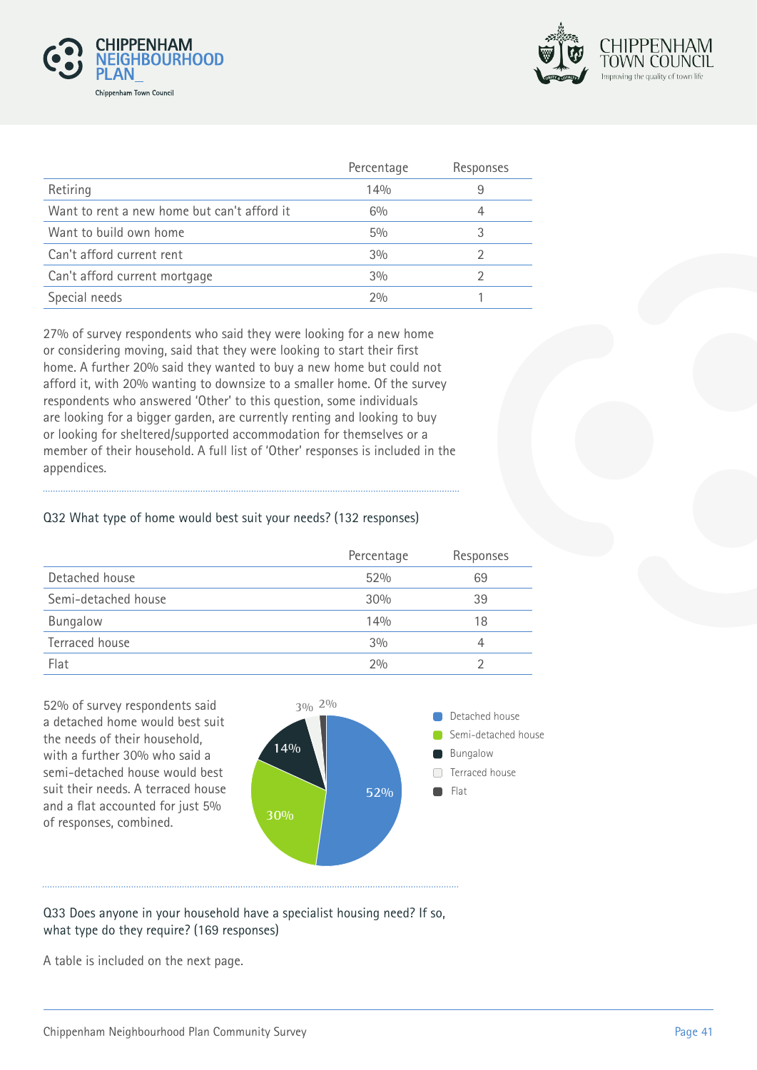| | Percentage | Responses |
|---|---|---|
| Retiring | 14% | 9 |
| Want to rent a new home but can't afford it | 6% | 4 |
| Want to build own home | 5% | 3 |
| Can't afford current rent | 3% | 2 |
| Can't afford current mortgage | 3% | 2 |
| Special needs | 2% | 1 |

27% of survey respondents who said they were looking for a new home or considering moving, said that they were looking to start their first home. A further 20% said they wanted to buy a new home but could not afford it, with 20% wanting to downsize to a smaller home. Of the survey respondents who answered 'Other' to this question, some individuals are looking for a bigger garden, are currently renting and looking to buy or looking for sheltered/supported accommodation for themselves or a member of their household. A full list of 'Other' responses is included in the appendices.

Q32 What type of home would best suit your needs? (132 responses)

| | Percentage | Responses |
|---|---|---|
| Detached house | 52% | 69 |
| Semi-detached house | 30% | 39 |
| Bungalow | 14% | 18 |
| Terraced house | 3% | 4 |
| Flat | 2% | 2 |

52% of survey respondents said a detached home would best suit the needs of their household, with a further 30% who said a semi-detached house would best suit their needs. A terraced house and a flat accounted for just 5% of responses, combined.

Q33 Does anyone in your household have a specialist housing need? If so, what type do they require? (169 responses)

A table is included on the next page.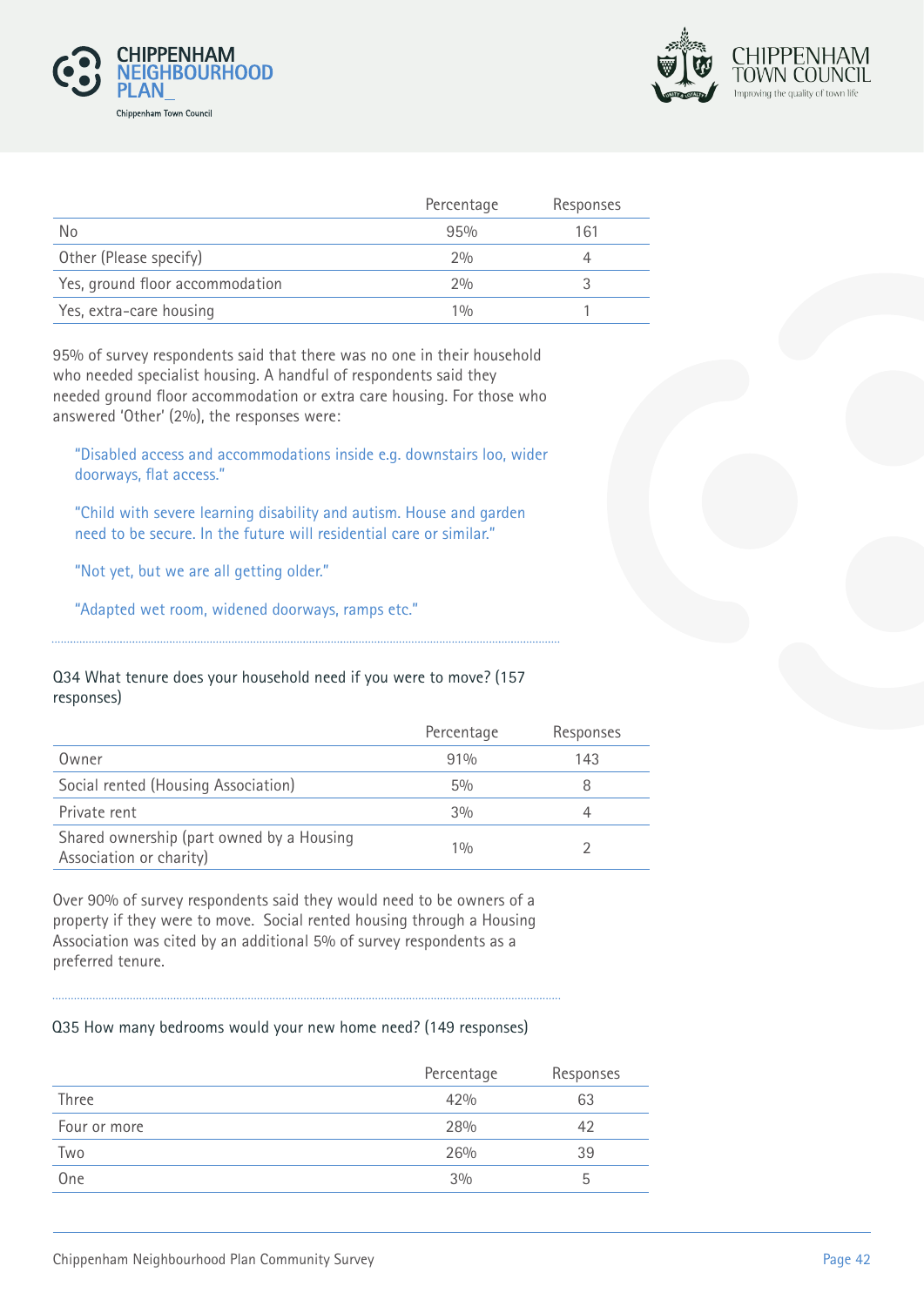| | Percentage | Responses |
|---|---|---|
| No | 95% | 161 |
| Other (Please specify) | 2% | 4 |
| Yes, ground floor accommodation | 2% | 3 |
| Yes, extra-care housing | 1% | 1 |

95% of survey respondents said that there was no one in their household who needed specialist housing. A handful of respondents said they needed ground floor accommodation or extra care housing. For those who answered 'Other' (2%), the responses were:

> "Disabled access and accommodations inside e.g. downstairs loo, wider doorways, flat access."

> "Child with severe learning disability and autism. House and garden need to be secure. In the future will residential care or similar."

> "Not yet, but we are all getting older."

> "Adapted wet room, widened doorways, ramps etc."

Q34 What tenure does your household need if you were to move? (157 responses)

| | Percentage | Responses |
|---|---|---|
| Owner | 91% | 143 |
| Social rented (Housing Association) | 5% | 8 |
| Private rent | 3% | 4 |
| Shared ownership (part owned by a Housing Association or charity) | 1% | 2 |

Over 90% of survey respondents said they would need to be owners of a property if they were to move. Social rented housing through a Housing Association was cited by an additional 5% of survey respondents as a preferred tenure.

Q35 How many bedrooms would your new home need? (149 responses)

| | Percentage | Responses |
|---|---|---|
| Three | 42% | 63 |
| Four or more | 28% | 42 |
| Two | 26% | 39 |
| One | 3% | 5 |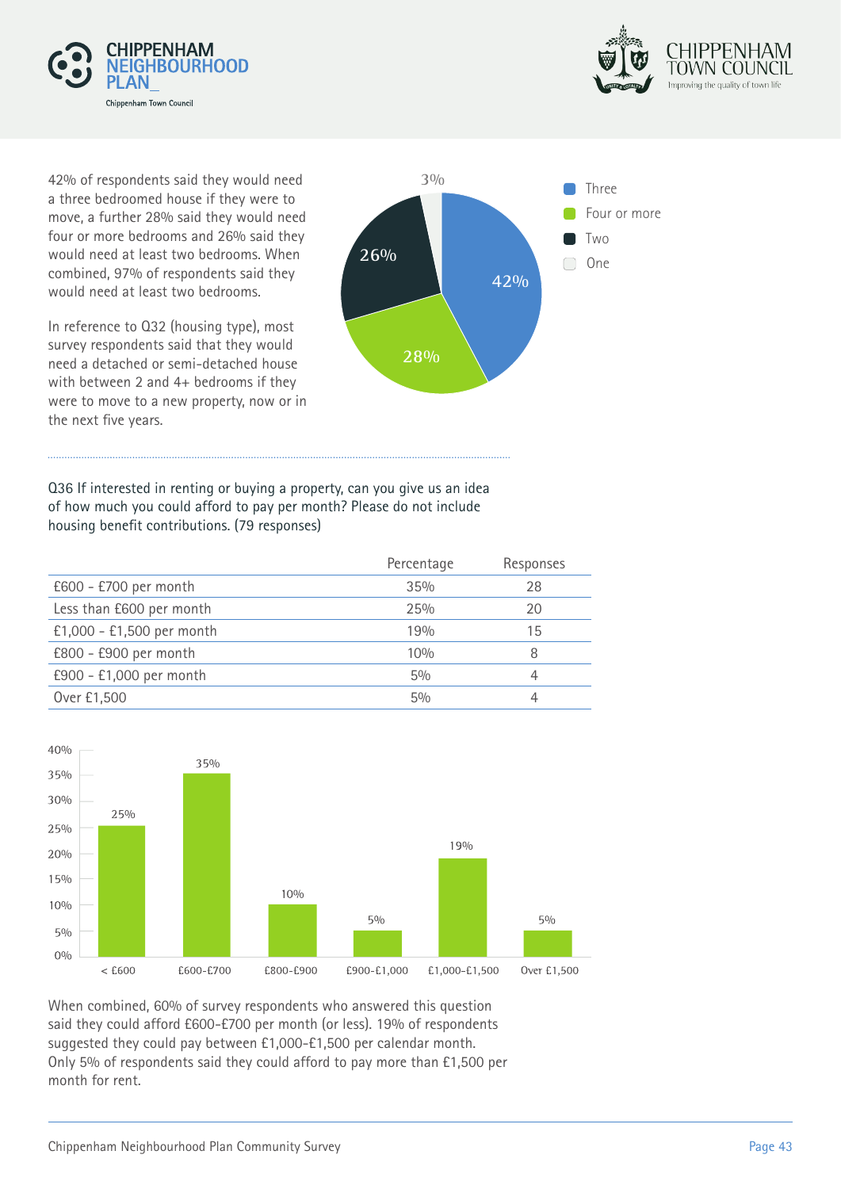42% of respondents said they would need a three bedroomed house if they were to move, a further 28% said they would need four or more bedrooms and 26% said they would need at least two bedrooms. When combined, 97% of respondents said they would need at least two bedrooms.

In reference to Q32 (housing type), most survey respondents said that they would need a detached or semi-detached house with between 2 and 4+ bedrooms if they were to move to a new property, now or in the next five years.

Q36 If interested in renting or buying a property, can you give us an idea of how much you could afford to pay per month? Please do not include housing benefit contributions. (79 responses)

| | Percentage | Responses |
|---|---|---|
| £600 - £700 per month | 35% | 28 |
| Less than £600 per month | 25% | 20 |
| £1,000 - £1,500 per month | 19% | 15 |
| £800 - £900 per month | 10% | 8 |
| £900 - £1,000 per month | 5% | 4 |
| Over £1,500 | 5% | 4 |

When combined, 60% of survey respondents who answered this question said they could afford £600-£700 per month (or less). 19% of respondents suggested they could pay between £1,000-£1,500 per calendar month. Only 5% of respondents said they could afford to pay more than £1,500 per month for rent.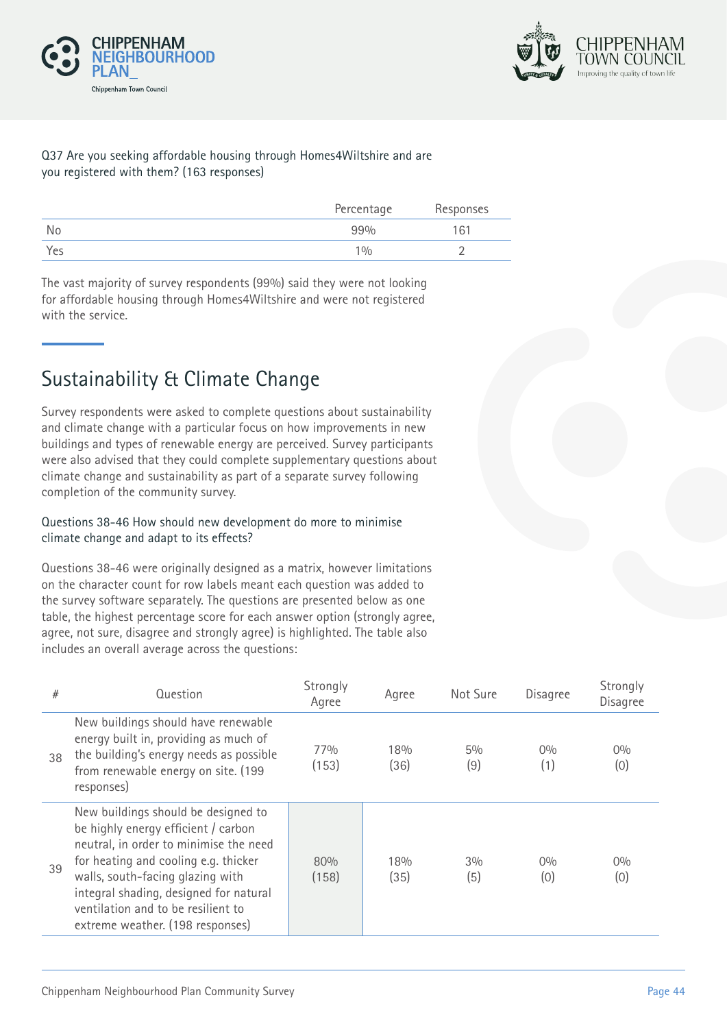Q37 Are you seeking affordable housing through Homes4Wiltshire and are you registered with them? (163 responses)

| | Percentage | Responses |
|---|---|---|
| No | 99% | 161 |
| Yes | 1% | 2 |

The vast majority of survey respondents (99%) said they were not looking for affordable housing through Homes4Wiltshire and were not registered with the service.

## Sustainability & Climate Change

Survey respondents were asked to complete questions about sustainability and climate change with a particular focus on how improvements in new buildings and types of renewable energy are perceived. Survey participants were also advised that they could complete supplementary questions about climate change and sustainability as part of a separate survey following completion of the community survey.

Questions 38-46 How should new development do more to minimise climate change and adapt to its effects?

Questions 38-46 were originally designed as a matrix, however limitations on the character count for row labels meant each question was added to the survey software separately. The questions are presented below as one table, the highest percentage score for each answer option (strongly agree, agree, not sure, disagree and strongly agree) is highlighted. The table also includes an overall average across the questions:

| # | Question | Strongly Agree | Agree | Not Sure | Disagree | Strongly Disagree |
|---|---|---|---|---|---|---|
| 38 | New buildings should have renewable energy built in, providing as much of the building's energy needs as possible from renewable energy on site. (199 responses) | 77% (153) | 18% (36) | 5% (9) | 0% (1) | 0% (0) |
| 39 | New buildings should be designed to be highly energy efficient / carbon neutral, in order to minimise the need for heating and cooling e.g. thicker walls, south-facing glazing with integral shading, designed for natural ventilation and to be resilient to extreme weather. (198 responses) | 80% (158) | 18% (35) | 3% (5) | 0% (0) | 0% (0) |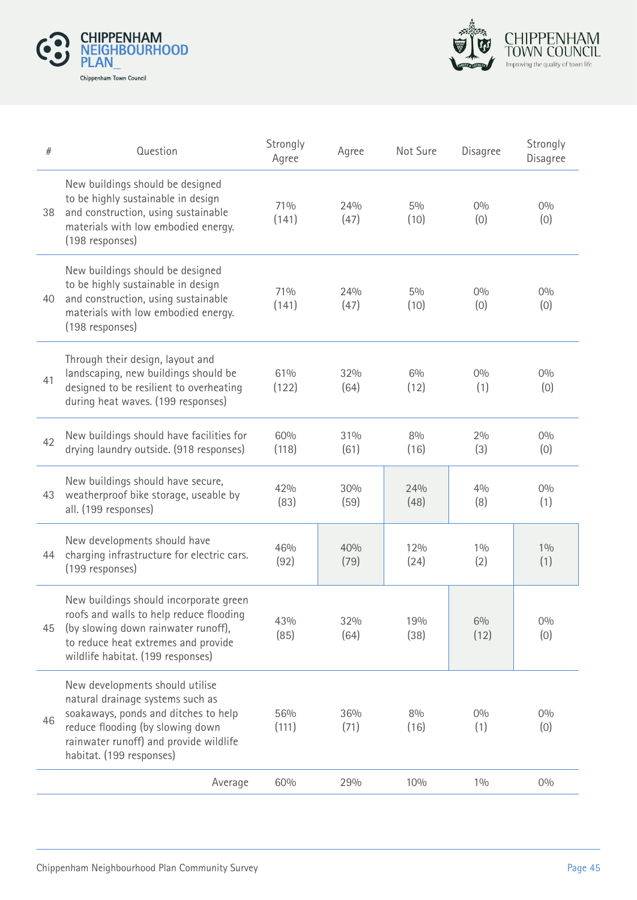| # | Question | Strongly Agree | Agree | Not Sure | Disagree | Strongly Disagree |
|---|---|---|---|---|---|---|
| 38 | New buildings should be designed to be highly sustainable in design and construction, using sustainable materials with low embodied energy. (198 responses) | 71% (141) | 24% (47) | 5% (10) | 0% (0) | 0% (0) |
| 40 | New buildings should be designed to be highly sustainable in design and construction, using sustainable materials with low embodied energy. (198 responses) | 71% (141) | 24% (47) | 5% (10) | 0% (0) | 0% (0) |
| 41 | Through their design, layout and landscaping, new buildings should be designed to be resilient to overheating during heat waves. (199 responses) | 61% (122) | 32% (64) | 6% (12) | 0% (1) | 0% (0) |
| 42 | New buildings should have facilities for drying laundry outside. (918 responses) | 60% (118) | 31% (61) | 8% (16) | 2% (3) | 0% (0) |
| 43 | New buildings should have secure, weatherproof bike storage, useable by all. (199 responses) | 42% (83) | 30% (59) | 24% (48) | 4% (8) | 0% (1) |
| 44 | New developments should have charging infrastructure for electric cars. (199 responses) | 46% (92) | 40% (79) | 12% (24) | 1% (2) | 1% (1) |
| 45 | New buildings should incorporate green roofs and walls to help reduce flooding (by slowing down rainwater runoff), to reduce heat extremes and provide wildlife habitat. (199 responses) | 43% (85) | 32% (64) | 19% (38) | 6% (12) | 0% (0) |
| 46 | New developments should utilise natural drainage systems such as soakaways, ponds and ditches to help reduce flooding (by slowing down rainwater runoff) and provide wildlife habitat. (199 responses) | 56% (111) | 36% (71) | 8% (16) | 0% (1) | 0% (0) |
| | Average | 60% | 29% | 10% | 1% | 0% |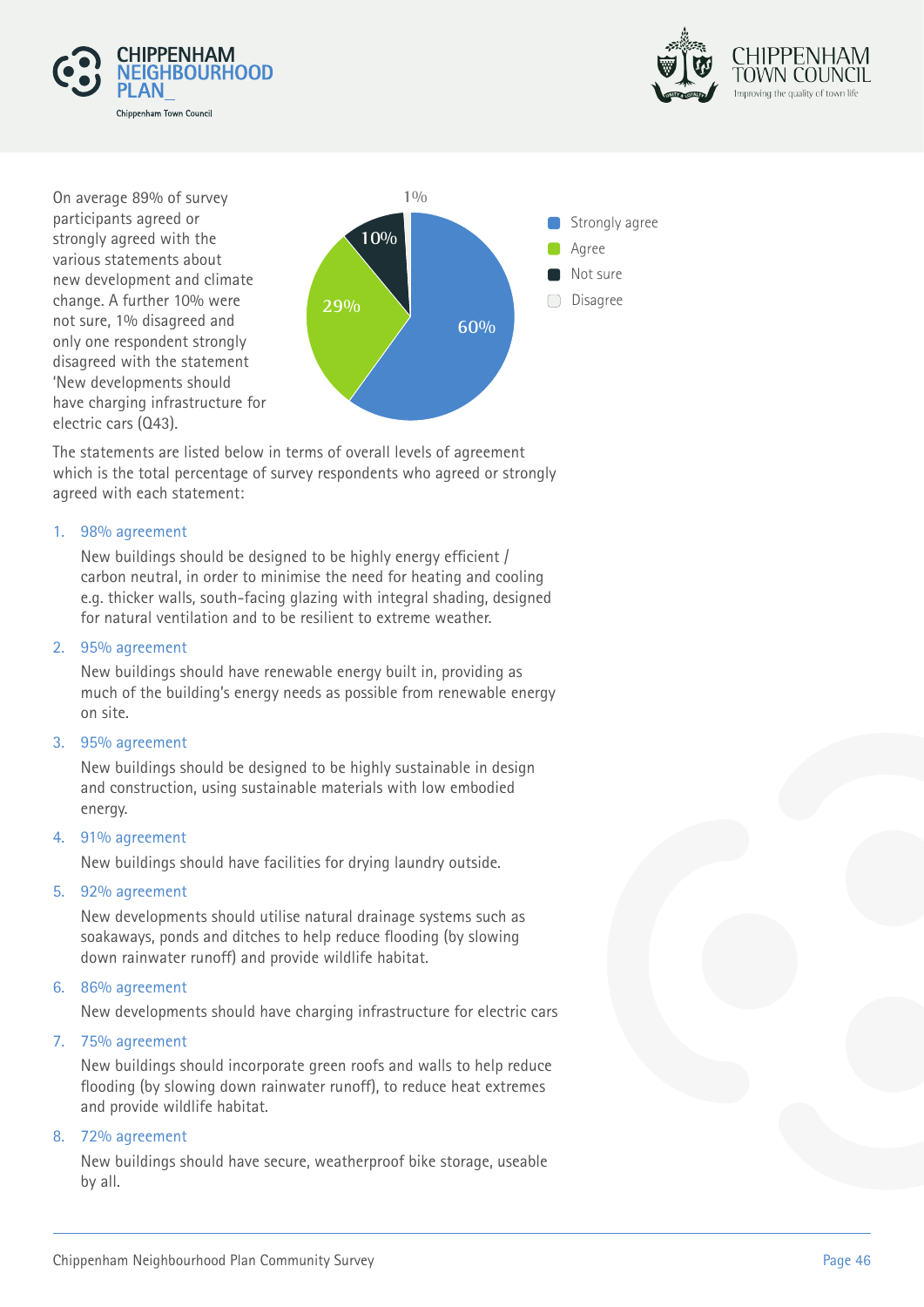On average 89% of survey participants agreed or strongly agreed with the various statements about new development and climate change. A further 10% were not sure, 1% disagreed and only one respondent strongly disagreed with the statement 'New developments should have charging infrastructure for electric cars (Q43).

1%

10%

29%

60%

Strongly agree

Agree

Not sure

Disagree

The statements are listed below in terms of overall levels of agreement which is the total percentage of survey respondents who agreed or strongly agreed with each statement:

1. 98% agreement

   New buildings should be designed to be highly energy efficient / carbon neutral, in order to minimise the need for heating and cooling e.g. thicker walls, south-facing glazing with integral shading, designed for natural ventilation and to be resilient to extreme weather.

2. 95% agreement

   New buildings should have renewable energy built in, providing as much of the building's energy needs as possible from renewable energy on site.

3. 95% agreement

   New buildings should be designed to be highly sustainable in design and construction, using sustainable materials with low embodied energy.

4. 91% agreement

   New buildings should have facilities for drying laundry outside.

5. 92% agreement

   New developments should utilise natural drainage systems such as soakaways, ponds and ditches to help reduce flooding (by slowing down rainwater runoff) and provide wildlife habitat.

6. 86% agreement

   New developments should have charging infrastructure for electric cars

7. 75% agreement

   New buildings should incorporate green roofs and walls to help reduce flooding (by slowing down rainwater runoff), to reduce heat extremes and provide wildlife habitat.

8. 72% agreement

   New buildings should have secure, weatherproof bike storage, useable by all.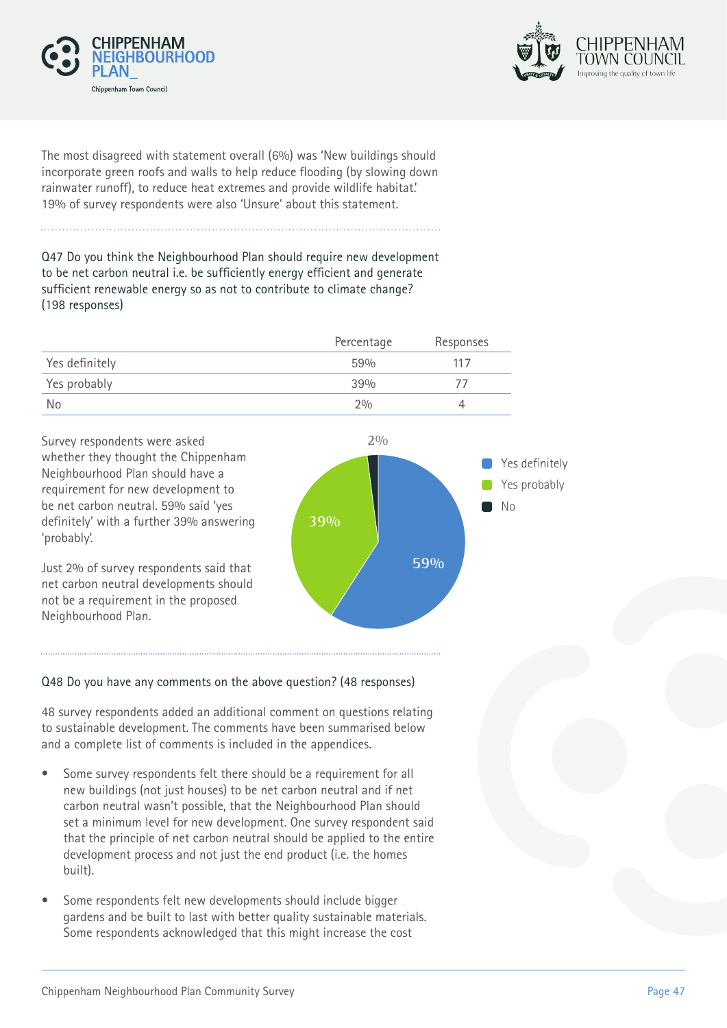The most disagreed with statement overall (6%) was 'New buildings should incorporate green roofs and walls to help reduce flooding (by slowing down rainwater runoff), to reduce heat extremes and provide wildlife habitat.' 19% of survey respondents were also 'Unsure' about this statement.

Q47 Do you think the Neighbourhood Plan should require new development to be net carbon neutral i.e. be sufficiently energy efficient and generate sufficient renewable energy so as not to contribute to climate change? (198 responses)

| | Percentage | Responses |
|---|---|---|
| Yes definitely | 59% | 117 |
| Yes probably | 39% | 77 |
| No | 2% | 4 |

Survey respondents were asked whether they thought the Chippenham Neighbourhood Plan should have a requirement for new development to be net carbon neutral. 59% said 'yes definitely' with a further 39% answering 'probably'.

Just 2% of survey respondents said that net carbon neutral developments should not be a requirement in the proposed Neighbourhood Plan.

Q48 Do you have any comments on the above question? (48 responses)

48 survey respondents added an additional comment on questions relating to sustainable development. The comments have been summarised below and a complete list of comments is included in the appendices.

- Some survey respondents felt there should be a requirement for all new buildings (not just houses) to be net carbon neutral and if net carbon neutral wasn't possible, that the Neighbourhood Plan should set a minimum level for new development. One survey respondent said that the principle of net carbon neutral should be applied to the entire development process and not just the end product (i.e. the homes built).
- Some respondents felt new developments should include bigger gardens and be built to last with better quality sustainable materials. Some respondents acknowledged that this might increase the cost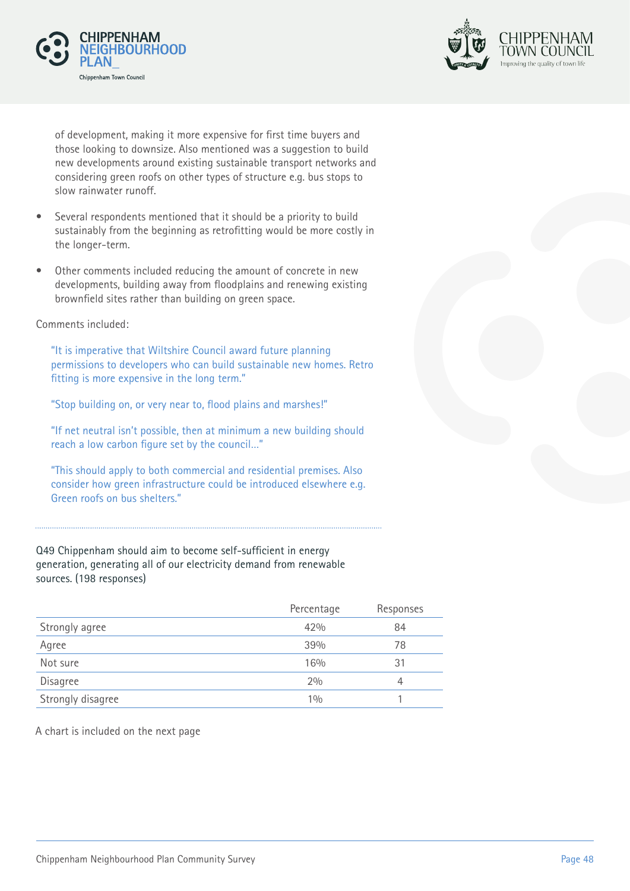of development, making it more expensive for first time buyers and those looking to downsize. Also mentioned was a suggestion to build new developments around existing sustainable transport networks and considering green roofs on other types of structure e.g. bus stops to slow rainwater runoff.

- Several respondents mentioned that it should be a priority to build sustainably from the beginning as retrofitting would be more costly in the longer-term.

- Other comments included reducing the amount of concrete in new developments, building away from floodplains and renewing existing brownfield sites rather than building on green space.

Comments included:

> "It is imperative that Wiltshire Council award future planning permissions to developers who can build sustainable new homes. Retro fitting is more expensive in the long term."

> "Stop building on, or very near to, flood plains and marshes!"

> "If net neutral isn't possible, then at minimum a new building should reach a low carbon figure set by the council..."

> "This should apply to both commercial and residential premises. Also consider how green infrastructure could be introduced elsewhere e.g. Green roofs on bus shelters."

---

Q49 Chippenham should aim to become self-sufficient in energy generation, generating all of our electricity demand from renewable sources. (198 responses)

| | Percentage | Responses |
|---|---|---|
| Strongly agree | 42% | 84 |
| Agree | 39% | 78 |
| Not sure | 16% | 31 |
| Disagree | 2% | 4 |
| Strongly disagree | 1% | 1 |

A chart is included on the next page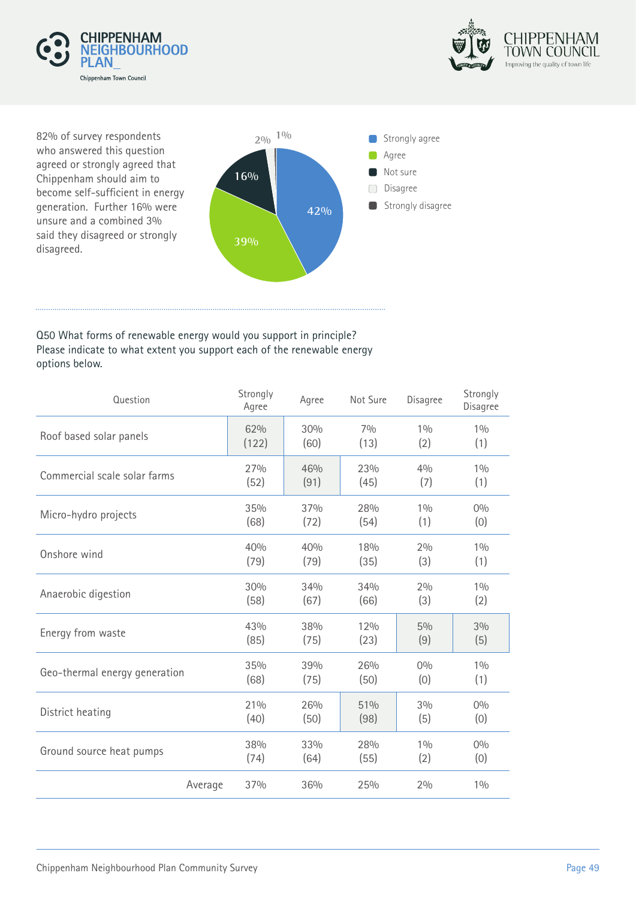82% of survey respondents who answered this question agreed or strongly agreed that Chippenham should aim to become self-sufficient in energy generation. Further 16% were unsure and a combined 3% said they disagreed or strongly disagreed.

- Strongly agree: 42%
- Agree: 39%
- Not sure: 16%
- Disagree: 2%
- Strongly disagree: 1%

Q50 What forms of renewable energy would you support in principle? Please indicate to what extent you support each of the renewable energy options below.

| Question | Strongly Agree | Agree | Not Sure | Disagree | Strongly Disagree |
|---|---|---|---|---|---|
| Roof based solar panels | 62% (122) | 30% (60) | 7% (13) | 1% (2) | 1% (1) |
| Commercial scale solar farms | 27% (52) | 46% (91) | 23% (45) | 4% (7) | 1% (1) |
| Micro-hydro projects | 35% (68) | 37% (72) | 28% (54) | 1% (1) | 0% (0) |
| Onshore wind | 40% (79) | 40% (79) | 18% (35) | 2% (3) | 1% (1) |
| Anaerobic digestion | 30% (58) | 34% (67) | 34% (66) | 2% (3) | 1% (2) |
| Energy from waste | 43% (85) | 38% (75) | 12% (23) | 5% (9) | 3% (5) |
| Geo-thermal energy generation | 35% (68) | 39% (75) | 26% (50) | 0% (0) | 1% (1) |
| District heating | 21% (40) | 26% (50) | 51% (98) | 3% (5) | 0% (0) |
| Ground source heat pumps | 38% (74) | 33% (64) | 28% (55) | 1% (2) | 0% (0) |
| Average | 37% | 36% | 25% | 2% | 1% |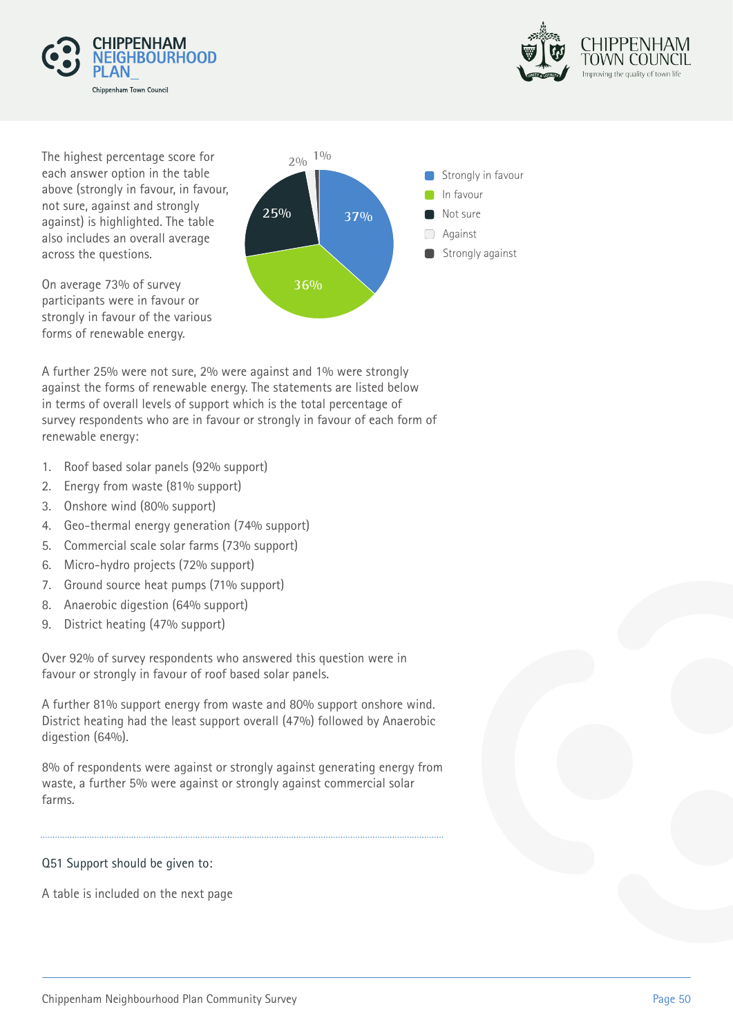The highest percentage score for each answer option in the table above (strongly in favour, in favour, not sure, against and strongly against) is highlighted. The table also includes an overall average across the questions.

On average 73% of survey participants were in favour or strongly in favour of the various forms of renewable energy.

| Response | Percentage |
|---|---|
| Strongly in favour | 37% |
| In favour | 36% |
| Not sure | 25% |
| Against | 2% |
| Strongly against | 1% |

A further 25% were not sure, 2% were against and 1% were strongly against the forms of renewable energy. The statements are listed below in terms of overall levels of support which is the total percentage of survey respondents who are in favour or strongly in favour of each form of renewable energy:

1. Roof based solar panels (92% support)
2. Energy from waste (81% support)
3. Onshore wind (80% support)
4. Geo-thermal energy generation (74% support)
5. Commercial scale solar farms (73% support)
6. Micro-hydro projects (72% support)
7. Ground source heat pumps (71% support)
8. Anaerobic digestion (64% support)
9. District heating (47% support)

Over 92% of survey respondents who answered this question were in favour or strongly in favour of roof based solar panels.

A further 81% support energy from waste and 80% support onshore wind. District heating had the least support overall (47%) followed by Anaerobic digestion (64%).

8% of respondents were against or strongly against generating energy from waste, a further 5% were against or strongly against commercial solar farms.

Q51 Support should be given to:

A table is included on the next page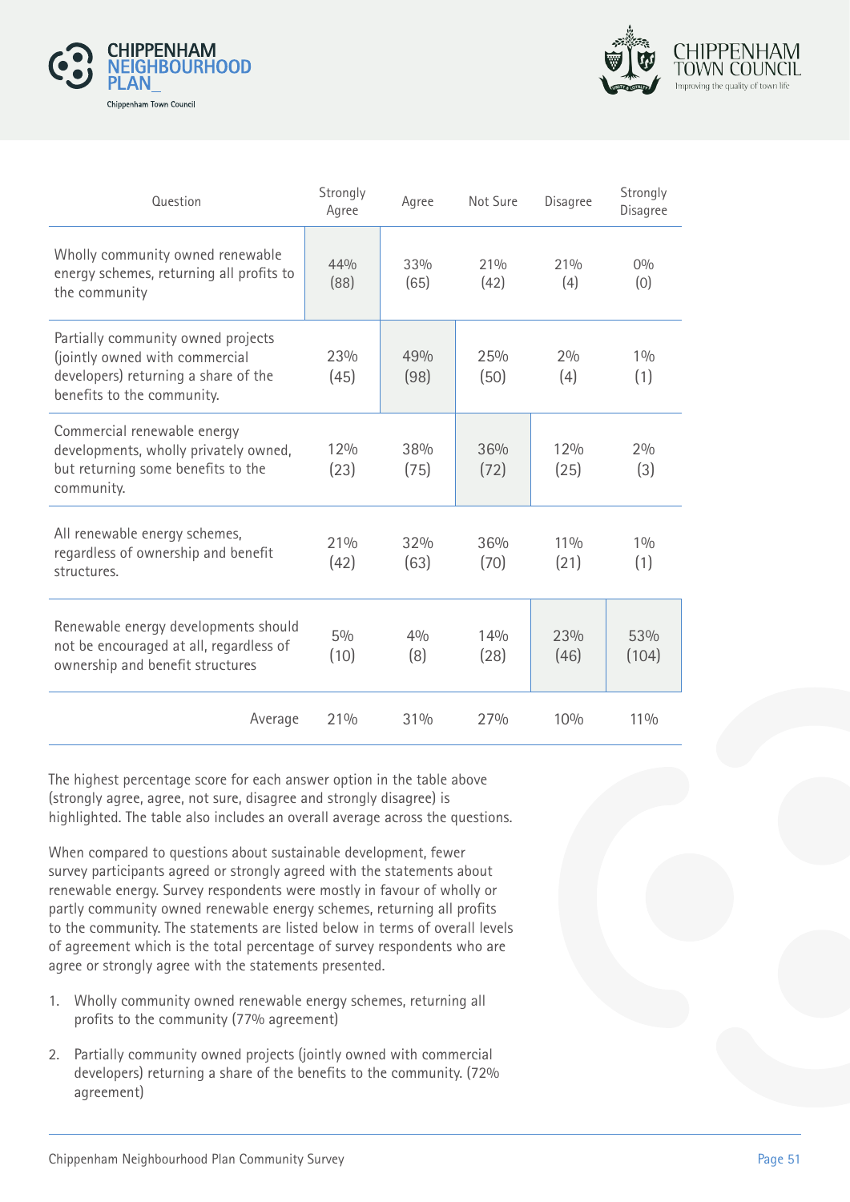| Question | Strongly Agree | Agree | Not Sure | Disagree | Strongly Disagree |
|---|---|---|---|---|---|
| Wholly community owned renewable energy schemes, returning all profits to the community | 44% (88) | 33% (65) | 21% (42) | 21% (4) | 0% (0) |
| Partially community owned projects (jointly owned with commercial developers) returning a share of the benefits to the community. | 23% (45) | 49% (98) | 25% (50) | 2% (4) | 1% (1) |
| Commercial renewable energy developments, wholly privately owned, but returning some benefits to the community. | 12% (23) | 38% (75) | 36% (72) | 12% (25) | 2% (3) |
| All renewable energy schemes, regardless of ownership and benefit structures. | 21% (42) | 32% (63) | 36% (70) | 11% (21) | 1% (1) |
| Renewable energy developments should not be encouraged at all, regardless of ownership and benefit structures | 5% (10) | 4% (8) | 14% (28) | 23% (46) | 53% (104) |
| Average | 21% | 31% | 27% | 10% | 11% |

The highest percentage score for each answer option in the table above (strongly agree, agree, not sure, disagree and strongly disagree) is highlighted. The table also includes an overall average across the questions.

When compared to questions about sustainable development, fewer survey participants agreed or strongly agreed with the statements about renewable energy. Survey respondents were mostly in favour of wholly or partly community owned renewable energy schemes, returning all profits to the community. The statements are listed below in terms of overall levels of agreement which is the total percentage of survey respondents who are agree or strongly agree with the statements presented.

1. Wholly community owned renewable energy schemes, returning all profits to the community (77% agreement)
2. Partially community owned projects (jointly owned with commercial developers) returning a share of the benefits to the community. (72% agreement)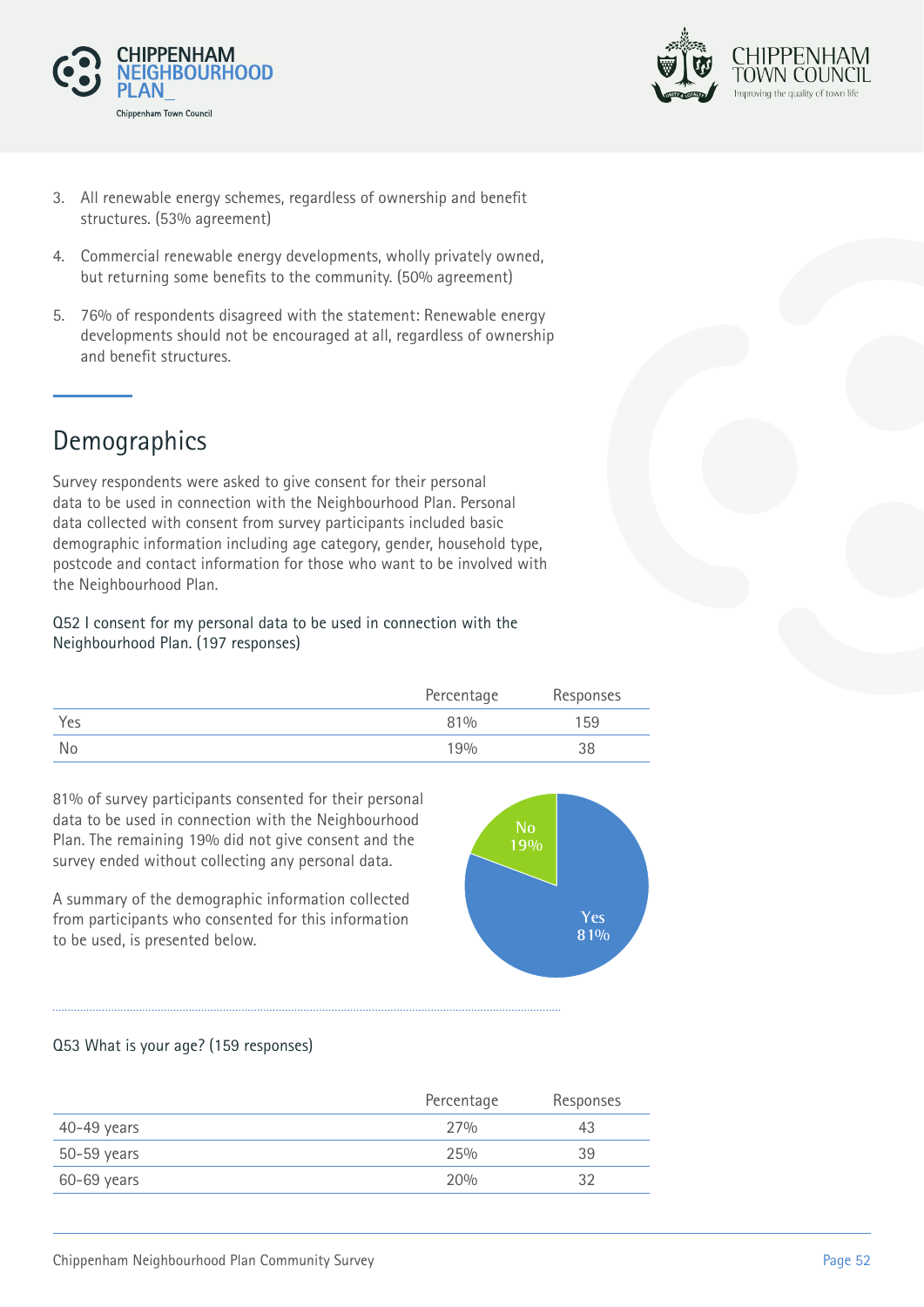3. All renewable energy schemes, regardless of ownership and benefit structures. (53% agreement)

4. Commercial renewable energy developments, wholly privately owned, but returning some benefits to the community. (50% agreement)

5. 76% of respondents disagreed with the statement: Renewable energy developments should not be encouraged at all, regardless of ownership and benefit structures.

## Demographics

Survey respondents were asked to give consent for their personal data to be used in connection with the Neighbourhood Plan. Personal data collected with consent from survey participants included basic demographic information including age category, gender, household type, postcode and contact information for those who want to be involved with the Neighbourhood Plan.

Q52 I consent for my personal data to be used in connection with the Neighbourhood Plan. (197 responses)

| | Percentage | Responses |
|---|---|---|
| Yes | 81% | 159 |
| No | 19% | 38 |

81% of survey participants consented for their personal data to be used in connection with the Neighbourhood Plan. The remaining 19% did not give consent and the survey ended without collecting any personal data.

A summary of the demographic information collected from participants who consented for this information to be used, is presented below.

Q53 What is your age? (159 responses)

| | Percentage | Responses |
|---|---|---|
| 40-49 years | 27% | 43 |
| 50-59 years | 25% | 39 |
| 60-69 years | 20% | 32 |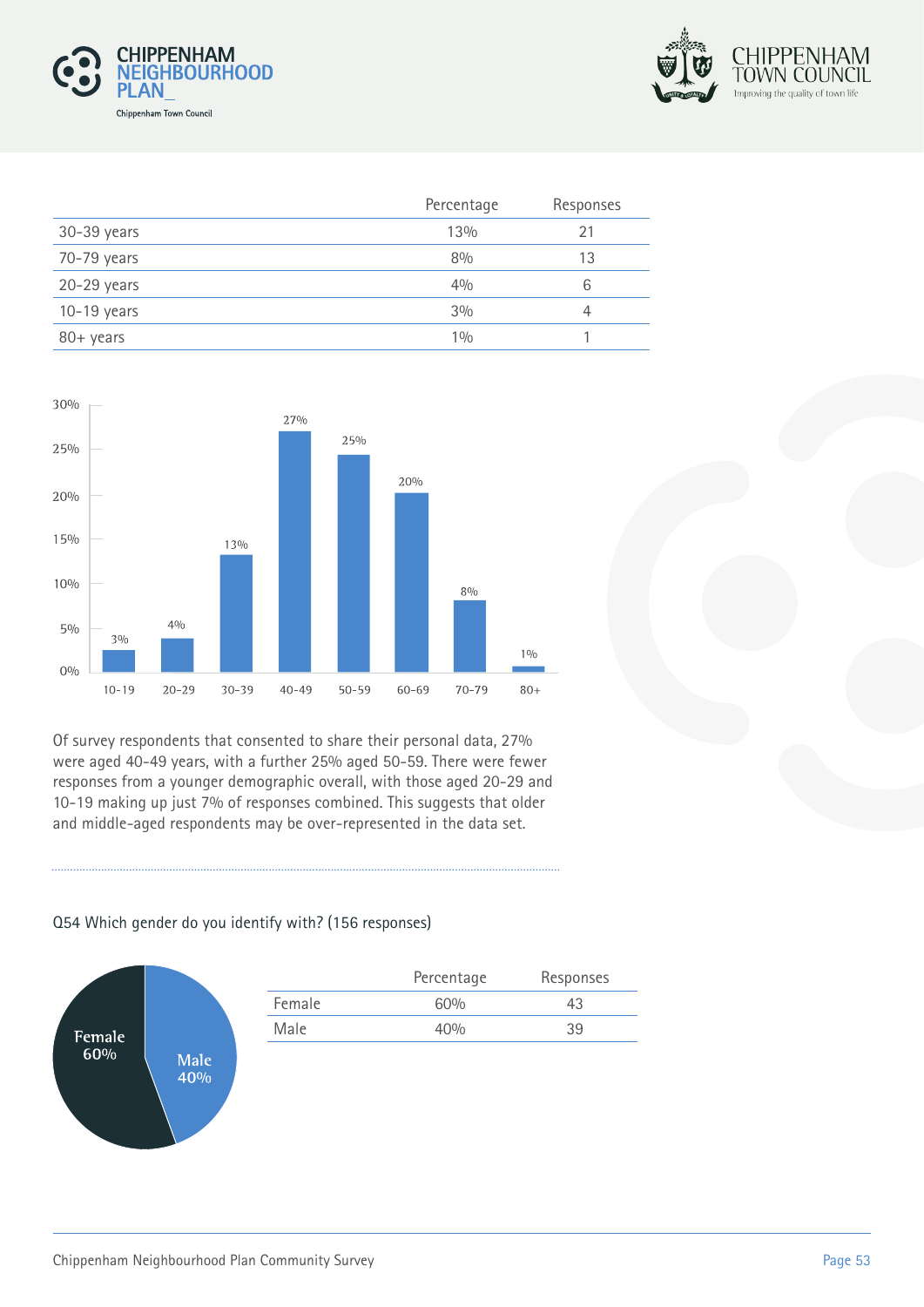| | Percentage | Responses |
|---|---|---|
| 30-39 years | 13% | 21 |
| 70-79 years | 8% | 13 |
| 20-29 years | 4% | 6 |
| 10-19 years | 3% | 4 |
| 80+ years | 1% | 1 |

Of survey respondents that consented to share their personal data, 27% were aged 40-49 years, with a further 25% aged 50-59. There were fewer responses from a younger demographic overall, with those aged 20-29 and 10-19 making up just 7% of responses combined. This suggests that older and middle-aged respondents may be over-represented in the data set.

Q54 Which gender do you identify with? (156 responses)

| | Percentage | Responses |
|---|---|---|
| Female | 60% | 43 |
| Male | 40% | 39 |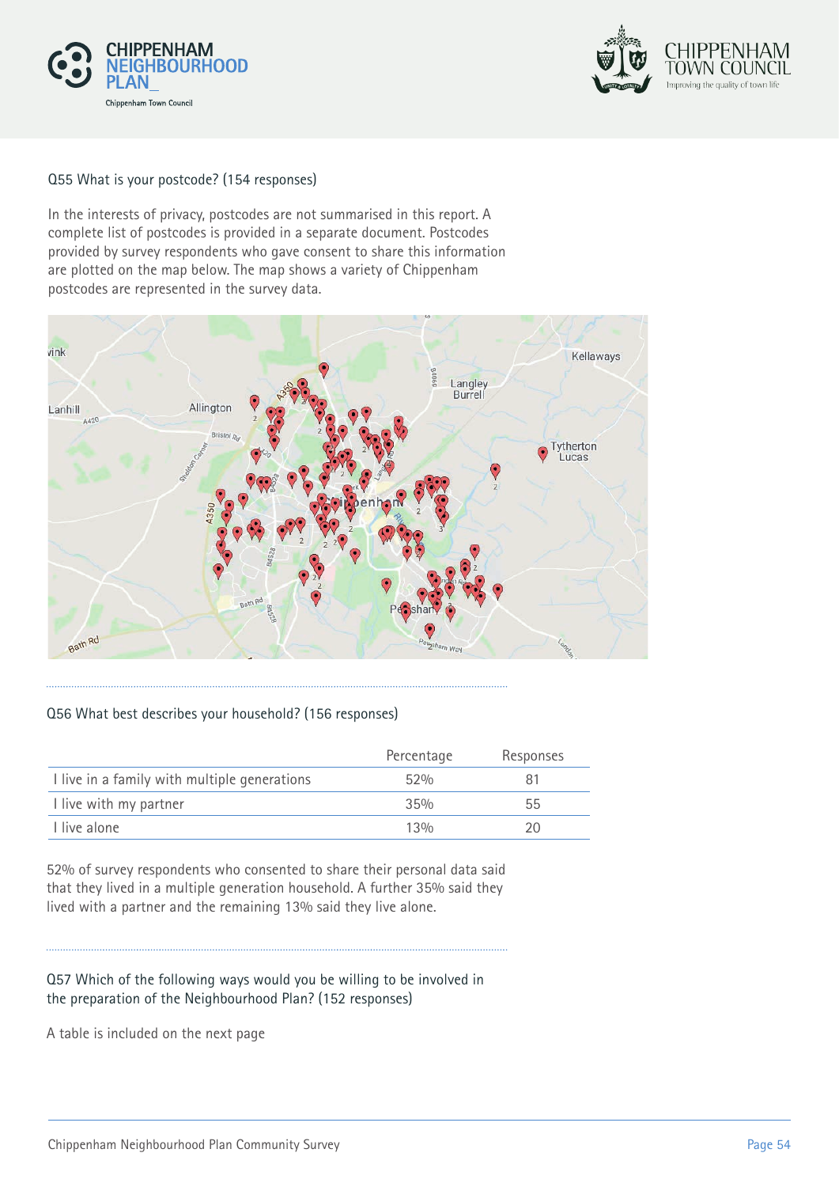Q55 What is your postcode? (154 responses)

In the interests of privacy, postcodes are not summarised in this report. A complete list of postcodes is provided in a separate document. Postcodes provided by survey respondents who gave consent to share this information are plotted on the map below. The map shows a variety of Chippenham postcodes are represented in the survey data.

Q56 What best describes your household? (156 responses)

| | Percentage | Responses |
|---|---|---|
| I live in a family with multiple generations | 52% | 81 |
| I live with my partner | 35% | 55 |
| I live alone | 13% | 20 |

52% of survey respondents who consented to share their personal data said that they lived in a multiple generation household. A further 35% said they lived with a partner and the remaining 13% said they live alone.

Q57 Which of the following ways would you be willing to be involved in the preparation of the Neighbourhood Plan? (152 responses)

A table is included on the next page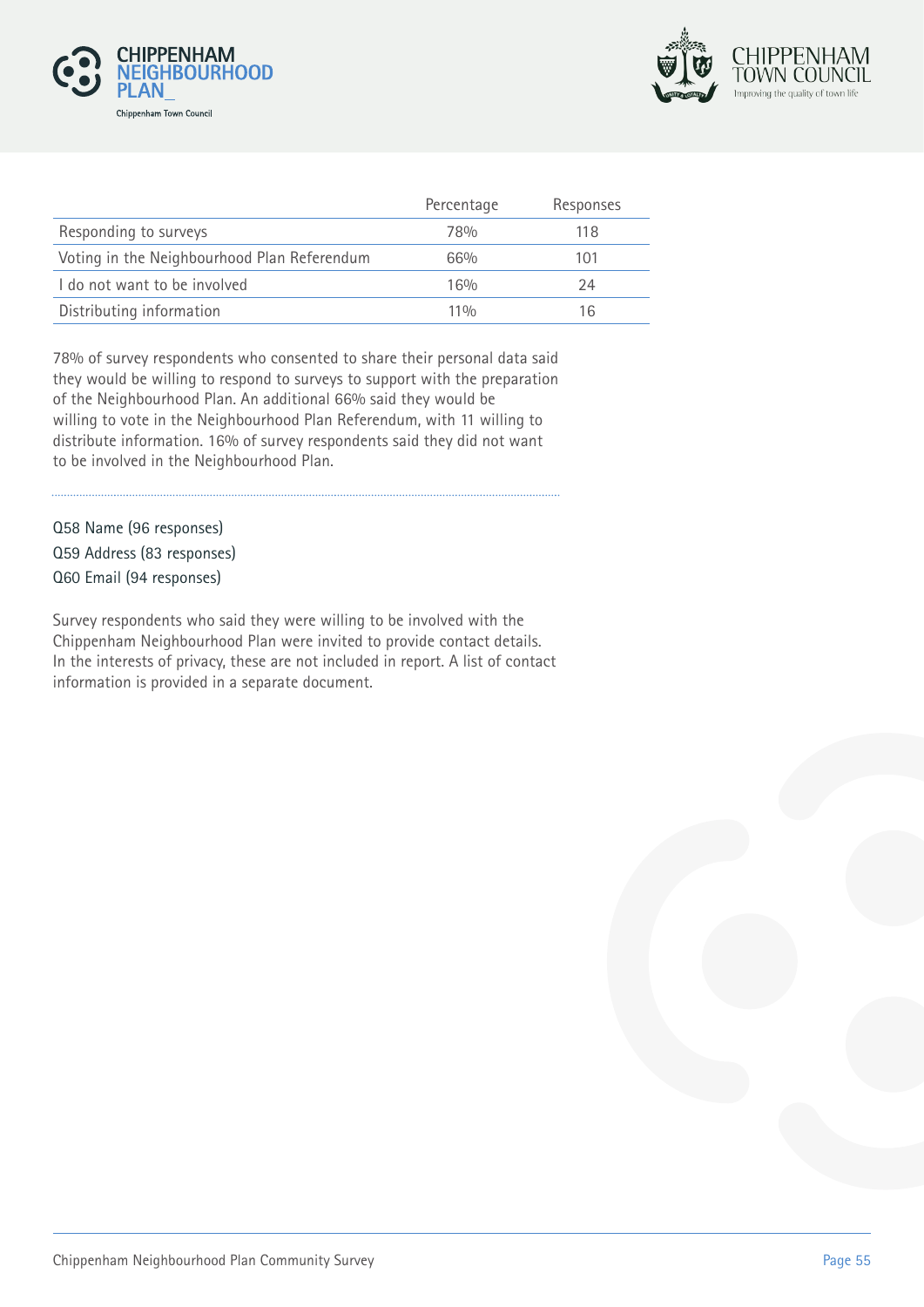| | Percentage | Responses |
|---|---|---|
| Responding to surveys | 78% | 118 |
| Voting in the Neighbourhood Plan Referendum | 66% | 101 |
| I do not want to be involved | 16% | 24 |
| Distributing information | 11% | 16 |

78% of survey respondents who consented to share their personal data said they would be willing to respond to surveys to support with the preparation of the Neighbourhood Plan. An additional 66% said they would be willing to vote in the Neighbourhood Plan Referendum, with 11 willing to distribute information. 16% of survey respondents said they did not want to be involved in the Neighbourhood Plan.

Q58 Name (96 responses)
Q59 Address (83 responses)
Q60 Email (94 responses)

Survey respondents who said they were willing to be involved with the Chippenham Neighbourhood Plan were invited to provide contact details. In the interests of privacy, these are not included in report. A list of contact information is provided in a separate document.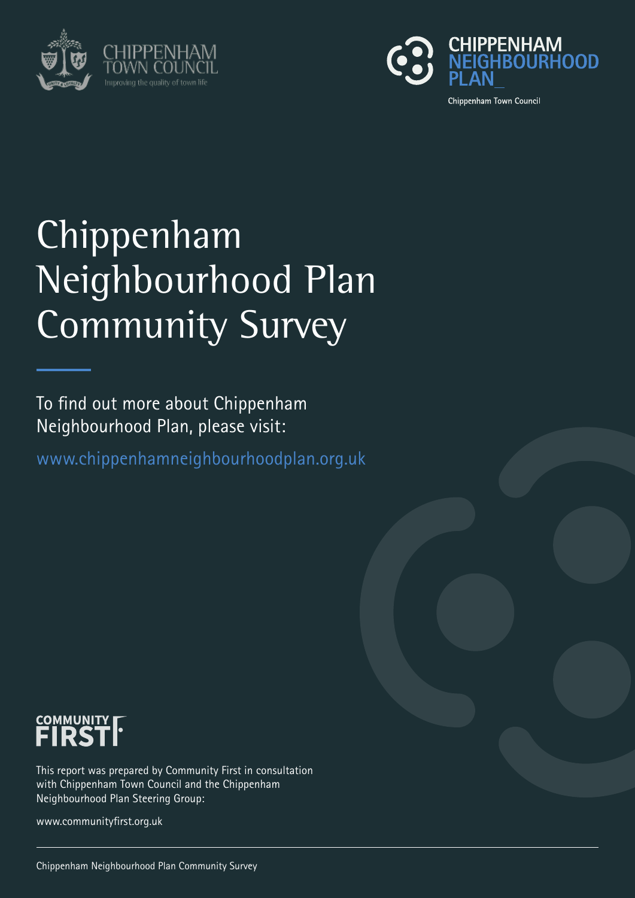CHIPPENHAM TOWN COUNCIL
Improving the quality of town life

CHIPPENHAM NEIGHBOURHOOD PLAN_
Chippenham Town Council

# Chippenham Neighbourhood Plan Community Survey

To find out more about Chippenham Neighbourhood Plan, please visit:

www.chippenhamneighbourhoodplan.org.uk

COMMUNITY FIRST

This report was prepared by Community First in consultation with Chippenham Town Council and the Chippenham Neighbourhood Plan Steering Group:

www.communityfirst.org.uk